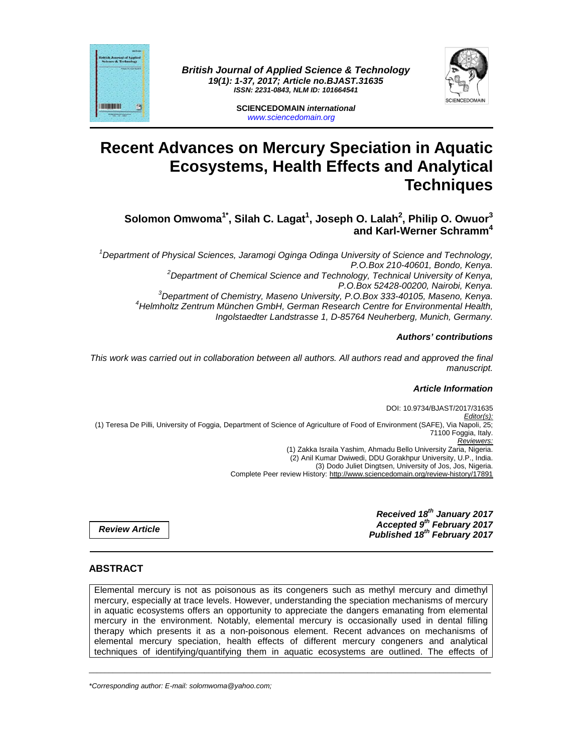British Journal of Applied Science & Technology
19(1): 1-37, 2017; Article no.BJAST.31635
ISSN: 2231-0843, NLM ID: 101664541

SCIENCEDOMAIN international
www.sciencedomain.org

# Recent Advances on Mercury Speciation in Aquatic Ecosystems, Health Effects and Analytical Techniques

**Solomon Omwoma[1*], Silah C. Lagat[1], Joseph O. Lalah[2], Philip O. Owuor[3] and Karl-Werner Schramm[4]**

*[1]Department of Physical Sciences, Jaramogi Oginga Odinga University of Science and Technology, P.O.Box 210-40601, Bondo, Kenya.*
*[2]Department of Chemical Science and Technology, Technical University of Kenya, P.O.Box 52428-00200, Nairobi, Kenya.*
*[3]Department of Chemistry, Maseno University, P.O.Box 333-40105, Maseno, Kenya.*
*[4]Helmholtz Zentrum München GmbH, German Research Centre for Environmental Health, Ingolstaedter Landstrasse 1, D-85764 Neuherberg, Munich, Germany.*

***Authors' contributions***

*This work was carried out in collaboration between all authors. All authors read and approved the final manuscript.*

***Article Information***

DOI: 10.9734/BJAST/2017/31635
*Editor(s):*
(1) Teresa De Pilli, University of Foggia, Department of Science of Agriculture of Food of Environment (SAFE), Via Napoli, 25; 71100 Foggia, Italy.
*Reviewers:*
(1) Zakka Israila Yashim, Ahmadu Bello University Zaria, Nigeria.
(2) Anil Kumar Dwiwedi, DDU Gorakhpur University, U.P., India.
(3) Dodo Juliet Dingtsen, University of Jos, Jos, Nigeria.
Complete Peer review History: http://www.sciencedomain.org/review-history/17891

***Review Article***

***Received 18th January 2017***
***Accepted 9th February 2017***
***Published 18th February 2017***

## ABSTRACT

Elemental mercury is not as poisonous as its congeners such as methyl mercury and dimethyl mercury, especially at trace levels. However, understanding the speciation mechanisms of mercury in aquatic ecosystems offers an opportunity to appreciate the dangers emanating from elemental mercury in the environment. Notably, elemental mercury is occasionally used in dental filling therapy which presents it as a non-poisonous element. Recent advances on mechanisms of elemental mercury speciation, health effects of different mercury congeners and analytical techniques of identifying/quantifying them in aquatic ecosystems are outlined. The effects of

*Corresponding author: E-mail: solomwoma@yahoo.com;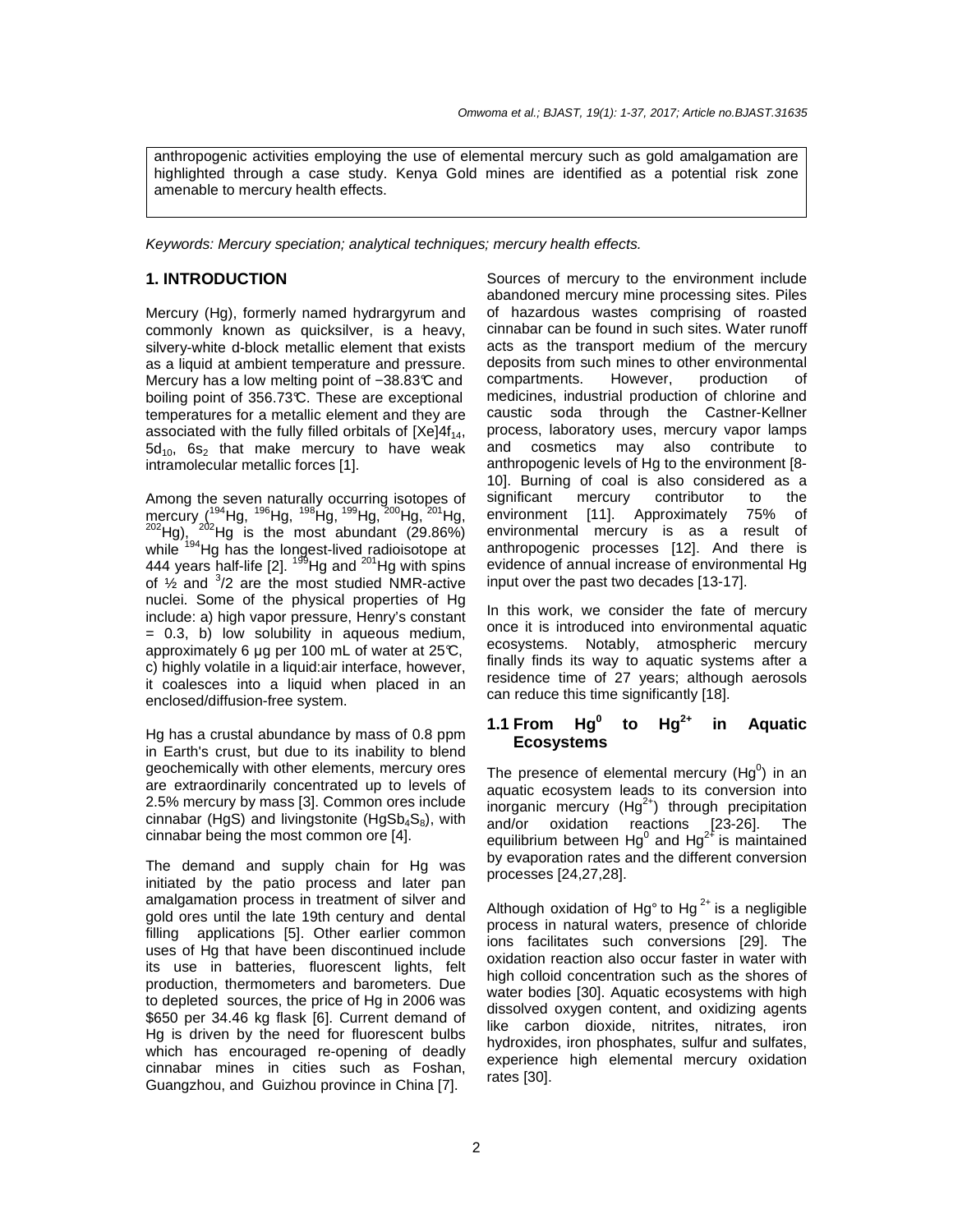anthropogenic activities employing the use of elemental mercury such as gold amalgamation are highlighted through a case study. Kenya Gold mines are identified as a potential risk zone amenable to mercury health effects.

*Keywords: Mercury speciation; analytical techniques; mercury health effects.*

## 1. INTRODUCTION

Mercury (Hg), formerly named hydrargyrum and commonly known as quicksilver, is a heavy, silvery-white d-block metallic element that exists as a liquid at ambient temperature and pressure. Mercury has a low melting point of −38.83℃ and boiling point of 356.73℃. These are exceptional temperatures for a metallic element and they are associated with the fully filled orbitals of $[Xe]4f_{14}$, $5d_{10}$, $6s_2$ that make mercury to have weak intramolecular metallic forces [1].

Among the seven naturally occurring isotopes of mercury ($^{194}Hg$, $^{196}Hg$, $^{198}Hg$, $^{199}Hg$, $^{200}Hg$, $^{201}Hg$, $^{202}Hg$), $^{202}Hg$ is the most abundant (29.86%) while $^{194}Hg$ has the longest-lived radioisotope at 444 years half-life [2]. $^{199}Hg$ and $^{201}Hg$ with spins of ½ and $^{3}/2$ are the most studied NMR-active nuclei. Some of the physical properties of Hg include: a) high vapor pressure, Henry's constant = 0.3, b) low solubility in aqueous medium, approximately 6 µg per 100 mL of water at 25℃, c) highly volatile in a liquid:air interface, however, it coalesces into a liquid when placed in an enclosed/diffusion-free system.

Hg has a crustal abundance by mass of 0.8 ppm in Earth's crust, but due to its inability to blend geochemically with other elements, mercury ores are extraordinarily concentrated up to levels of 2.5% mercury by mass [3]. Common ores include cinnabar (HgS) and livingstonite ($HgSb_4S_8$), with cinnabar being the most common ore [4].

The demand and supply chain for Hg was initiated by the patio process and later pan amalgamation process in treatment of silver and gold ores until the late 19th century and dental filling applications [5]. Other earlier common uses of Hg that have been discontinued include its use in batteries, fluorescent lights, felt production, thermometers and barometers. Due to depleted sources, the price of Hg in 2006 was $650 per 34.46 kg flask [6]. Current demand of Hg is driven by the need for fluorescent bulbs which has encouraged re-opening of deadly cinnabar mines in cities such as Foshan, Guangzhou, and Guizhou province in China [7].

Sources of mercury to the environment include abandoned mercury mine processing sites. Piles of hazardous wastes comprising of roasted cinnabar can be found in such sites. Water runoff acts as the transport medium of the mercury deposits from such mines to other environmental compartments. However, production of medicines, industrial production of chlorine and caustic soda through the Castner-Kellner process, laboratory uses, mercury vapor lamps and cosmetics may also contribute to anthropogenic levels of Hg to the environment [8-10]. Burning of coal is also considered as a significant mercury contributor to the environment [11]. Approximately 75% of environmental mercury is as a result of anthropogenic processes [12]. And there is evidence of annual increase of environmental Hg input over the past two decades [13-17].

In this work, we consider the fate of mercury once it is introduced into environmental aquatic ecosystems. Notably, atmospheric mercury finally finds its way to aquatic systems after a residence time of 27 years; although aerosols can reduce this time significantly [18].

### 1.1 From $Hg^0$ to $Hg^{2+}$ in Aquatic Ecosystems

The presence of elemental mercury ($Hg^0$) in an aquatic ecosystem leads to its conversion into inorganic mercury ($Hg^{2+}$) through precipitation and/or oxidation reactions [23-26]. The equilibrium between $Hg^0$ and $Hg^{2+}$ is maintained by evaporation rates and the different conversion processes [24,27,28].

Although oxidation of $Hg°$ to $Hg^{2+}$ is a negligible process in natural waters, presence of chloride ions facilitates such conversions [29]. The oxidation reaction also occur faster in water with high colloid concentration such as the shores of water bodies [30]. Aquatic ecosystems with high dissolved oxygen content, and oxidizing agents like carbon dioxide, nitrites, nitrates, iron hydroxides, iron phosphates, sulfur and sulfates, experience high elemental mercury oxidation rates [30].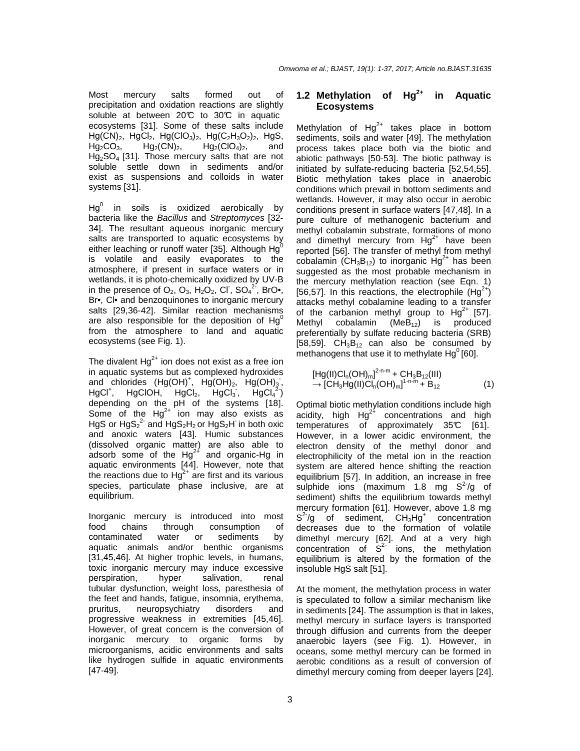Most mercury salts formed out of precipitation and oxidation reactions are slightly soluble at between 20℃ to 30℃ in aquatic ecosystems [31]. Some of these salts include $Hg(CN)_2$, $HgCl_2$, $Hg(ClO_3)_2$, $Hg(C_2H_3O_2)_2$, HgS, $Hg_2CO_3$, $Hg_2(CN)_2$, $Hg_2(ClO_4)_2$, and $Hg_2SO_4$ [31]. Those mercury salts that are not soluble settle down in sediments and/or exist as suspensions and colloids in water systems [31].

$Hg^0$ in soils is oxidized aerobically by bacteria like the *Bacillus* and *Streptomyces* [32-34]. The resultant aqueous inorganic mercury salts are transported to aquatic ecosystems by either leaching or runoff water [35]. Although $Hg^0$ is volatile and easily evaporates to the atmosphere, if present in surface waters or in wetlands, it is photo-chemically oxidized by UV-B in the presence of $O_2$, $O_3$, $H_2O_2$, $Cl^-$, $SO_4^{2-}$, BrO•, Br•, Cl• and benzoquinones to inorganic mercury salts [29,36-42]. Similar reaction mechanisms are also responsible for the deposition of $Hg^0$ from the atmosphere to land and aquatic ecosystems (see Fig. 1).

The divalent $Hg^{2+}$ ion does not exist as a free ion in aquatic systems but as complexed hydroxides and chlorides ($Hg(OH)^+$, $Hg(OH)_2$, $Hg(OH)_3^-$, $HgCl^+$, HgClOH, $HgCl_2$, $HgCl_3^-$, $HgCl_4^{2-}$) depending on the pH of the systems [18]. Some of the $Hg^{2+}$ ion may also exists as HgS or $HgS_2^{2-}$ and $HgS_2H_2$ or $HgS_2H^-$ in both oxic and anoxic waters [43]. Humic substances (dissolved organic matter) are also able to adsorb some of the $Hg^{2+}$ and organic-Hg in aquatic environments [44]. However, note that the reactions due to $Hg^{2+}$ are first and its various species, particulate phase inclusive, are at equilibrium.

Inorganic mercury is introduced into most food chains through consumption of contaminated water or sediments by aquatic animals and/or benthic organisms [31,45,46]. At higher trophic levels, in humans, toxic inorganic mercury may induce excessive perspiration, hyper salivation, renal tubular dysfunction, weight loss, paresthesia of the feet and hands, fatigue, insomnia, erythema, pruritus, neuropsychiatry disorders and progressive weakness in extremities [45,46]. However, of great concern is the conversion of inorganic mercury to organic forms by microorganisms, acidic environments and salts like hydrogen sulfide in aquatic environments [47-49].

## 1.2 Methylation of $Hg^{2+}$ in Aquatic Ecosystems

Methylation of $Hg^{2+}$ takes place in bottom sediments, soils and water [49]. The methylation process takes place both via the biotic and abiotic pathways [50-53]. The biotic pathway is initiated by sulfate-reducing bacteria [52,54,55]. Biotic methylation takes place in anaerobic conditions which prevail in bottom sediments and wetlands. However, it may also occur in aerobic conditions present in surface waters [47,48]. In a pure culture of methanogenic bacterium and methyl cobalamin substrate, formations of mono and dimethyl mercury from $Hg^{2+}$ have been reported [56]. The transfer of methyl from methyl cobalamin ($CH_3B_{12}$) to inorganic $Hg^{2+}$ has been suggested as the most probable mechanism in the mercury methylation reaction (see Eqn. 1) [56,57]. In this reactions, the electrophile ($Hg^{2+}$) attacks methyl cobalamine leading to a transfer of the carbanion methyl group to $Hg^{2+}$ [57]. Methyl cobalamin ($MeB_{12}$) is produced preferentially by sulfate reducing bacteria (SRB) [58,59]. $CH_3B_{12}$ can also be consumed by methanogens that use it to methylate $Hg^0$ [60].

$$[Hg(II)Cl_n(OH)_m]^{2-n-m} + CH_3B_{12}(III) \rightarrow [CH_3Hg(II)Cl_n(OH)_m]^{1-n-m} + B_{12} \quad (1)$$

Optimal biotic methylation conditions include high acidity, high $Hg^{2+}$ concentrations and high temperatures of approximately 35℃ [61]. However, in a lower acidic environment, the electron density of the methyl donor and electrophilicity of the metal ion in the reaction system are altered hence shifting the reaction equilibrium [57]. In addition, an increase in free sulphide ions (maximum 1.8 mg $S^{2-}$/g of sediment) shifts the equilibrium towards methyl mercury formation [61]. However, above 1.8 mg $S^{2-}$/g of sediment, $CH_3Hg^+$ concentration decreases due to the formation of volatile dimethyl mercury [62]. And at a very high concentration of $S^{2-}$ ions, the methylation equilibrium is altered by the formation of the insoluble HgS salt [51].

At the moment, the methylation process in water is speculated to follow a similar mechanism like in sediments [24]. The assumption is that in lakes, methyl mercury in surface layers is transported through diffusion and currents from the deeper anaerobic layers (see Fig. 1). However, in oceans, some methyl mercury can be formed in aerobic conditions as a result of conversion of dimethyl mercury coming from deeper layers [24].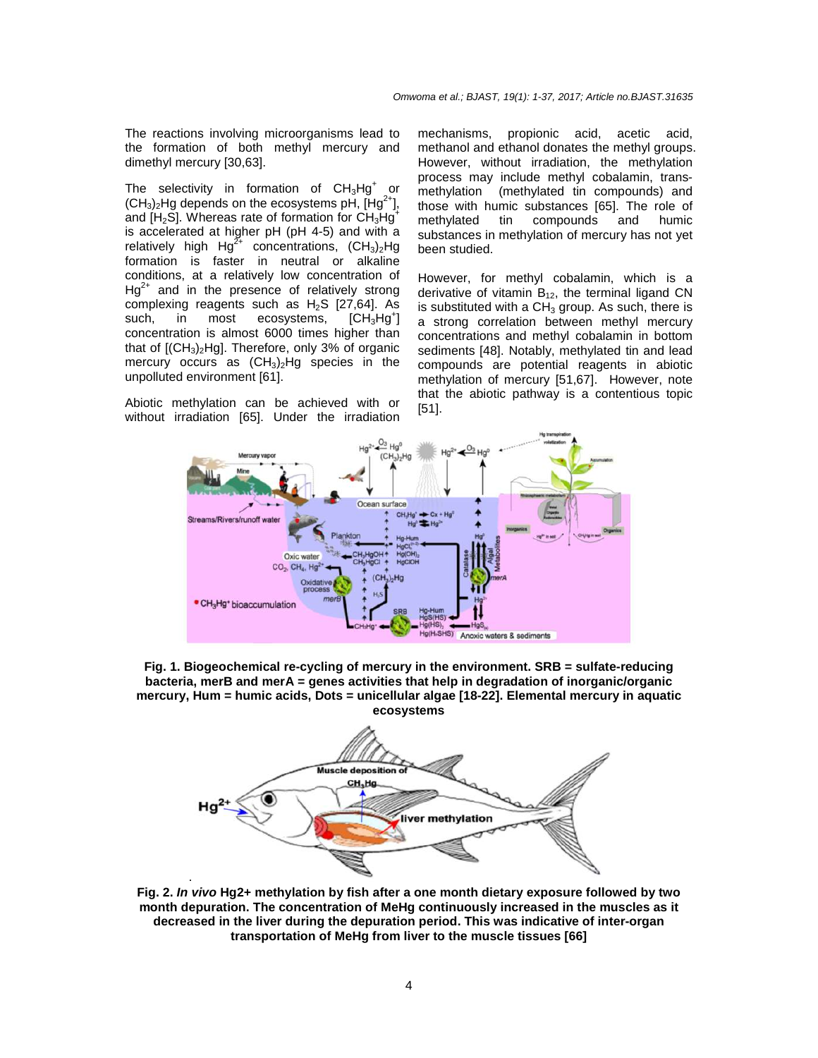The reactions involving microorganisms lead to the formation of both methyl mercury and dimethyl mercury [30,63].

The selectivity in formation of $CH_3Hg^+$ or $(CH_3)_2Hg$ depends on the ecosystems pH, $[Hg^{2+}]$, and $[H_2S]$. Whereas rate of formation for $CH_3Hg^+$ is accelerated at higher pH (pH 4-5) and with a relatively high $Hg^{2+}$ concentrations, $(CH_3)_2Hg$ formation is faster in neutral or alkaline conditions, at a relatively low concentration of $Hg^{2+}$ and in the presence of relatively strong complexing reagents such as $H_2S$ [27,64]. As such, in most ecosystems, $[CH_3Hg^+]$ concentration is almost 6000 times higher than that of $[(CH_3)_2Hg]$. Therefore, only 3% of organic mercury occurs as $(CH_3)_2Hg$ species in the unpolluted environment [61].

Abiotic methylation can be achieved with or without irradiation [65]. Under the irradiation mechanisms, propionic acid, acetic acid, methanol and ethanol donates the methyl groups. However, without irradiation, the methylation process may include methyl cobalamin, trans-methylation (methylated tin compounds) and those with humic substances [65]. The role of methylated tin compounds and humic substances in methylation of mercury has not yet been studied.

However, for methyl cobalamin, which is a derivative of vitamin $B_{12}$, the terminal ligand CN is substituted with a $CH_3$ group. As such, there is a strong correlation between methyl mercury concentrations and methyl cobalamin in bottom sediments [48]. Notably, methylated tin and lead compounds are potential reagents in abiotic methylation of mercury [51,67]. However, note that the abiotic pathway is a contentious topic [51].

**Fig. 1. Biogeochemical re-cycling of mercury in the environment. SRB = sulfate-reducing bacteria, merB and merA = genes activities that help in degradation of inorganic/organic mercury, Hum = humic acids, Dots = unicellular algae [18-22]. Elemental mercury in aquatic ecosystems**

**Fig. 2. *In vivo* Hg2+ methylation by fish after a one month dietary exposure followed by two month depuration. The concentration of MeHg continuously increased in the muscles as it decreased in the liver during the depuration period. This was indicative of inter-organ transportation of MeHg from liver to the muscle tissues [66]**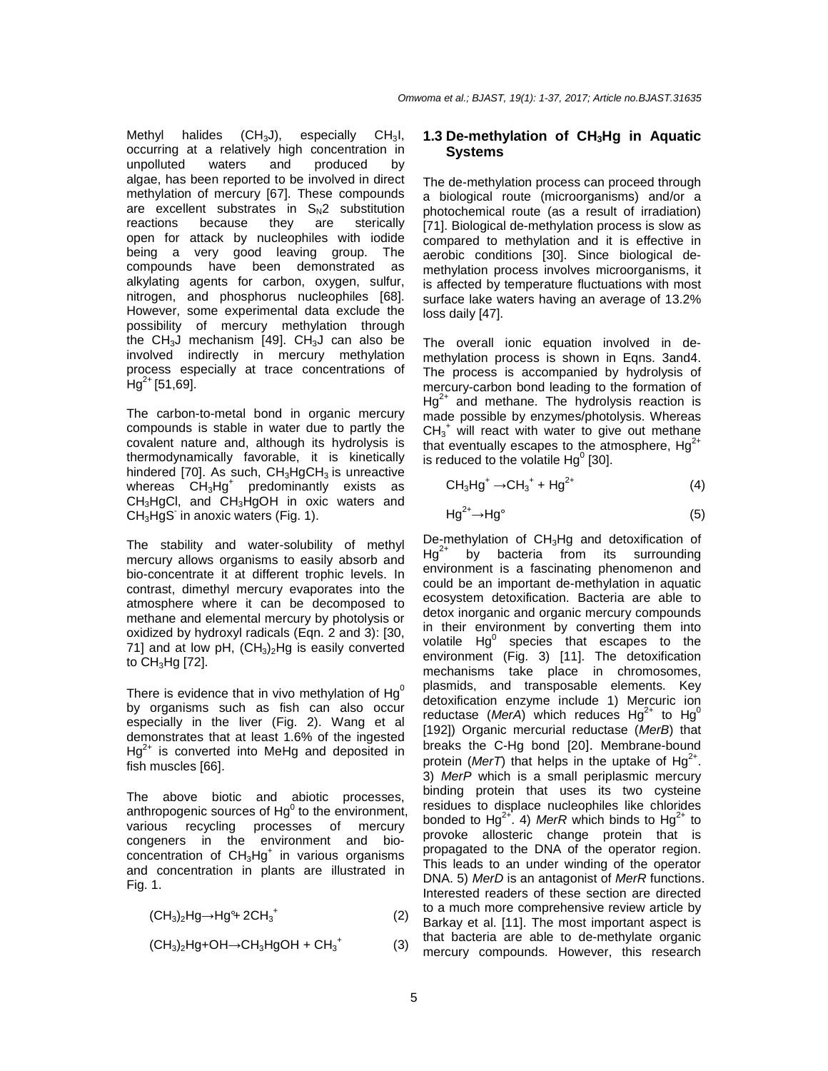Methyl halides ($CH_3J$), especially $CH_3I$, occurring at a relatively high concentration in unpolluted waters and produced by algae, has been reported to be involved in direct methylation of mercury [67]. These compounds are excellent substrates in $S_N2$ substitution reactions because they are sterically open for attack by nucleophiles with iodide being a very good leaving group. The compounds have been demonstrated as alkylating agents for carbon, oxygen, sulfur, nitrogen, and phosphorus nucleophiles [68]. However, some experimental data exclude the possibility of mercury methylation through the $CH_3J$ mechanism [49]. $CH_3J$ can also be involved indirectly in mercury methylation process especially at trace concentrations of $Hg^{2+}$ [51,69].

The carbon-to-metal bond in organic mercury compounds is stable in water due to partly the covalent nature and, although its hydrolysis is thermodynamically favorable, it is kinetically hindered [70]. As such, $CH_3HgCH_3$ is unreactive whereas $CH_3Hg^+$ predominantly exists as $CH_3HgCl$, and $CH_3HgOH$ in oxic waters and $CH_3HgS^-$ in anoxic waters (Fig. 1).

The stability and water-solubility of methyl mercury allows organisms to easily absorb and bio-concentrate it at different trophic levels. In contrast, dimethyl mercury evaporates into the atmosphere where it can be decomposed to methane and elemental mercury by photolysis or oxidized by hydroxyl radicals (Eqn. 2 and 3): [30, 71] and at low pH, $(CH_3)_2Hg$ is easily converted to $CH_3Hg$ [72].

There is evidence that in vivo methylation of $Hg^0$ by organisms such as fish can also occur especially in the liver (Fig. 2). Wang et al demonstrates that at least 1.6% of the ingested $Hg^{2+}$ is converted into MeHg and deposited in fish muscles [66].

The above biotic and abiotic processes, anthropogenic sources of $Hg^0$ to the environment, various recycling processes of mercury congeners in the environment and bio-concentration of $CH_3Hg^+$ in various organisms and concentration in plants are illustrated in Fig. 1.

$$(CH_3)_2Hg \rightarrow Hg^{\circ} + 2CH_3^+ \quad (2)$$

$$(CH_3)_2Hg + OH \rightarrow CH_3HgOH + CH_3^+ \quad (3)$$

### 1.3 De-methylation of $CH_3Hg$ in Aquatic Systems

The de-methylation process can proceed through a biological route (microorganisms) and/or a photochemical route (as a result of irradiation) [71]. Biological de-methylation process is slow as compared to methylation and it is effective in aerobic conditions [30]. Since biological de-methylation process involves microorganisms, it is affected by temperature fluctuations with most surface lake waters having an average of 13.2% loss daily [47].

The overall ionic equation involved in de-methylation process is shown in Eqns. 3and4. The process is accompanied by hydrolysis of mercury-carbon bond leading to the formation of $Hg^{2+}$ and methane. The hydrolysis reaction is made possible by enzymes/photolysis. Whereas $CH_3^+$ will react with water to give out methane that eventually escapes to the atmosphere, $Hg^{2+}$ is reduced to the volatile $Hg^0$ [30].

$$CH_3Hg^+ \rightarrow CH_3^+ + Hg^{2+} \quad (4)$$

$$Hg^{2+} \rightarrow Hg^{\circ} \quad (5)$$

De-methylation of $CH_3Hg$ and detoxification of $Hg^{2+}$ by bacteria from its surrounding environment is a fascinating phenomenon and could be an important de-methylation in aquatic ecosystem detoxification. Bacteria are able to detox inorganic and organic mercury compounds in their environment by converting them into volatile $Hg^0$ species that escapes to the environment (Fig. 3) [11]. The detoxification mechanisms take place in chromosomes, plasmids, and transposable elements. Key detoxification enzyme include 1) Mercuric ion reductase (*MerA*) which reduces $Hg^{2+}$ to $Hg^0$ [192]) Organic mercurial reductase (*MerB*) that breaks the C-Hg bond [20]. Membrane-bound protein (*MerT*) that helps in the uptake of $Hg^{2+}$. 3) *MerP* which is a small periplasmic mercury binding protein that uses its two cysteine residues to displace nucleophiles like chlorides bonded to $Hg^{2+}$. 4) *MerR* which binds to $Hg^{2+}$ to provoke allosteric change protein that is propagated to the DNA of the operator region. This leads to an under winding of the operator DNA. 5) *MerD* is an antagonist of *MerR* functions. Interested readers of these section are directed to a much more comprehensive review article by Barkay et al. [11]. The most important aspect is that bacteria are able to de-methylate organic mercury compounds. However, this research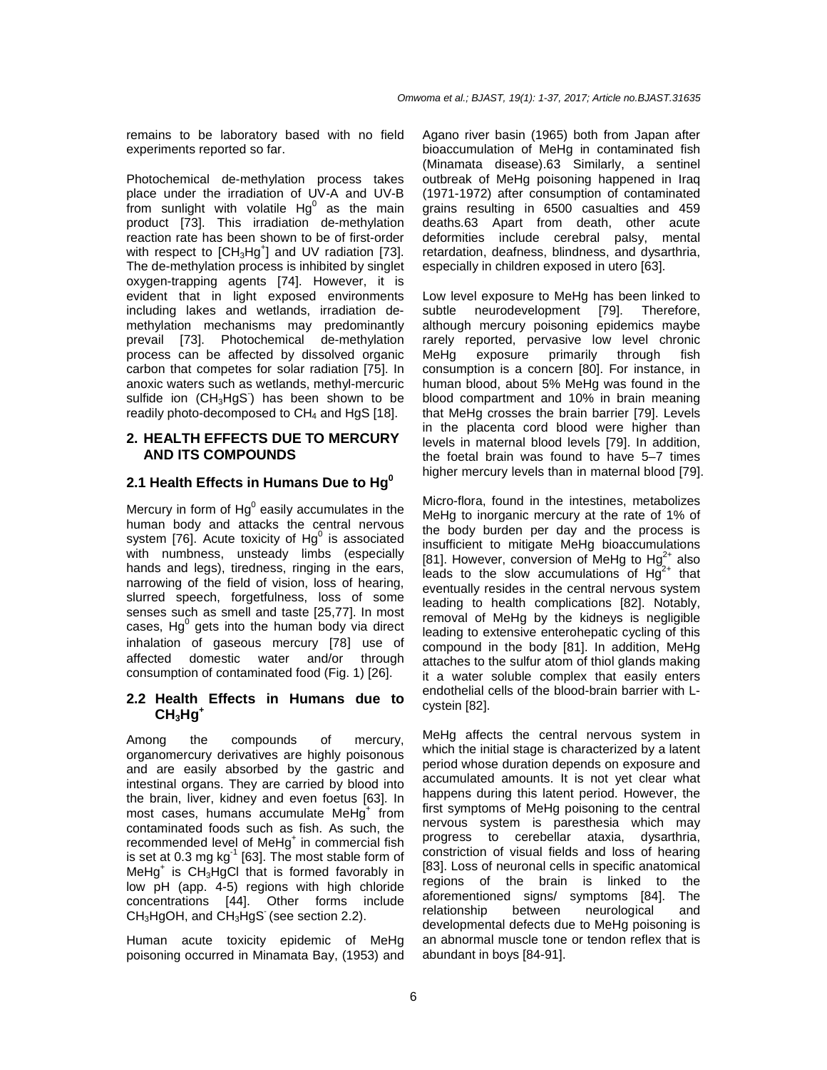remains to be laboratory based with no field experiments reported so far.

Photochemical de-methylation process takes place under the irradiation of UV-A and UV-B from sunlight with volatile $Hg^0$ as the main product [73]. This irradiation de-methylation reaction rate has been shown to be of first-order with respect to $[CH_3Hg^+]$ and UV radiation [73]. The de-methylation process is inhibited by singlet oxygen-trapping agents [74]. However, it is evident that in light exposed environments including lakes and wetlands, irradiation de-methylation mechanisms may predominantly prevail [73]. Photochemical de-methylation process can be affected by dissolved organic carbon that competes for solar radiation [75]. In anoxic waters such as wetlands, methyl-mercuric sulfide ion ($CH_3HgS^-$) has been shown to be readily photo-decomposed to $CH_4$ and HgS [18].

## 2. HEALTH EFFECTS DUE TO MERCURY AND ITS COMPOUNDS

### 2.1 Health Effects in Humans Due to $Hg^0$

Mercury in form of $Hg^0$ easily accumulates in the human body and attacks the central nervous system [76]. Acute toxicity of $Hg^0$ is associated with numbness, unsteady limbs (especially hands and legs), tiredness, ringing in the ears, narrowing of the field of vision, loss of hearing, slurred speech, forgetfulness, loss of some senses such as smell and taste [25,77]. In most cases, $Hg^0$ gets into the human body via direct inhalation of gaseous mercury [78] use of affected domestic water and/or through consumption of contaminated food (Fig. 1) [26].

### 2.2 Health Effects in Humans due to $CH_3Hg^+$

Among the compounds of mercury, organomercury derivatives are highly poisonous and are easily absorbed by the gastric and intestinal organs. They are carried by blood into the brain, liver, kidney and even foetus [63]. In most cases, humans accumulate $MeHg^+$ from contaminated foods such as fish. As such, the recommended level of $MeHg^+$ in commercial fish is set at 0.3 mg $kg^{-1}$ [63]. The most stable form of $MeHg^+$ is $CH_3HgCl$ that is formed favorably in low pH (app. 4-5) regions with high chloride concentrations [44]. Other forms include $CH_3HgOH$, and $CH_3HgS^-$ (see section 2.2).

Human acute toxicity epidemic of MeHg poisoning occurred in Minamata Bay, (1953) and Agano river basin (1965) both from Japan after bioaccumulation of MeHg in contaminated fish (Minamata disease).63 Similarly, a sentinel outbreak of MeHg poisoning happened in Iraq (1971-1972) after consumption of contaminated grains resulting in 6500 casualties and 459 deaths.63 Apart from death, other acute deformities include cerebral palsy, mental retardation, deafness, blindness, and dysarthria, especially in children exposed in utero [63].

Low level exposure to MeHg has been linked to subtle neurodevelopment [79]. Therefore, although mercury poisoning epidemics maybe rarely reported, pervasive low level chronic MeHg exposure primarily through fish consumption is a concern [80]. For instance, in human blood, about 5% MeHg was found in the blood compartment and 10% in brain meaning that MeHg crosses the brain barrier [79]. Levels in the placenta cord blood were higher than levels in maternal blood levels [79]. In addition, the foetal brain was found to have 5–7 times higher mercury levels than in maternal blood [79].

Micro-flora, found in the intestines, metabolizes MeHg to inorganic mercury at the rate of 1% of the body burden per day and the process is insufficient to mitigate MeHg bioaccumulations [81]. However, conversion of MeHg to $Hg^{2+}$ also leads to the slow accumulations of $Hg^{2+}$ that eventually resides in the central nervous system leading to health complications [82]. Notably, removal of MeHg by the kidneys is negligible leading to extensive enterohepatic cycling of this compound in the body [81]. In addition, MeHg attaches to the sulfur atom of thiol glands making it a water soluble complex that easily enters endothelial cells of the blood-brain barrier with L-cystein [82].

MeHg affects the central nervous system in which the initial stage is characterized by a latent period whose duration depends on exposure and accumulated amounts. It is not yet clear what happens during this latent period. However, the first symptoms of MeHg poisoning to the central nervous system is paresthesia which may progress to cerebellar ataxia, dysarthria, constriction of visual fields and loss of hearing [83]. Loss of neuronal cells in specific anatomical regions of the brain is linked to the aforementioned signs/ symptoms [84]. The relationship between neurological and developmental defects due to MeHg poisoning is an abnormal muscle tone or tendon reflex that is abundant in boys [84-91].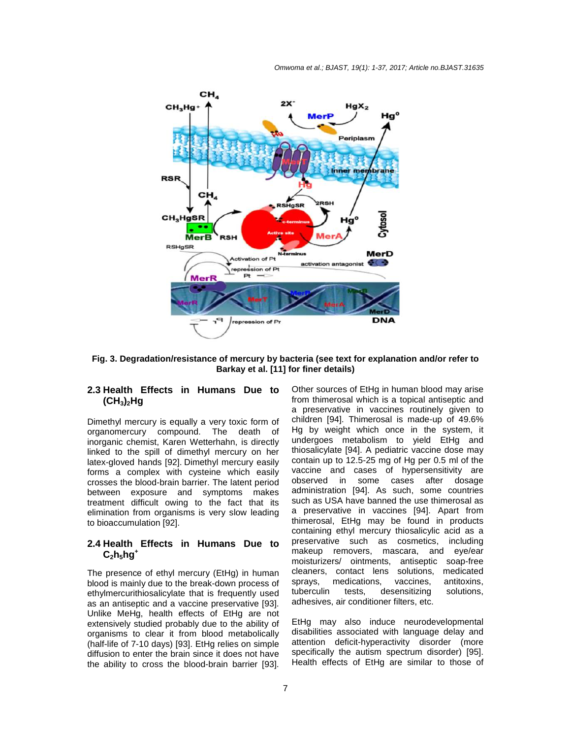**Fig. 3. Degradation/resistance of mercury by bacteria (see text for explanation and/or refer to Barkay et al. [11] for finer details)**

### 2.3 Health Effects in Humans Due to $(CH_3)_2Hg$

Dimethyl mercury is equally a very toxic form of organomercury compound. The death of inorganic chemist, Karen Wetterhahn, is directly linked to the spill of dimethyl mercury on her latex-gloved hands [92]. Dimethyl mercury easily forms a complex with cysteine which easily crosses the blood-brain barrier. The latent period between exposure and symptoms makes treatment difficult owing to the fact that its elimination from organisms is very slow leading to bioaccumulation [92].

### 2.4 Health Effects in Humans Due to $C_2h_5hg^+$

The presence of ethyl mercury (EtHg) in human blood is mainly due to the break-down process of ethylmercurithiosalicylate that is frequently used as an antiseptic and a vaccine preservative [93]. Unlike MeHg, health effects of EtHg are not extensively studied probably due to the ability of organisms to clear it from blood metabolically (half-life of 7-10 days) [93]. EtHg relies on simple diffusion to enter the brain since it does not have the ability to cross the blood-brain barrier [93]. Other sources of EtHg in human blood may arise from thimerosal which is a topical antiseptic and a preservative in vaccines routinely given to children [94]. Thimerosal is made-up of 49.6% Hg by weight which once in the system, it undergoes metabolism to yield EtHg and thiosalicylate [94]. A pediatric vaccine dose may contain up to 12.5-25 mg of Hg per 0.5 ml of the vaccine and cases of hypersensitivity are observed in some cases after dosage administration [94]. As such, some countries such as USA have banned the use thimerosal as a preservative in vaccines [94]. Apart from thimerosal, EtHg may be found in products containing ethyl mercury thiosalicylic acid as a preservative such as cosmetics, including makeup removers, mascara, and eye/ear moisturizers/ ointments, antiseptic soap-free cleaners, contact lens solutions, medicated sprays, medications, vaccines, antitoxins, tuberculin tests, desensitizing solutions, adhesives, air conditioner filters, etc.

EtHg may also induce neurodevelopmental disabilities associated with language delay and attention deficit-hyperactivity disorder (more specifically the autism spectrum disorder) [95]. Health effects of EtHg are similar to those of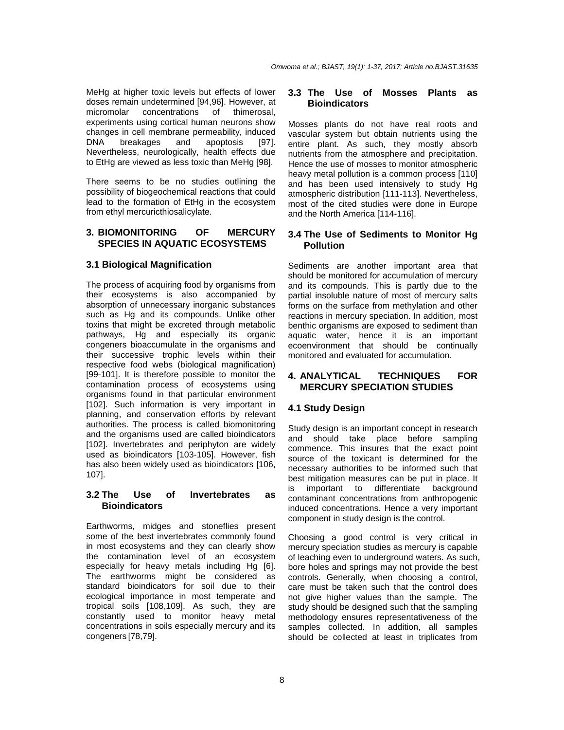MeHg at higher toxic levels but effects of lower doses remain undetermined [94,96]. However, at micromolar concentrations of thimerosal, experiments using cortical human neurons show changes in cell membrane permeability, induced DNA breakages and apoptosis [97]. Nevertheless, neurologically, health effects due to EtHg are viewed as less toxic than MeHg [98].

There seems to be no studies outlining the possibility of biogeochemical reactions that could lead to the formation of EtHg in the ecosystem from ethyl mercuricthiosalicylate.

## 3. BIOMONITORING OF MERCURY SPECIES IN AQUATIC ECOSYSTEMS

### 3.1 Biological Magnification

The process of acquiring food by organisms from their ecosystems is also accompanied by absorption of unnecessary inorganic substances such as Hg and its compounds. Unlike other toxins that might be excreted through metabolic pathways, Hg and especially its organic congeners bioaccumulate in the organisms and their successive trophic levels within their respective food webs (biological magnification) [99-101]. It is therefore possible to monitor the contamination process of ecosystems using organisms found in that particular environment [102]. Such information is very important in planning, and conservation efforts by relevant authorities. The process is called biomonitoring and the organisms used are called bioindicators [102]. Invertebrates and periphyton are widely used as bioindicators [103-105]. However, fish has also been widely used as bioindicators [106, 107].

### 3.2 The Use of Invertebrates as Bioindicators

Earthworms, midges and stoneflies present some of the best invertebrates commonly found in most ecosystems and they can clearly show the contamination level of an ecosystem especially for heavy metals including Hg [6]. The earthworms might be considered as standard bioindicators for soil due to their ecological importance in most temperate and tropical soils [108,109]. As such, they are constantly used to monitor heavy metal concentrations in soils especially mercury and its congeners [78,79].

### 3.3 The Use of Mosses Plants as Bioindicators

Mosses plants do not have real roots and vascular system but obtain nutrients using the entire plant. As such, they mostly absorb nutrients from the atmosphere and precipitation. Hence the use of mosses to monitor atmospheric heavy metal pollution is a common process [110] and has been used intensively to study Hg atmospheric distribution [111-113]. Nevertheless, most of the cited studies were done in Europe and the North America [114-116].

### 3.4 The Use of Sediments to Monitor Hg Pollution

Sediments are another important area that should be monitored for accumulation of mercury and its compounds. This is partly due to the partial insoluble nature of most of mercury salts forms on the surface from methylation and other reactions in mercury speciation. In addition, most benthic organisms are exposed to sediment than aquatic water, hence it is an important ecoenvironment that should be continually monitored and evaluated for accumulation.

## 4. ANALYTICAL TECHNIQUES FOR MERCURY SPECIATION STUDIES

### 4.1 Study Design

Study design is an important concept in research and should take place before sampling commence. This insures that the exact point source of the toxicant is determined for the necessary authorities to be informed such that best mitigation measures can be put in place. It is important to differentiate background contaminant concentrations from anthropogenic induced concentrations. Hence a very important component in study design is the control.

Choosing a good control is very critical in mercury speciation studies as mercury is capable of leaching even to underground waters. As such, bore holes and springs may not provide the best controls. Generally, when choosing a control, care must be taken such that the control does not give higher values than the sample. The study should be designed such that the sampling methodology ensures representativeness of the samples collected. In addition, all samples should be collected at least in triplicates from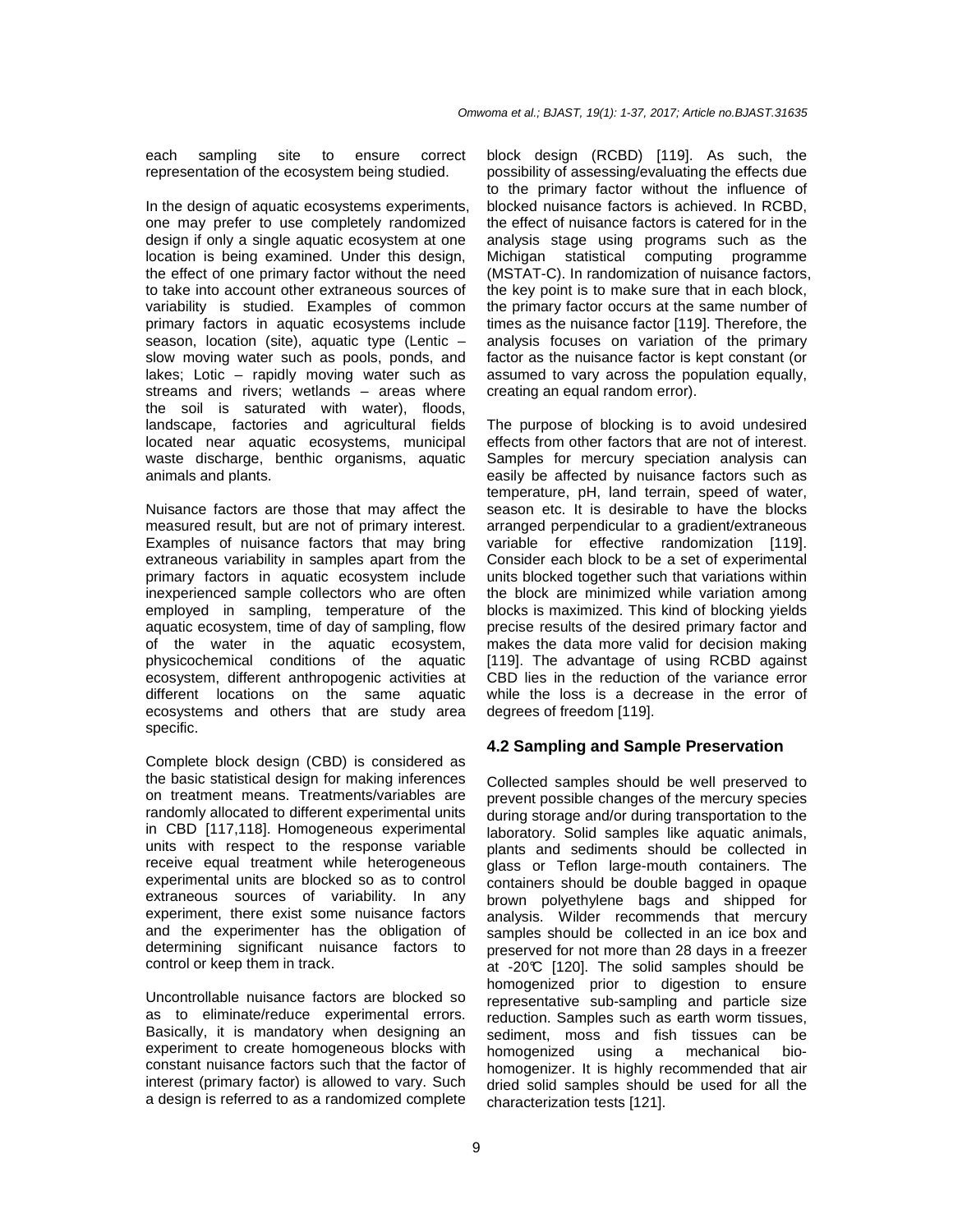each sampling site to ensure correct representation of the ecosystem being studied.

In the design of aquatic ecosystems experiments, one may prefer to use completely randomized design if only a single aquatic ecosystem at one location is being examined. Under this design, the effect of one primary factor without the need to take into account other extraneous sources of variability is studied. Examples of common primary factors in aquatic ecosystems include season, location (site), aquatic type (Lentic – slow moving water such as pools, ponds, and lakes; Lotic – rapidly moving water such as streams and rivers; wetlands – areas where the soil is saturated with water), floods, landscape, factories and agricultural fields located near aquatic ecosystems, municipal waste discharge, benthic organisms, aquatic animals and plants.

Nuisance factors are those that may affect the measured result, but are not of primary interest. Examples of nuisance factors that may bring extraneous variability in samples apart from the primary factors in aquatic ecosystem include inexperienced sample collectors who are often employed in sampling, temperature of the aquatic ecosystem, time of day of sampling, flow of the water in the aquatic ecosystem, physicochemical conditions of the aquatic ecosystem, different anthropogenic activities at different locations on the same aquatic ecosystems and others that are study area specific.

Complete block design (CBD) is considered as the basic statistical design for making inferences on treatment means. Treatments/variables are randomly allocated to different experimental units in CBD [117,118]. Homogeneous experimental units with respect to the response variable receive equal treatment while heterogeneous experimental units are blocked so as to control extraneous sources of variability. In any experiment, there exist some nuisance factors and the experimenter has the obligation of determining significant nuisance factors to control or keep them in track.

Uncontrollable nuisance factors are blocked so as to eliminate/reduce experimental errors. Basically, it is mandatory when designing an experiment to create homogeneous blocks with constant nuisance factors such that the factor of interest (primary factor) is allowed to vary. Such a design is referred to as a randomized complete block design (RCBD) [119]. As such, the possibility of assessing/evaluating the effects due to the primary factor without the influence of blocked nuisance factors is achieved. In RCBD, the effect of nuisance factors is catered for in the analysis stage using programs such as the Michigan statistical computing programme (MSTAT-C). In randomization of nuisance factors, the key point is to make sure that in each block, the primary factor occurs at the same number of times as the nuisance factor [119]. Therefore, the analysis focuses on variation of the primary factor as the nuisance factor is kept constant (or assumed to vary across the population equally, creating an equal random error).

The purpose of blocking is to avoid undesired effects from other factors that are not of interest. Samples for mercury speciation analysis can easily be affected by nuisance factors such as temperature, pH, land terrain, speed of water, season etc. It is desirable to have the blocks arranged perpendicular to a gradient/extraneous variable for effective randomization [119]. Consider each block to be a set of experimental units blocked together such that variations within the block are minimized while variation among blocks is maximized. This kind of blocking yields precise results of the desired primary factor and makes the data more valid for decision making [119]. The advantage of using RCBD against CBD lies in the reduction of the variance error while the loss is a decrease in the error of degrees of freedom [119].

### 4.2 Sampling and Sample Preservation

Collected samples should be well preserved to prevent possible changes of the mercury species during storage and/or during transportation to the laboratory. Solid samples like aquatic animals, plants and sediments should be collected in glass or Teflon large-mouth containers. The containers should be double bagged in opaque brown polyethylene bags and shipped for analysis. Wilder recommends that mercury samples should be collected in an ice box and preserved for not more than 28 days in a freezer at -20℃ [120]. The solid samples should be homogenized prior to digestion to ensure representative sub-sampling and particle size reduction. Samples such as earth worm tissues, sediment, moss and fish tissues can be homogenized using a mechanical bio-homogenizer. It is highly recommended that air dried solid samples should be used for all the characterization tests [121].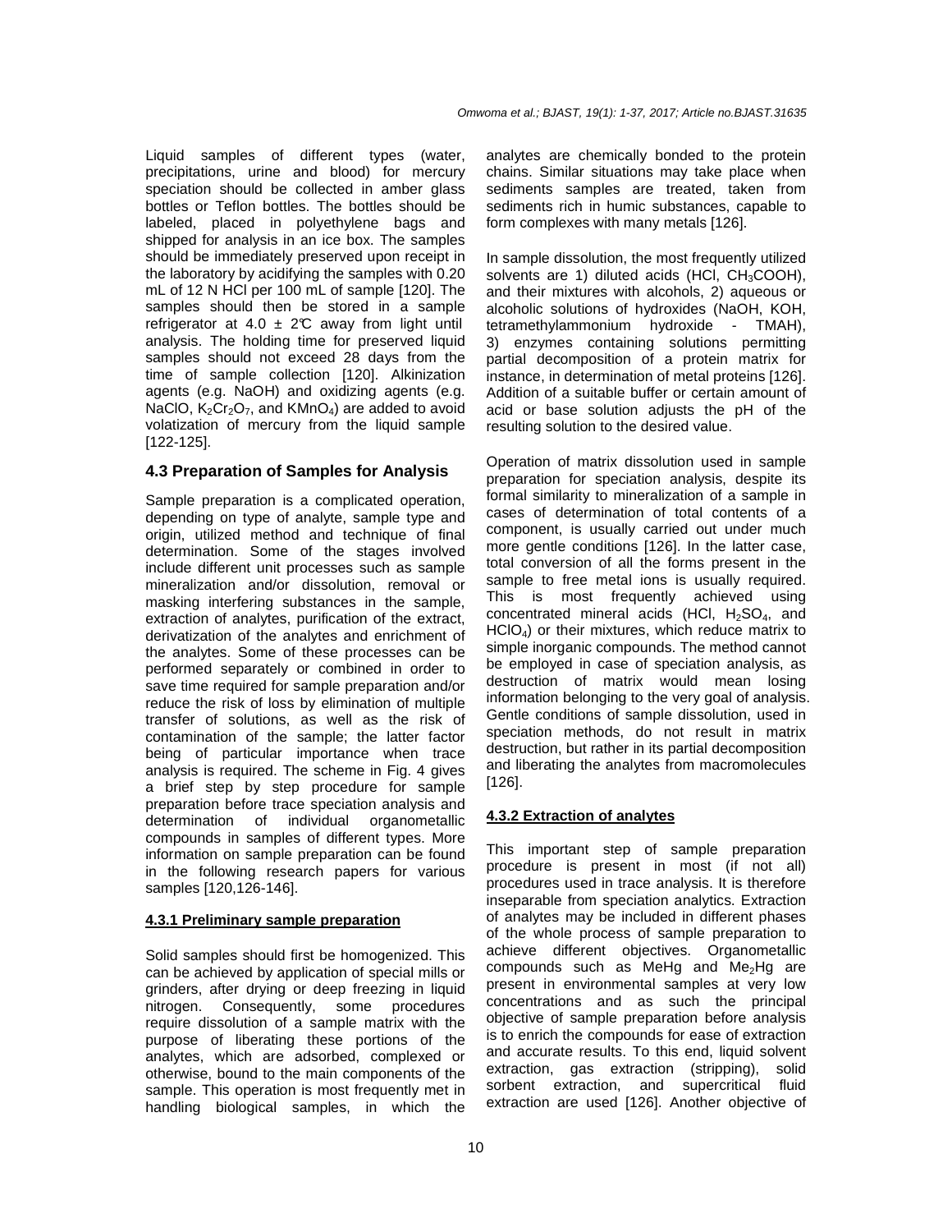Liquid samples of different types (water, precipitations, urine and blood) for mercury speciation should be collected in amber glass bottles or Teflon bottles. The bottles should be labeled, placed in polyethylene bags and shipped for analysis in an ice box. The samples should be immediately preserved upon receipt in the laboratory by acidifying the samples with 0.20 mL of 12 N HCl per 100 mL of sample [120]. The samples should then be stored in a sample refrigerator at 4.0 ± 2℃ away from light until analysis. The holding time for preserved liquid samples should not exceed 28 days from the time of sample collection [120]. Alkinization agents (e.g. NaOH) and oxidizing agents (e.g. NaClO, $K_2Cr_2O_7$, and $KMnO_4$) are added to avoid volatization of mercury from the liquid sample [122-125].

### 4.3 Preparation of Samples for Analysis

Sample preparation is a complicated operation, depending on type of analyte, sample type and origin, utilized method and technique of final determination. Some of the stages involved include different unit processes such as sample mineralization and/or dissolution, removal or masking interfering substances in the sample, extraction of analytes, purification of the extract, derivatization of the analytes and enrichment of the analytes. Some of these processes can be performed separately or combined in order to save time required for sample preparation and/or reduce the risk of loss by elimination of multiple transfer of solutions, as well as the risk of contamination of the sample; the latter factor being of particular importance when trace analysis is required. The scheme in Fig. 4 gives a brief step by step procedure for sample preparation before trace speciation analysis and determination of individual organometallic compounds in samples of different types. More information on sample preparation can be found in the following research papers for various samples [120,126-146].

#### 4.3.1 Preliminary sample preparation

Solid samples should first be homogenized. This can be achieved by application of special mills or grinders, after drying or deep freezing in liquid nitrogen. Consequently, some procedures require dissolution of a sample matrix with the purpose of liberating these portions of the analytes, which are adsorbed, complexed or otherwise, bound to the main components of the sample. This operation is most frequently met in handling biological samples, in which the analytes are chemically bonded to the protein chains. Similar situations may take place when sediments samples are treated, taken from sediments rich in humic substances, capable to form complexes with many metals [126].

In sample dissolution, the most frequently utilized solvents are 1) diluted acids (HCl, $CH_3COOH$), and their mixtures with alcohols, 2) aqueous or alcoholic solutions of hydroxides (NaOH, KOH, tetramethylammonium hydroxide - TMAH), 3) enzymes containing solutions permitting partial decomposition of a protein matrix for instance, in determination of metal proteins [126]. Addition of a suitable buffer or certain amount of acid or base solution adjusts the pH of the resulting solution to the desired value.

Operation of matrix dissolution used in sample preparation for speciation analysis, despite its formal similarity to mineralization of a sample in cases of determination of total contents of a component, is usually carried out under much more gentle conditions [126]. In the latter case, total conversion of all the forms present in the sample to free metal ions is usually required. This is most frequently achieved using concentrated mineral acids (HCl, $H_2SO_4$, and $HClO_4$) or their mixtures, which reduce matrix to simple inorganic compounds. The method cannot be employed in case of speciation analysis, as destruction of matrix would mean losing information belonging to the very goal of analysis. Gentle conditions of sample dissolution, used in speciation methods, do not result in matrix destruction, but rather in its partial decomposition and liberating the analytes from macromolecules [126].

#### 4.3.2 Extraction of analytes

This important step of sample preparation procedure is present in most (if not all) procedures used in trace analysis. It is therefore inseparable from speciation analytics. Extraction of analytes may be included in different phases of the whole process of sample preparation to achieve different objectives. Organometallic compounds such as MeHg and $Me_2Hg$ are present in environmental samples at very low concentrations and as such the principal objective of sample preparation before analysis is to enrich the compounds for ease of extraction and accurate results. To this end, liquid solvent extraction, gas extraction (stripping), solid sorbent extraction, and supercritical fluid extraction are used [126]. Another objective of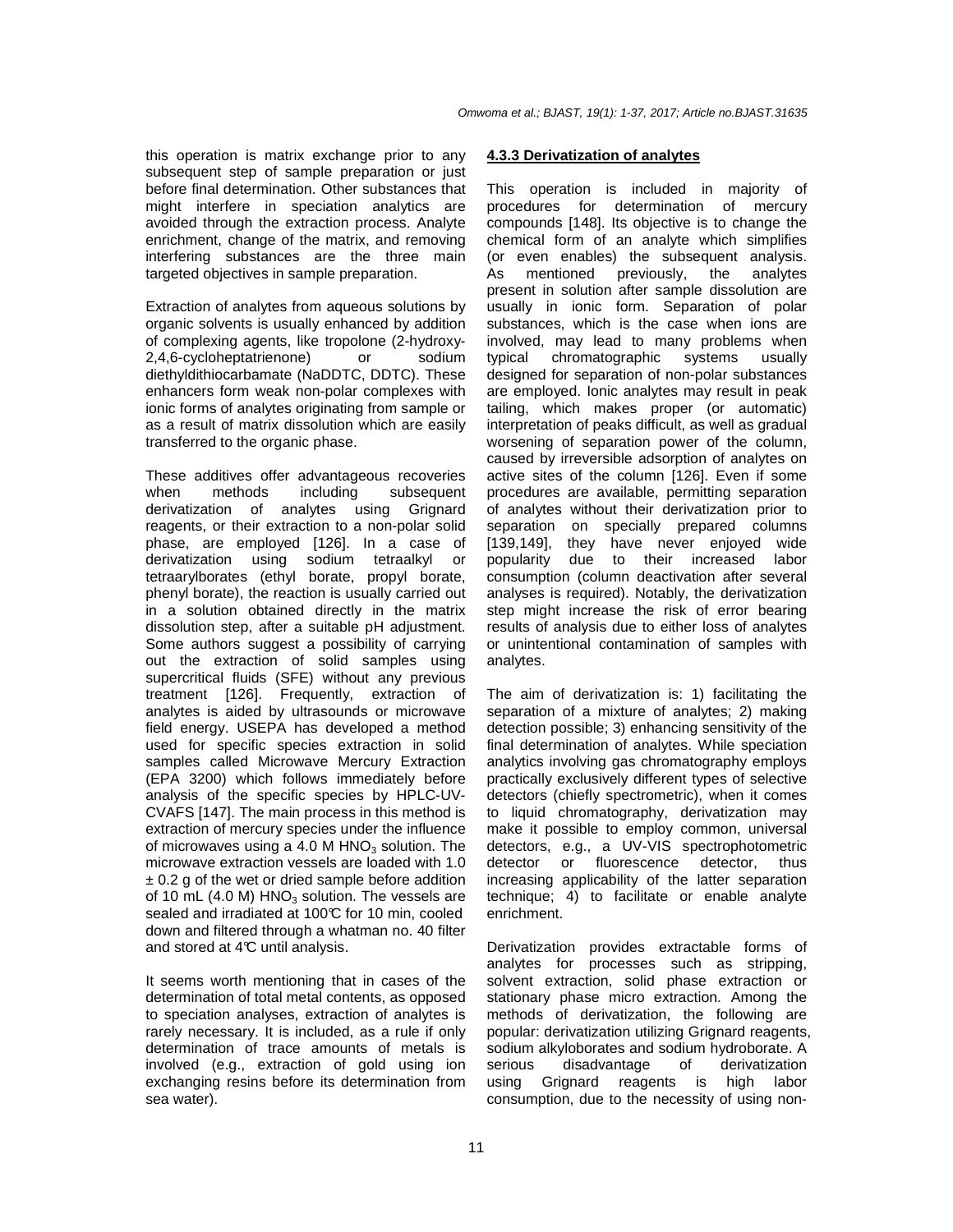this operation is matrix exchange prior to any subsequent step of sample preparation or just before final determination. Other substances that might interfere in speciation analytics are avoided through the extraction process. Analyte enrichment, change of the matrix, and removing interfering substances are the three main targeted objectives in sample preparation.

Extraction of analytes from aqueous solutions by organic solvents is usually enhanced by addition of complexing agents, like tropolone (2-hydroxy-2,4,6-cycloheptatrienone) or sodium diethyldithiocarbamate (NaDDTC, DDTC). These enhancers form weak non-polar complexes with ionic forms of analytes originating from sample or as a result of matrix dissolution which are easily transferred to the organic phase.

These additives offer advantageous recoveries when methods including subsequent derivatization of analytes using Grignard reagents, or their extraction to a non-polar solid phase, are employed [126]. In a case of derivatization using sodium tetraalkyl or tetraarylborates (ethyl borate, propyl borate, phenyl borate), the reaction is usually carried out in a solution obtained directly in the matrix dissolution step, after a suitable pH adjustment. Some authors suggest a possibility of carrying out the extraction of solid samples using supercritical fluids (SFE) without any previous treatment [126]. Frequently, extraction of analytes is aided by ultrasounds or microwave field energy. USEPA has developed a method used for specific species extraction in solid samples called Microwave Mercury Extraction (EPA 3200) which follows immediately before analysis of the specific species by HPLC-UV-CVAFS [147]. The main process in this method is extraction of mercury species under the influence of microwaves using a 4.0 M $HNO_3$ solution. The microwave extraction vessels are loaded with 1.0 ± 0.2 g of the wet or dried sample before addition of 10 mL (4.0 M) $HNO_3$ solution. The vessels are sealed and irradiated at 100℃ for 10 min, cooled down and filtered through a whatman no. 40 filter and stored at 4℃ until analysis.

It seems worth mentioning that in cases of the determination of total metal contents, as opposed to speciation analyses, extraction of analytes is rarely necessary. It is included, as a rule if only determination of trace amounts of metals is involved (e.g., extraction of gold using ion exchanging resins before its determination from sea water).

#### 4.3.3 Derivatization of analytes

This operation is included in majority of procedures for determination of mercury compounds [148]. Its objective is to change the chemical form of an analyte which simplifies (or even enables) the subsequent analysis. As mentioned previously, the analytes present in solution after sample dissolution are usually in ionic form. Separation of polar substances, which is the case when ions are involved, may lead to many problems when typical chromatographic systems usually designed for separation of non-polar substances are employed. Ionic analytes may result in peak tailing, which makes proper (or automatic) interpretation of peaks difficult, as well as gradual worsening of separation power of the column, caused by irreversible adsorption of analytes on active sites of the column [126]. Even if some procedures are available, permitting separation of analytes without their derivatization prior to separation on specially prepared columns [139,149], they have never enjoyed wide popularity due to their increased labor consumption (column deactivation after several analyses is required). Notably, the derivatization step might increase the risk of error bearing results of analysis due to either loss of analytes or unintentional contamination of samples with analytes.

The aim of derivatization is: 1) facilitating the separation of a mixture of analytes; 2) making detection possible; 3) enhancing sensitivity of the final determination of analytes. While speciation analytics involving gas chromatography employs practically exclusively different types of selective detectors (chiefly spectrometric), when it comes to liquid chromatography, derivatization may make it possible to employ common, universal detectors, e.g., a UV-VIS spectrophotometric detector or fluorescence detector, thus increasing applicability of the latter separation technique; 4) to facilitate or enable analyte enrichment.

Derivatization provides extractable forms of analytes for processes such as stripping, solvent extraction, solid phase extraction or stationary phase micro extraction. Among the methods of derivatization, the following are popular: derivatization utilizing Grignard reagents, sodium alkyloborates and sodium hydroborate. A serious disadvantage of derivatization using Grignard reagents is high labor consumption, due to the necessity of using non-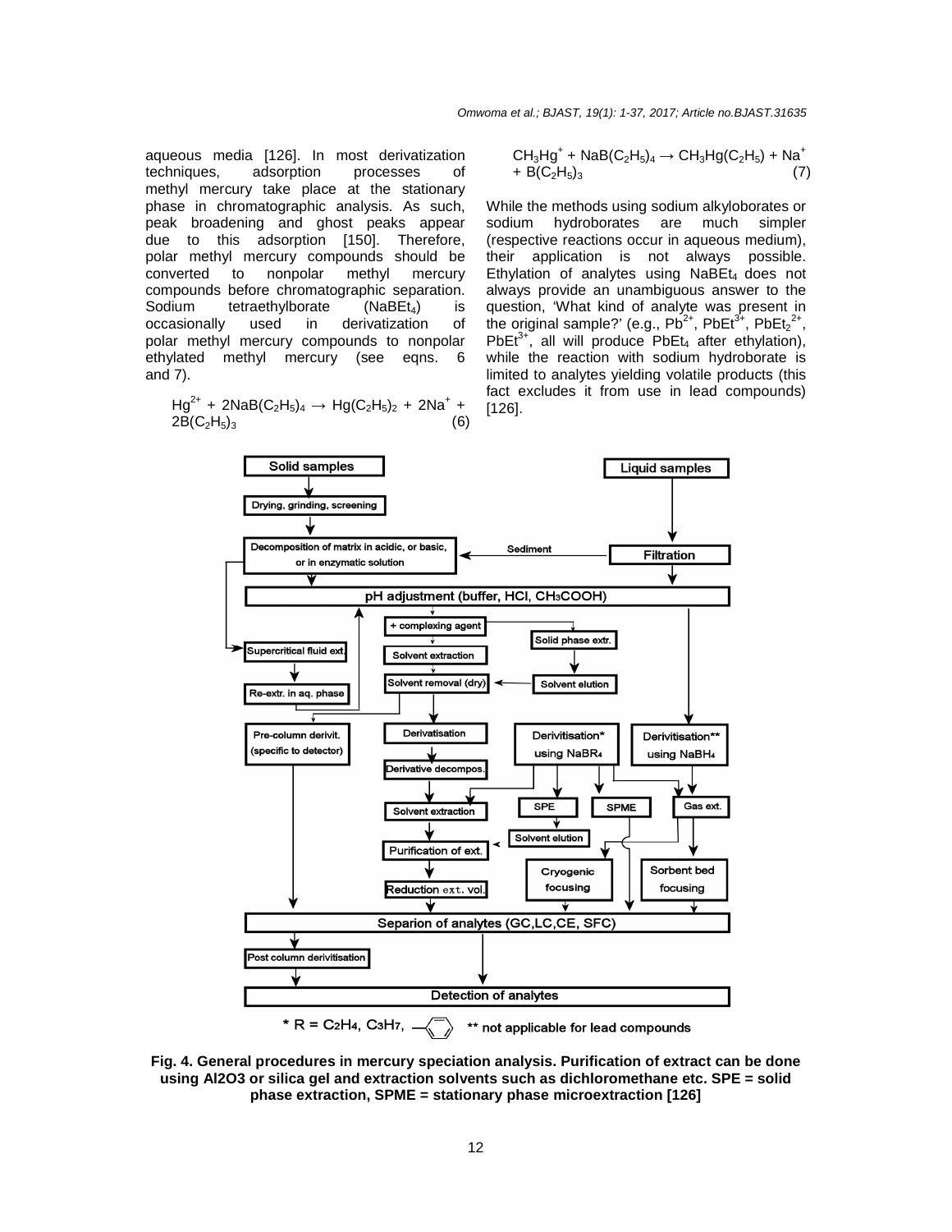aqueous media [126]. In most derivatization techniques, adsorption processes of methyl mercury take place at the stationary phase in chromatographic analysis. As such, peak broadening and ghost peaks appear due to this adsorption [150]. Therefore, polar methyl mercury compounds should be converted to nonpolar methyl mercury compounds before chromatographic separation. Sodium tetraethylborate ($NaBEt_4$) is occasionally used in derivatization of polar methyl mercury compounds to nonpolar ethylated methyl mercury (see eqns. 6 and 7).

$$Hg^{2+} + 2NaB(C_2H_5)_4 \rightarrow Hg(C_2H_5)_2 + 2Na^+ + 2B(C_2H_5)_3 \quad (6)$$

$$CH_3Hg^+ + NaB(C_2H_5)_4 \rightarrow CH_3Hg(C_2H_5) + Na^+ + B(C_2H_5)_3 \quad (7)$$

While the methods using sodium alkyloborates or sodium hydroborates are much simpler (respective reactions occur in aqueous medium), their application is not always possible. Ethylation of analytes using $NaBEt_4$ does not always provide an unambiguous answer to the question, 'What kind of analyte was present in the original sample?' (e.g., $Pb^{2+}$, $PbEt^{3+}$, $PbEt_2^{2+}$, $PbEt^{3+}$, all will produce $PbEt_4$ after ethylation), while the reaction with sodium hydroborate is limited to analytes yielding volatile products (this fact excludes it from use in lead compounds) [126].

**Fig. 4. General procedures in mercury speciation analysis. Purification of extract can be done using Al2O3 or silica gel and extraction solvents such as dichloromethane etc. SPE = solid phase extraction, SPME = stationary phase microextraction [126]**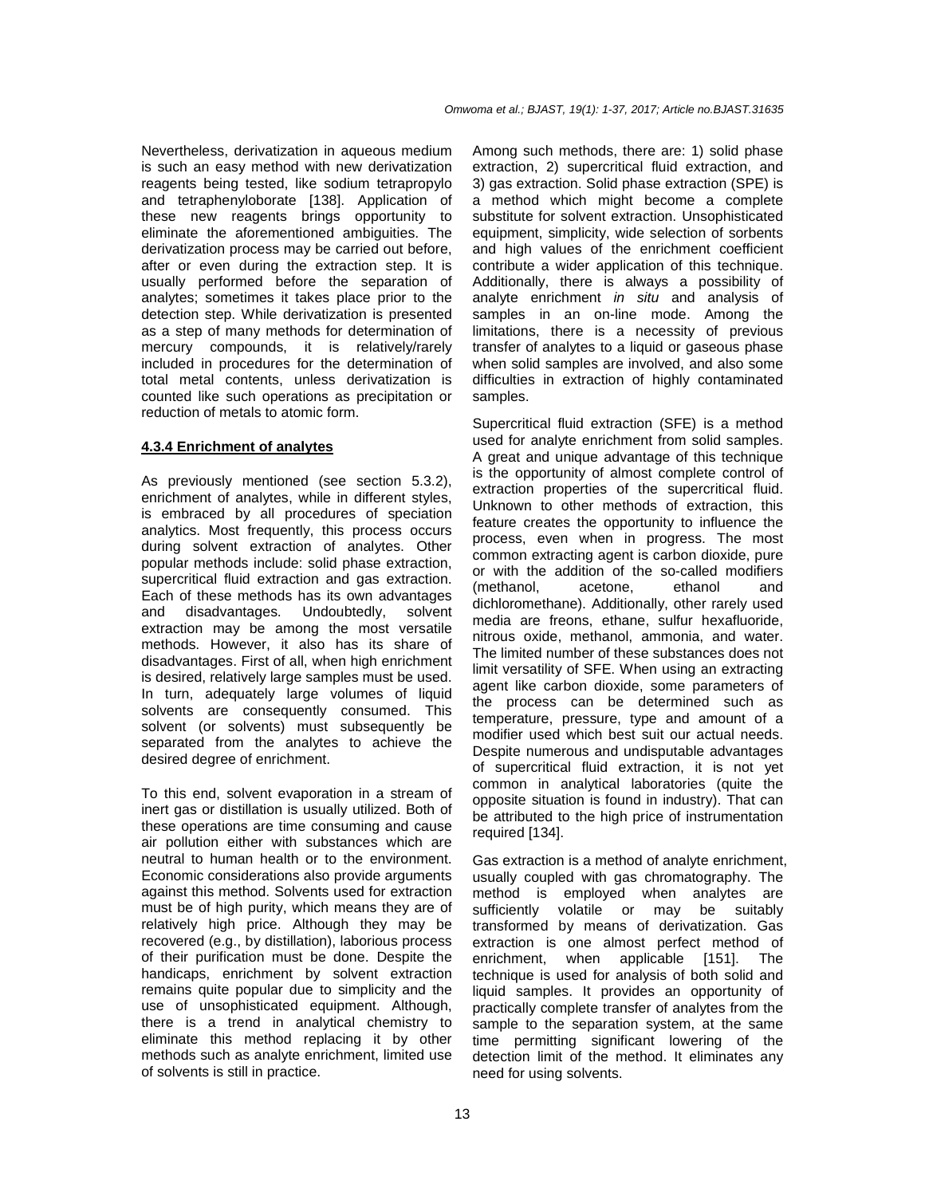Nevertheless, derivatization in aqueous medium is such an easy method with new derivatization reagents being tested, like sodium tetrapropylo and tetraphenyloborate [138]. Application of these new reagents brings opportunity to eliminate the aforementioned ambiguities. The derivatization process may be carried out before, after or even during the extraction step. It is usually performed before the separation of analytes; sometimes it takes place prior to the detection step. While derivatization is presented as a step of many methods for determination of mercury compounds, it is relatively/rarely included in procedures for the determination of total metal contents, unless derivatization is counted like such operations as precipitation or reduction of metals to atomic form.

#### 4.3.4 Enrichment of analytes

As previously mentioned (see section 5.3.2), enrichment of analytes, while in different styles, is embraced by all procedures of speciation analytics. Most frequently, this process occurs during solvent extraction of analytes. Other popular methods include: solid phase extraction, supercritical fluid extraction and gas extraction. Each of these methods has its own advantages and disadvantages. Undoubtedly, solvent extraction may be among the most versatile methods. However, it also has its share of disadvantages. First of all, when high enrichment is desired, relatively large samples must be used. In turn, adequately large volumes of liquid solvents are consequently consumed. This solvent (or solvents) must subsequently be separated from the analytes to achieve the desired degree of enrichment.

To this end, solvent evaporation in a stream of inert gas or distillation is usually utilized. Both of these operations are time consuming and cause air pollution either with substances which are neutral to human health or to the environment. Economic considerations also provide arguments against this method. Solvents used for extraction must be of high purity, which means they are of relatively high price. Although they may be recovered (e.g., by distillation), laborious process of their purification must be done. Despite the handicaps, enrichment by solvent extraction remains quite popular due to simplicity and the use of unsophisticated equipment. Although, there is a trend in analytical chemistry to eliminate this method replacing it by other methods such as analyte enrichment, limited use of solvents is still in practice.

Among such methods, there are: 1) solid phase extraction, 2) supercritical fluid extraction, and 3) gas extraction. Solid phase extraction (SPE) is a method which might become a complete substitute for solvent extraction. Unsophisticated equipment, simplicity, wide selection of sorbents and high values of the enrichment coefficient contribute a wider application of this technique. Additionally, there is always a possibility of analyte enrichment *in situ* and analysis of samples in an on-line mode. Among the limitations, there is a necessity of previous transfer of analytes to a liquid or gaseous phase when solid samples are involved, and also some difficulties in extraction of highly contaminated samples.

Supercritical fluid extraction (SFE) is a method used for analyte enrichment from solid samples. A great and unique advantage of this technique is the opportunity of almost complete control of extraction properties of the supercritical fluid. Unknown to other methods of extraction, this feature creates the opportunity to influence the process, even when in progress. The most common extracting agent is carbon dioxide, pure or with the addition of the so-called modifiers (methanol, acetone, ethanol and dichloromethane). Additionally, other rarely used media are freons, ethane, sulfur hexafluoride, nitrous oxide, methanol, ammonia, and water. The limited number of these substances does not limit versatility of SFE. When using an extracting agent like carbon dioxide, some parameters of the process can be determined such as temperature, pressure, type and amount of a modifier used which best suit our actual needs. Despite numerous and undisputable advantages of supercritical fluid extraction, it is not yet common in analytical laboratories (quite the opposite situation is found in industry). That can be attributed to the high price of instrumentation required [134].

Gas extraction is a method of analyte enrichment, usually coupled with gas chromatography. The method is employed when analytes are sufficiently volatile or may be suitably transformed by means of derivatization. Gas extraction is one almost perfect method of enrichment, when applicable [151]. The technique is used for analysis of both solid and liquid samples. It provides an opportunity of practically complete transfer of analytes from the sample to the separation system, at the same time permitting significant lowering of the detection limit of the method. It eliminates any need for using solvents.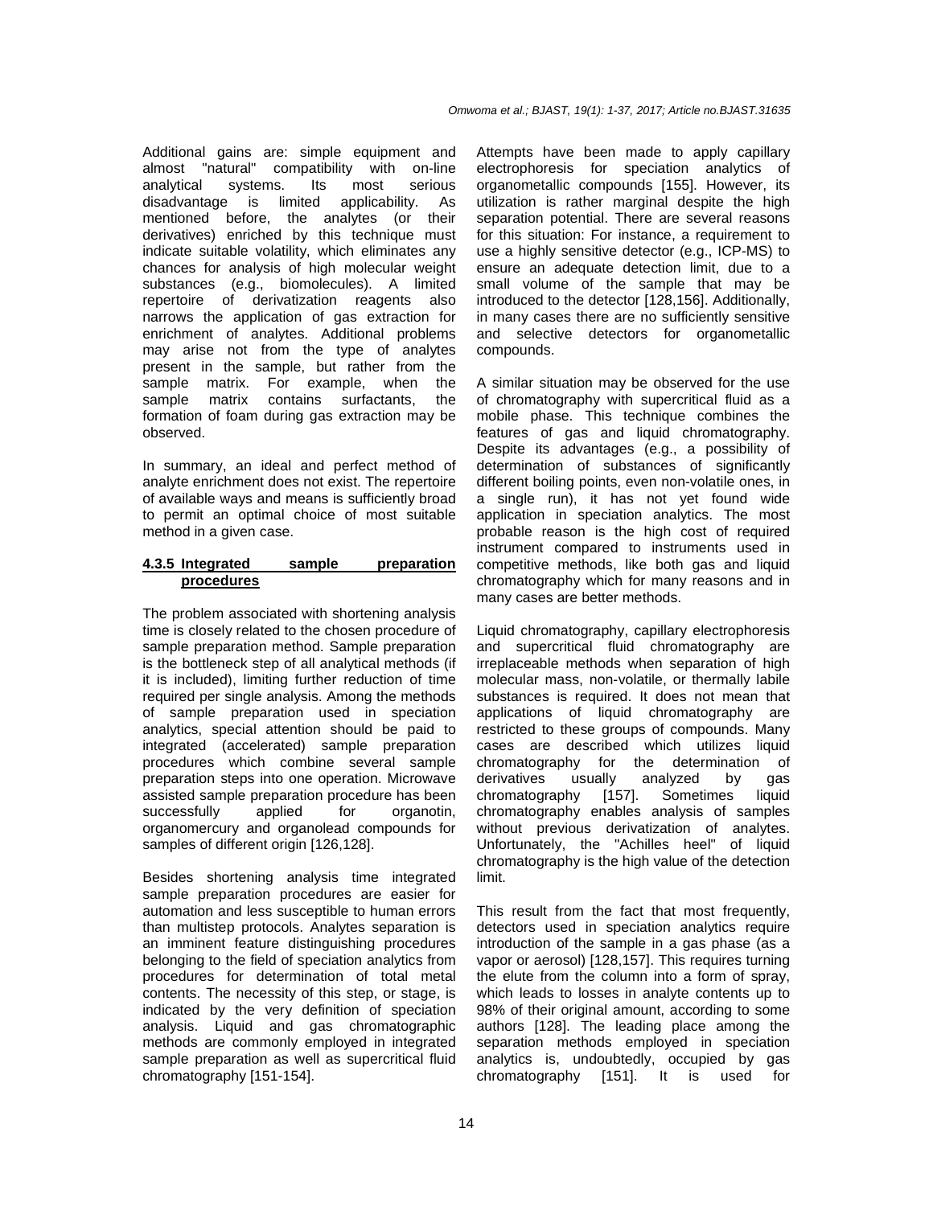Additional gains are: simple equipment and almost "natural" compatibility with on-line analytical systems. Its most serious disadvantage is limited applicability. As mentioned before, the analytes (or their derivatives) enriched by this technique must indicate suitable volatility, which eliminates any chances for analysis of high molecular weight substances (e.g., biomolecules). A limited repertoire of derivatization reagents also narrows the application of gas extraction for enrichment of analytes. Additional problems may arise not from the type of analytes present in the sample, but rather from the sample matrix. For example, when the sample matrix contains surfactants, the formation of foam during gas extraction may be observed.

In summary, an ideal and perfect method of analyte enrichment does not exist. The repertoire of available ways and means is sufficiently broad to permit an optimal choice of most suitable method in a given case.

#### 4.3.5 Integrated sample preparation procedures

The problem associated with shortening analysis time is closely related to the chosen procedure of sample preparation method. Sample preparation is the bottleneck step of all analytical methods (if it is included), limiting further reduction of time required per single analysis. Among the methods of sample preparation used in speciation analytics, special attention should be paid to integrated (accelerated) sample preparation procedures which combine several sample preparation steps into one operation. Microwave assisted sample preparation procedure has been successfully applied for organotin, organomercury and organolead compounds for samples of different origin [126,128].

Besides shortening analysis time integrated sample preparation procedures are easier for automation and less susceptible to human errors than multistep protocols. Analytes separation is an imminent feature distinguishing procedures belonging to the field of speciation analytics from procedures for determination of total metal contents. The necessity of this step, or stage, is indicated by the very definition of speciation analysis. Liquid and gas chromatographic methods are commonly employed in integrated sample preparation as well as supercritical fluid chromatography [151-154].

Attempts have been made to apply capillary electrophoresis for speciation analytics of organometallic compounds [155]. However, its utilization is rather marginal despite the high separation potential. There are several reasons for this situation: For instance, a requirement to use a highly sensitive detector (e.g., ICP-MS) to ensure an adequate detection limit, due to a small volume of the sample that may be introduced to the detector [128,156]. Additionally, in many cases there are no sufficiently sensitive and selective detectors for organometallic compounds.

A similar situation may be observed for the use of chromatography with supercritical fluid as a mobile phase. This technique combines the features of gas and liquid chromatography. Despite its advantages (e.g., a possibility of determination of substances of significantly different boiling points, even non-volatile ones, in a single run), it has not yet found wide application in speciation analytics. The most probable reason is the high cost of required instrument compared to instruments used in competitive methods, like both gas and liquid chromatography which for many reasons and in many cases are better methods.

Liquid chromatography, capillary electrophoresis and supercritical fluid chromatography are irreplaceable methods when separation of high molecular mass, non-volatile, or thermally labile substances is required. It does not mean that applications of liquid chromatography are restricted to these groups of compounds. Many cases are described which utilizes liquid chromatography for the determination of derivatives usually analyzed by gas chromatography [157]. Sometimes liquid chromatography enables analysis of samples without previous derivatization of analytes. Unfortunately, the "Achilles heel" of liquid chromatography is the high value of the detection limit.

This result from the fact that most frequently, detectors used in speciation analytics require introduction of the sample in a gas phase (as a vapor or aerosol) [128,157]. This requires turning the elute from the column into a form of spray, which leads to losses in analyte contents up to 98% of their original amount, according to some authors [128]. The leading place among the separation methods employed in speciation analytics is, undoubtedly, occupied by gas chromatography [151]. It is used for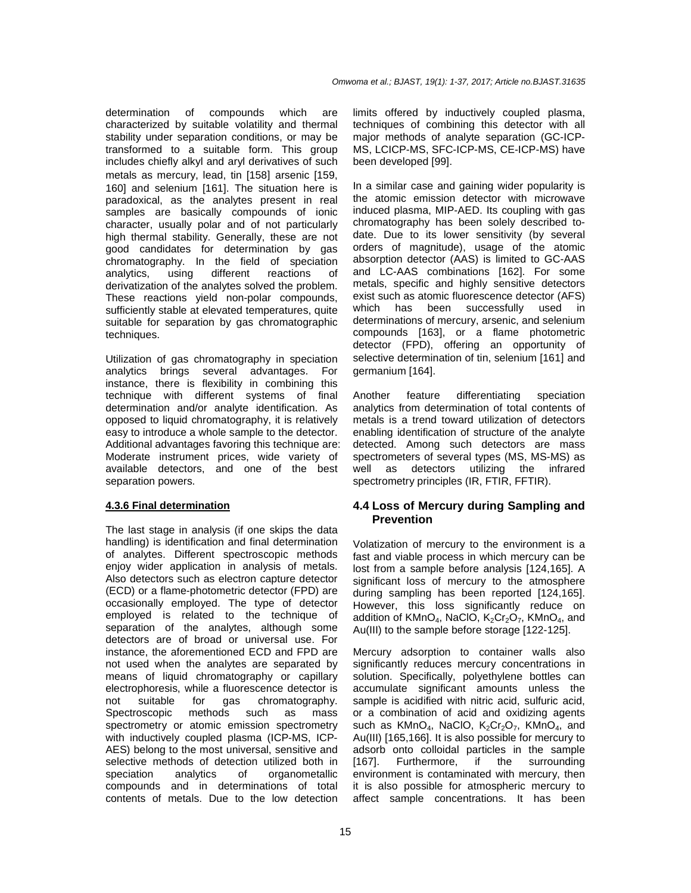determination of compounds which are characterized by suitable volatility and thermal stability under separation conditions, or may be transformed to a suitable form. This group includes chiefly alkyl and aryl derivatives of such metals as mercury, lead, tin [158] arsenic [159, 160] and selenium [161]. The situation here is paradoxical, as the analytes present in real samples are basically compounds of ionic character, usually polar and of not particularly high thermal stability. Generally, these are not good candidates for determination by gas chromatography. In the field of speciation analytics, using different reactions of derivatization of the analytes solved the problem. These reactions yield non-polar compounds, sufficiently stable at elevated temperatures, quite suitable for separation by gas chromatographic techniques.

Utilization of gas chromatography in speciation analytics brings several advantages. For instance, there is flexibility in combining this technique with different systems of final determination and/or analyte identification. As opposed to liquid chromatography, it is relatively easy to introduce a whole sample to the detector. Additional advantages favoring this technique are: Moderate instrument prices, wide variety of available detectors, and one of the best separation powers.

#### 4.3.6 Final determination

The last stage in analysis (if one skips the data handling) is identification and final determination of analytes. Different spectroscopic methods enjoy wider application in analysis of metals. Also detectors such as electron capture detector (ECD) or a flame-photometric detector (FPD) are occasionally employed. The type of detector employed is related to the technique of separation of the analytes, although some detectors are of broad or universal use. For instance, the aforementioned ECD and FPD are not used when the analytes are separated by means of liquid chromatography or capillary electrophoresis, while a fluorescence detector is not suitable for gas chromatography. Spectroscopic methods such as mass spectrometry or atomic emission spectrometry with inductively coupled plasma (ICP-MS, ICP-AES) belong to the most universal, sensitive and selective methods of detection utilized both in speciation analytics of organometallic compounds and in determinations of total contents of metals. Due to the low detection limits offered by inductively coupled plasma, techniques of combining this detector with all major methods of analyte separation (GC-ICP-MS, LCICP-MS, SFC-ICP-MS, CE-ICP-MS) have been developed [99].

In a similar case and gaining wider popularity is the atomic emission detector with microwave induced plasma, MIP-AED. Its coupling with gas chromatography has been solely described to-date. Due to its lower sensitivity (by several orders of magnitude), usage of the atomic absorption detector (AAS) is limited to GC-AAS and LC-AAS combinations [162]. For some metals, specific and highly sensitive detectors exist such as atomic fluorescence detector (AFS) which has been successfully used in determinations of mercury, arsenic, and selenium compounds [163], or a flame photometric detector (FPD), offering an opportunity of selective determination of tin, selenium [161] and germanium [164].

Another feature differentiating speciation analytics from determination of total contents of metals is a trend toward utilization of detectors enabling identification of structure of the analyte detected. Among such detectors are mass spectrometers of several types (MS, MS-MS) as well as detectors utilizing the infrared spectrometry principles (IR, FTIR, FFTIR).

### 4.4 Loss of Mercury during Sampling and Prevention

Volatization of mercury to the environment is a fast and viable process in which mercury can be lost from a sample before analysis [124,165]. A significant loss of mercury to the atmosphere during sampling has been reported [124,165]. However, this loss significantly reduce on addition of $KMnO_4$, NaClO, $K_2Cr_2O_7$, $KMnO_4$, and Au(III) to the sample before storage [122-125].

Mercury adsorption to container walls also significantly reduces mercury concentrations in solution. Specifically, polyethylene bottles can accumulate significant amounts unless the sample is acidified with nitric acid, sulfuric acid, or a combination of acid and oxidizing agents such as $KMnO_4$, NaClO, $K_2Cr_2O_7$, $KMnO_4$, and Au(III) [165,166]. It is also possible for mercury to adsorb onto colloidal particles in the sample [167]. Furthermore, if the surrounding environment is contaminated with mercury, then it is also possible for atmospheric mercury to affect sample concentrations. It has been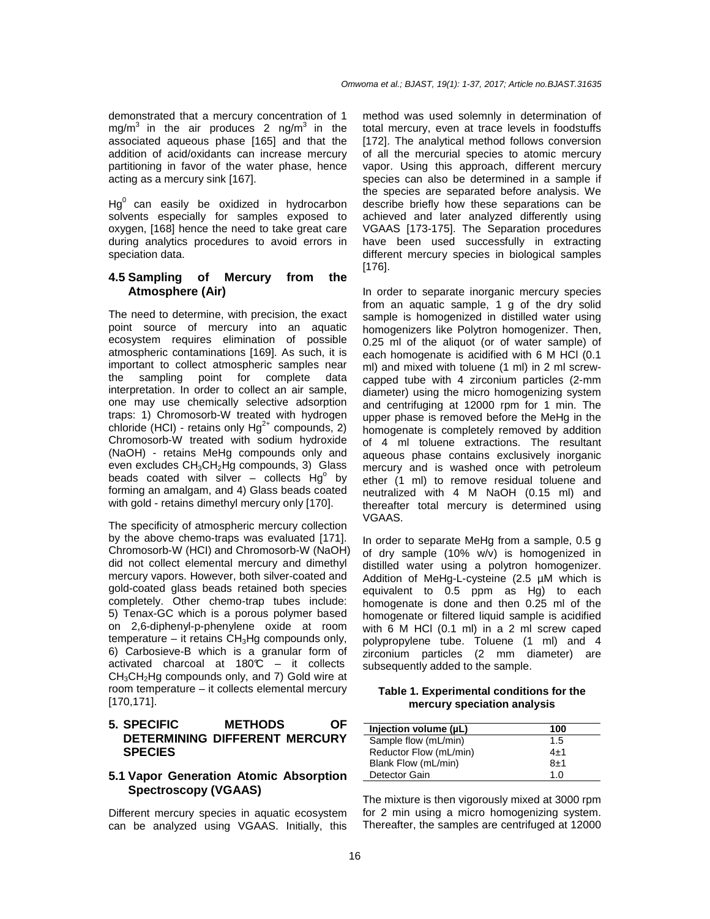demonstrated that a mercury concentration of 1 $mg/m^3$ in the air produces 2 $ng/m^3$ in the associated aqueous phase [165] and that the addition of acid/oxidants can increase mercury partitioning in favor of the water phase, hence acting as a mercury sink [167].

$Hg^0$ can easily be oxidized in hydrocarbon solvents especially for samples exposed to oxygen, [168] hence the need to take great care during analytics procedures to avoid errors in speciation data.

### 4.5 Sampling of Mercury from the Atmosphere (Air)

The need to determine, with precision, the exact point source of mercury into an aquatic ecosystem requires elimination of possible atmospheric contaminations [169]. As such, it is important to collect atmospheric samples near the sampling point for complete data interpretation. In order to collect an air sample, one may use chemically selective adsorption traps: 1) Chromosorb-W treated with hydrogen chloride (HCl) - retains only $Hg^{2+}$ compounds, 2) Chromosorb-W treated with sodium hydroxide (NaOH) - retains MeHg compounds only and even excludes $CH_3CH_2Hg$ compounds, 3) Glass beads coated with silver – collects $Hg^o$ by forming an amalgam, and 4) Glass beads coated with gold - retains dimethyl mercury only [170].

The specificity of atmospheric mercury collection by the above chemo-traps was evaluated [171]. Chromosorb-W (HCl) and Chromosorb-W (NaOH) did not collect elemental mercury and dimethyl mercury vapors. However, both silver-coated and gold-coated glass beads retained both species completely. Other chemo-trap tubes include: 5) Tenax-GC which is a porous polymer based on 2,6-diphenyl-p-phenylene oxide at room temperature – it retains $CH_3Hg$ compounds only, 6) Carbosieve-B which is a granular form of activated charcoal at 180℃ – it collects $CH_3CH_2Hg$ compounds only, and 7) Gold wire at room temperature – it collects elemental mercury [170,171].

## 5. SPECIFIC METHODS OF DETERMINING DIFFERENT MERCURY SPECIES

### 5.1 Vapor Generation Atomic Absorption Spectroscopy (VGAAS)

Different mercury species in aquatic ecosystem can be analyzed using VGAAS. Initially, this method was used solemnly in determination of total mercury, even at trace levels in foodstuffs [172]. The analytical method follows conversion of all the mercurial species to atomic mercury vapor. Using this approach, different mercury species can also be determined in a sample if the species are separated before analysis. We describe briefly how these separations can be achieved and later analyzed differently using VGAAS [173-175]. The Separation procedures have been used successfully in extracting different mercury species in biological samples [176].

In order to separate inorganic mercury species from an aquatic sample, 1 g of the dry solid sample is homogenized in distilled water using homogenizers like Polytron homogenizer. Then, 0.25 ml of the aliquot (or of water sample) of each homogenate is acidified with 6 M HCl (0.1 ml) and mixed with toluene (1 ml) in 2 ml screw-capped tube with 4 zirconium particles (2-mm diameter) using the micro homogenizing system and centrifuging at 12000 rpm for 1 min. The upper phase is removed before the MeHg in the homogenate is completely removed by addition of 4 ml toluene extractions. The resultant aqueous phase contains exclusively inorganic mercury and is washed once with petroleum ether (1 ml) to remove residual toluene and neutralized with 4 M NaOH (0.15 ml) and thereafter total mercury is determined using VGAAS.

In order to separate MeHg from a sample, 0.5 g of dry sample (10% w/v) is homogenized in distilled water using a polytron homogenizer. Addition of MeHg-L-cysteine (2.5 µM which is equivalent to 0.5 ppm as Hg) to each homogenate is done and then 0.25 ml of the homogenate or filtered liquid sample is acidified with 6 M HCl (0.1 ml) in a 2 ml screw caped polypropylene tube. Toluene (1 ml) and 4 zirconium particles (2 mm diameter) are subsequently added to the sample.

**Table 1. Experimental conditions for the mercury speciation analysis**

| Injection volume (µL) | 100 |
|---|---|
| Sample flow (mL/min) | 1.5 |
| Reductor Flow (mL/min) | 4±1 |
| Blank Flow (mL/min) | 8±1 |
| Detector Gain | 1.0 |

The mixture is then vigorously mixed at 3000 rpm for 2 min using a micro homogenizing system. Thereafter, the samples are centrifuged at 12000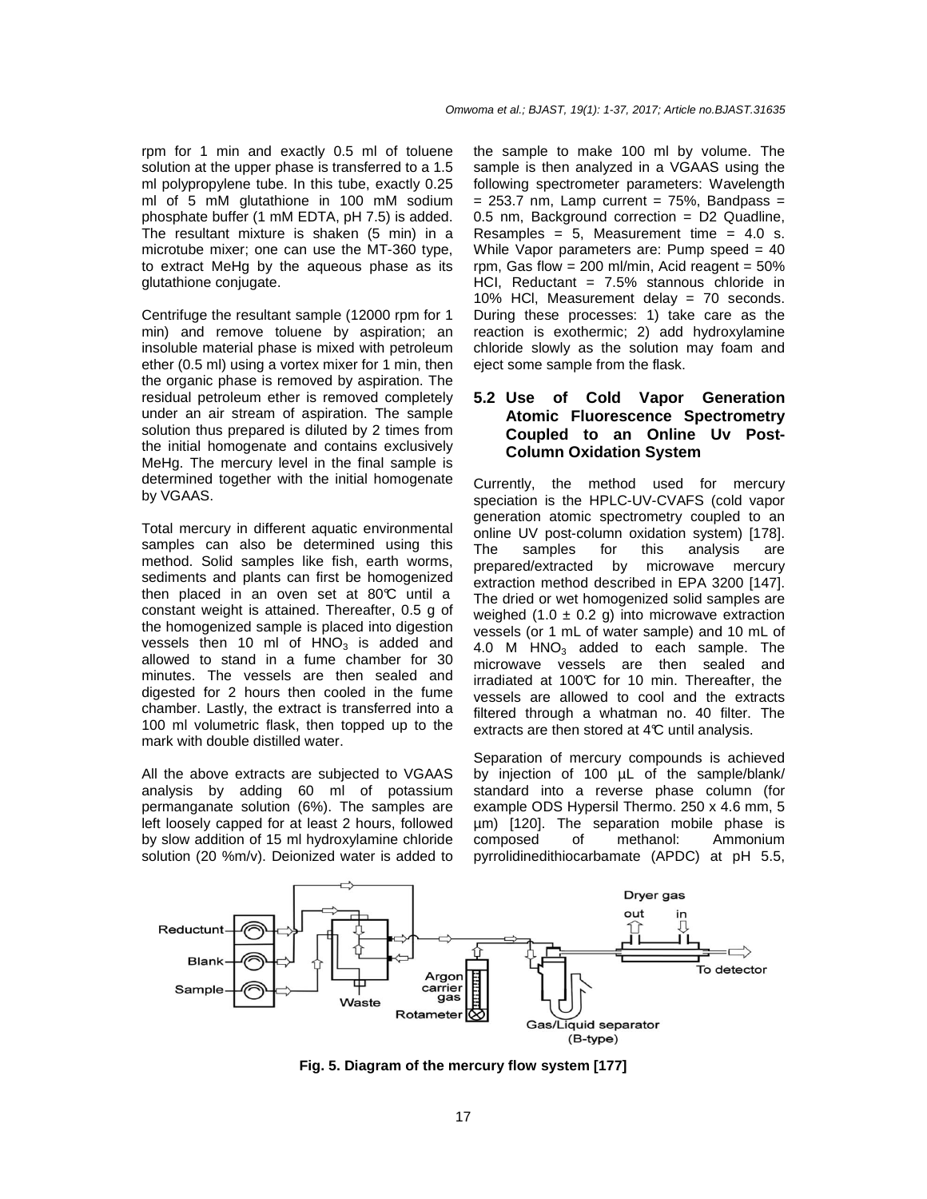rpm for 1 min and exactly 0.5 ml of toluene solution at the upper phase is transferred to a 1.5 ml polypropylene tube. In this tube, exactly 0.25 ml of 5 mM glutathione in 100 mM sodium phosphate buffer (1 mM EDTA, pH 7.5) is added. The resultant mixture is shaken (5 min) in a microtube mixer; one can use the MT-360 type, to extract MeHg by the aqueous phase as its glutathione conjugate.

Centrifuge the resultant sample (12000 rpm for 1 min) and remove toluene by aspiration; an insoluble material phase is mixed with petroleum ether (0.5 ml) using a vortex mixer for 1 min, then the organic phase is removed by aspiration. The residual petroleum ether is removed completely under an air stream of aspiration. The sample solution thus prepared is diluted by 2 times from the initial homogenate and contains exclusively MeHg. The mercury level in the final sample is determined together with the initial homogenate by VGAAS.

Total mercury in different aquatic environmental samples can also be determined using this method. Solid samples like fish, earth worms, sediments and plants can first be homogenized then placed in an oven set at 80℃ until a constant weight is attained. Thereafter, 0.5 g of the homogenized sample is placed into digestion vessels then 10 ml of $HNO_3$ is added and allowed to stand in a fume chamber for 30 minutes. The vessels are then sealed and digested for 2 hours then cooled in the fume chamber. Lastly, the extract is transferred into a 100 ml volumetric flask, then topped up to the mark with double distilled water.

All the above extracts are subjected to VGAAS analysis by adding 60 ml of potassium permanganate solution (6%). The samples are left loosely capped for at least 2 hours, followed by slow addition of 15 ml hydroxylamine chloride solution (20 %m/v). Deionized water is added to the sample to make 100 ml by volume. The sample is then analyzed in a VGAAS using the following spectrometer parameters: Wavelength = 253.7 nm, Lamp current = 75%, Bandpass = 0.5 nm, Background correction = D2 Quadline, Resamples = 5, Measurement time = 4.0 s. While Vapor parameters are: Pump speed = 40 rpm, Gas flow = 200 ml/min, Acid reagent = 50% HCl, Reductant = 7.5% stannous chloride in 10% HCl, Measurement delay = 70 seconds. During these processes: 1) take care as the reaction is exothermic; 2) add hydroxylamine chloride slowly as the solution may foam and eject some sample from the flask.

## 5.2 Use of Cold Vapor Generation Atomic Fluorescence Spectrometry Coupled to an Online Uv Post-Column Oxidation System

Currently, the method used for mercury speciation is the HPLC-UV-CVAFS (cold vapor generation atomic spectrometry coupled to an online UV post-column oxidation system) [178]. The samples for this analysis are prepared/extracted by microwave mercury extraction method described in EPA 3200 [147]. The dried or wet homogenized solid samples are weighed (1.0 ± 0.2 g) into microwave extraction vessels (or 1 mL of water sample) and 10 mL of 4.0 M $HNO_3$ added to each sample. The microwave vessels are then sealed and irradiated at 100℃ for 10 min. Thereafter, the vessels are allowed to cool and the extracts filtered through a whatman no. 40 filter. The extracts are then stored at 4℃ until analysis.

Separation of mercury compounds is achieved by injection of 100 µL of the sample/blank/ standard into a reverse phase column (for example ODS Hypersil Thermo. 250 x 4.6 mm, 5 µm) [120]. The separation mobile phase is composed of methanol: Ammonium pyrrolidinedithiocarbamate (APDC) at pH 5.5,

**Fig. 5. Diagram of the mercury flow system [177]**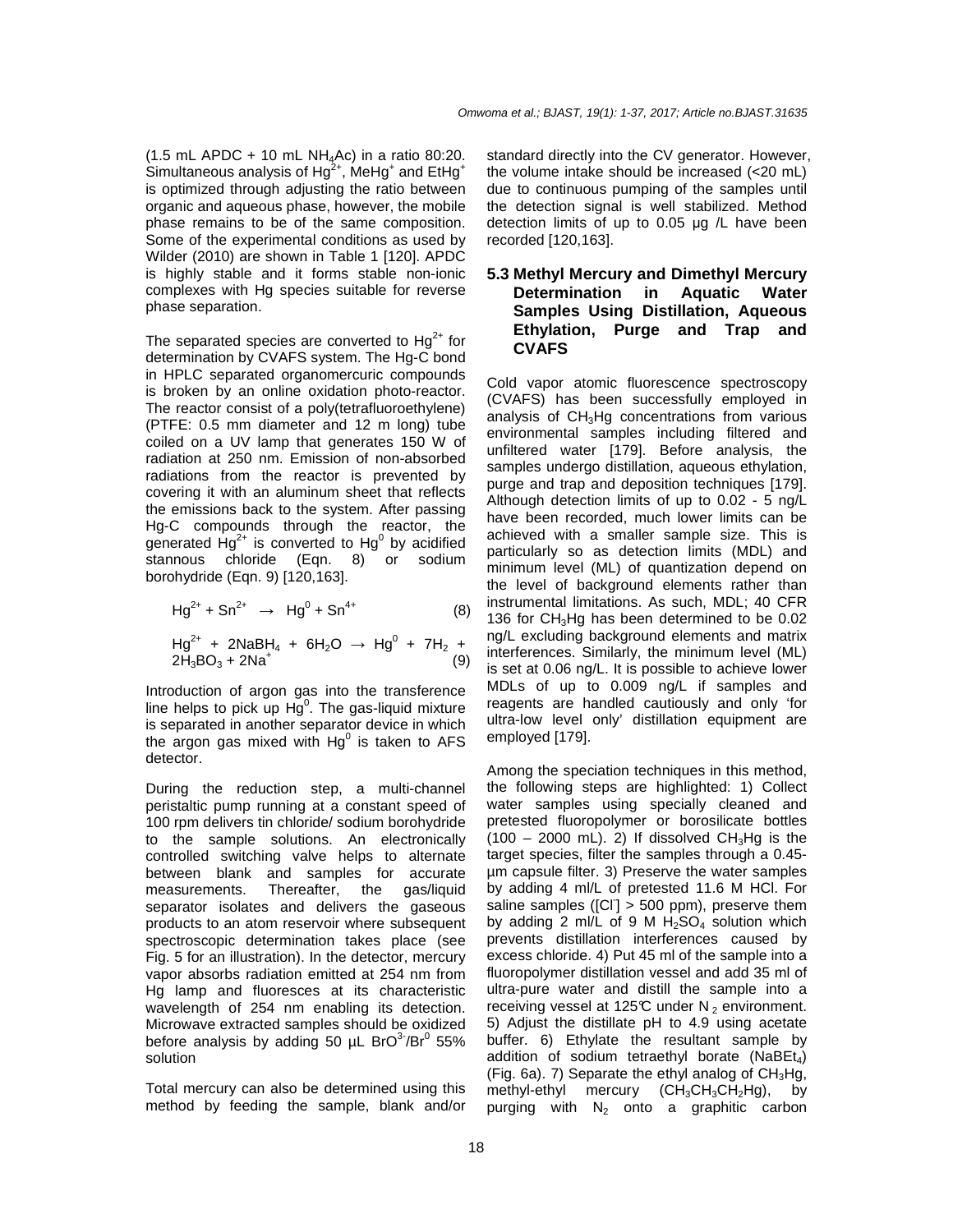(1.5 mL APDC + 10 mL $NH_4Ac$) in a ratio 80:20. Simultaneous analysis of $Hg^{2+}$, $MeHg^+$ and $EtHg^+$ is optimized through adjusting the ratio between organic and aqueous phase, however, the mobile phase remains to be of the same composition. Some of the experimental conditions as used by Wilder (2010) are shown in Table 1 [120]. APDC is highly stable and it forms stable non-ionic complexes with Hg species suitable for reverse phase separation.

The separated species are converted to $Hg^{2+}$ for determination by CVAFS system. The Hg-C bond in HPLC separated organomercuric compounds is broken by an online oxidation photo-reactor. The reactor consist of a poly(tetrafluoroethylene) (PTFE: 0.5 mm diameter and 12 m long) tube coiled on a UV lamp that generates 150 W of radiation at 250 nm. Emission of non-absorbed radiations from the reactor is prevented by covering it with an aluminum sheet that reflects the emissions back to the system. After passing Hg-C compounds through the reactor, the generated $Hg^{2+}$ is converted to $Hg^0$ by acidified stannous chloride (Eqn. 8) or sodium borohydride (Eqn. 9) [120,163].

$$Hg^{2+} + Sn^{2+} \rightarrow Hg^0 + Sn^{4+} \quad (8)$$

$$Hg^{2+} + 2NaBH_4 + 6H_2O \rightarrow Hg^0 + 7H_2 + 2H_3BO_3 + 2Na^+ \quad (9)$$

Introduction of argon gas into the transference line helps to pick up $Hg^0$. The gas-liquid mixture is separated in another separator device in which the argon gas mixed with $Hg^0$ is taken to AFS detector.

During the reduction step, a multi-channel peristaltic pump running at a constant speed of 100 rpm delivers tin chloride/ sodium borohydride to the sample solutions. An electronically controlled switching valve helps to alternate between blank and samples for accurate measurements. Thereafter, the gas/liquid separator isolates and delivers the gaseous products to an atom reservoir where subsequent spectroscopic determination takes place (see Fig. 5 for an illustration). In the detector, mercury vapor absorbs radiation emitted at 254 nm from Hg lamp and fluoresces at its characteristic wavelength of 254 nm enabling its detection. Microwave extracted samples should be oxidized before analysis by adding 50 µL $BrO^{3-}/Br^0$ 55% solution

Total mercury can also be determined using this method by feeding the sample, blank and/or standard directly into the CV generator. However, the volume intake should be increased (<20 mL) due to continuous pumping of the samples until the detection signal is well stabilized. Method detection limits of up to 0.05 µg /L have been recorded [120,163].

### 5.3 Methyl Mercury and Dimethyl Mercury Determination in Aquatic Water Samples Using Distillation, Aqueous Ethylation, Purge and Trap and CVAFS

Cold vapor atomic fluorescence spectroscopy (CVAFS) has been successfully employed in analysis of $CH_3Hg$ concentrations from various environmental samples including filtered and unfiltered water [179]. Before analysis, the samples undergo distillation, aqueous ethylation, purge and trap and deposition techniques [179]. Although detection limits of up to 0.02 - 5 ng/L have been recorded, much lower limits can be achieved with a smaller sample size. This is particularly so as detection limits (MDL) and minimum level (ML) of quantization depend on the level of background elements rather than instrumental limitations. As such, MDL; 40 CFR 136 for $CH_3Hg$ has been determined to be 0.02 ng/L excluding background elements and matrix interferences. Similarly, the minimum level (ML) is set at 0.06 ng/L. It is possible to achieve lower MDLs of up to 0.009 ng/L if samples and reagents are handled cautiously and only 'for ultra-low level only' distillation equipment are employed [179].

Among the speciation techniques in this method, the following steps are highlighted: 1) Collect water samples using specially cleaned and pretested fluoropolymer or borosilicate bottles (100 – 2000 mL). 2) If dissolved $CH_3Hg$ is the target species, filter the samples through a 0.45-µm capsule filter. 3) Preserve the water samples by adding 4 ml/L of pretested 11.6 M HCl. For saline samples ($[Cl^-]$ > 500 ppm), preserve them by adding 2 ml/L of 9 M $H_2SO_4$ solution which prevents distillation interferences caused by excess chloride. 4) Put 45 ml of the sample into a fluoropolymer distillation vessel and add 35 ml of ultra-pure water and distill the sample into a receiving vessel at 125℃ under $N_2$ environment. 5) Adjust the distillate pH to 4.9 using acetate buffer. 6) Ethylate the resultant sample by addition of sodium tetraethyl borate ($NaBEt_4$) (Fig. 6a). 7) Separate the ethyl analog of $CH_3Hg$, methyl-ethyl mercury ($CH_3CH_3CH_2Hg$), by purging with $N_2$ onto a graphitic carbon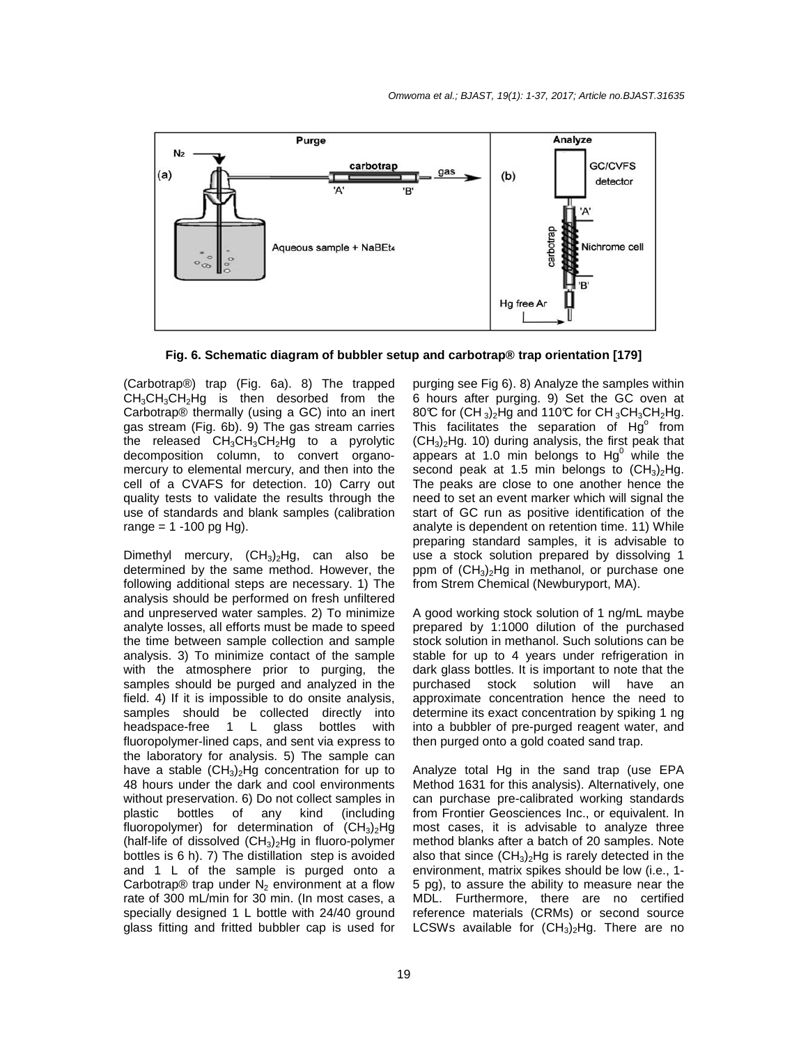Fig. 6. Schematic diagram of bubbler setup and carbotrap® trap orientation [179]

(Carbotrap®) trap (Fig. 6a). 8) The trapped $CH_3CH_3CH_2Hg$ is then desorbed from the Carbotrap® thermally (using a GC) into an inert gas stream (Fig. 6b). 9) The gas stream carries the released $CH_3CH_3CH_2Hg$ to a pyrolytic decomposition column, to convert organomercury to elemental mercury, and then into the cell of a CVAFS for detection. 10) Carry out quality tests to validate the results through the use of standards and blank samples (calibration range = 1 -100 pg Hg).

Dimethyl mercury, $(CH_3)_2Hg$, can also be determined by the same method. However, the following additional steps are necessary. 1) The analysis should be performed on fresh unfiltered and unpreserved water samples. 2) To minimize analyte losses, all efforts must be made to speed the time between sample collection and sample analysis. 3) To minimize contact of the sample with the atmosphere prior to purging, the samples should be purged and analyzed in the field. 4) If it is impossible to do onsite analysis, samples should be collected directly into headspace-free 1 L glass bottles with fluoropolymer-lined caps, and sent via express to the laboratory for analysis. 5) The sample can have a stable $(CH_3)_2Hg$ concentration for up to 48 hours under the dark and cool environments without preservation. 6) Do not collect samples in plastic bottles of any kind (including fluoropolymer) for determination of $(CH_3)_2Hg$ (half-life of dissolved $(CH_3)_2Hg$ in fluoro-polymer bottles is 6 h). 7) The distillation step is avoided and 1 L of the sample is purged onto a Carbotrap® trap under $N_2$ environment at a flow rate of 300 mL/min for 30 min. (In most cases, a specially designed 1 L bottle with 24/40 ground glass fitting and fritted bubbler cap is used for purging see Fig 6). 8) Analyze the samples within 6 hours after purging. 9) Set the GC oven at 80℃ for $(CH_3)_2Hg$ and 110℃ for $CH_3CH_3CH_2Hg$. This facilitates the separation of $Hg^o$ from $(CH_3)_2Hg$. 10) during analysis, the first peak that appears at 1.0 min belongs to $Hg^0$ while the second peak at 1.5 min belongs to $(CH_3)_2Hg$. The peaks are close to one another hence the need to set an event marker which will signal the start of GC run as positive identification of the analyte is dependent on retention time. 11) While preparing standard samples, it is advisable to use a stock solution prepared by dissolving 1 ppm of $(CH_3)_2Hg$ in methanol, or purchase one from Strem Chemical (Newburyport, MA).

A good working stock solution of 1 ng/mL maybe prepared by 1:1000 dilution of the purchased stock solution in methanol. Such solutions can be stable for up to 4 years under refrigeration in dark glass bottles. It is important to note that the purchased stock solution will have an approximate concentration hence the need to determine its exact concentration by spiking 1 ng into a bubbler of pre-purged reagent water, and then purged onto a gold coated sand trap.

Analyze total Hg in the sand trap (use EPA Method 1631 for this analysis). Alternatively, one can purchase pre-calibrated working standards from Frontier Geosciences Inc., or equivalent. In most cases, it is advisable to analyze three method blanks after a batch of 20 samples. Note also that since $(CH_3)_2Hg$ is rarely detected in the environment, matrix spikes should be low (i.e., 1-5 pg), to assure the ability to measure near the MDL. Furthermore, there are no certified reference materials (CRMs) or second source LCSWs available for $(CH_3)_2Hg$. There are no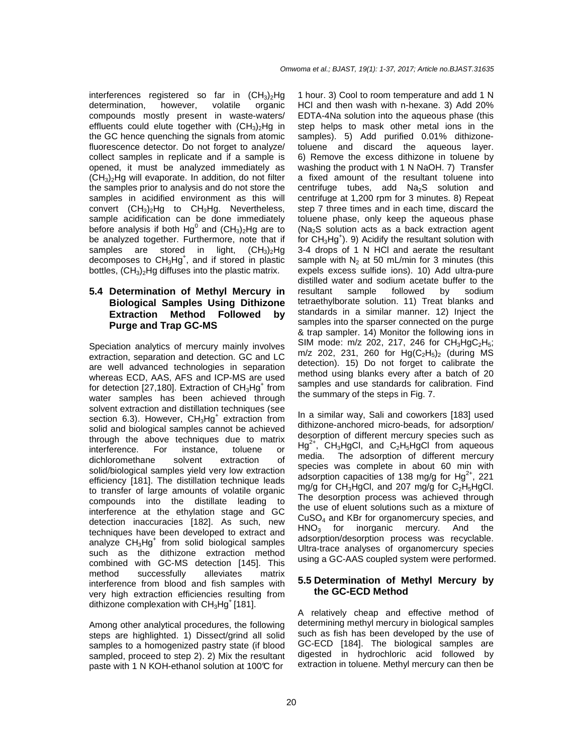interferences registered so far in $(CH_3)_2Hg$ determination, however, volatile organic compounds mostly present in waste-waters/ effluents could elute together with $(CH_3)_2Hg$ in the GC hence quenching the signals from atomic fluorescence detector. Do not forget to analyze/ collect samples in replicate and if a sample is opened, it must be analyzed immediately as $(CH_3)_2Hg$ will evaporate. In addition, do not filter the samples prior to analysis and do not store the samples in acidified environment as this will convert $(CH_3)_2Hg$ to $CH_3Hg$. Nevertheless, sample acidification can be done immediately before analysis if both $Hg^0$ and $(CH_3)_2Hg$ are to be analyzed together. Furthermore, note that if samples are stored in light, $(CH_3)_2Hg$ decomposes to $CH_3Hg^+$, and if stored in plastic bottles, $(CH_3)_2Hg$ diffuses into the plastic matrix.

### 5.4 Determination of Methyl Mercury in Biological Samples Using Dithizone Extraction Method Followed by Purge and Trap GC-MS

Speciation analytics of mercury mainly involves extraction, separation and detection. GC and LC are well advanced technologies in separation whereas ECD, AAS, AFS and ICP-MS are used for detection [27,180]. Extraction of $CH_3Hg^+$ from water samples has been achieved through solvent extraction and distillation techniques (see section 6.3). However, $CH_3Hg^+$ extraction from solid and biological samples cannot be achieved through the above techniques due to matrix interference. For instance, toluene or dichloromethane solvent extraction of solid/biological samples yield very low extraction efficiency [181]. The distillation technique leads to transfer of large amounts of volatile organic compounds into the distillate leading to interference at the ethylation stage and GC detection inaccuracies [182]. As such, new techniques have been developed to extract and analyze $CH_3Hg^+$ from solid biological samples such as the dithizone extraction method combined with GC-MS detection [145]. This method successfully alleviates matrix interference from blood and fish samples with very high extraction efficiencies resulting from dithizone complexation with $CH_3Hg^+$ [181].

Among other analytical procedures, the following steps are highlighted. 1) Dissect/grind all solid samples to a homogenized pastry state (if blood sampled, proceed to step 2). 2) Mix the resultant paste with 1 N KOH-ethanol solution at 100℃ for 1 hour. 3) Cool to room temperature and add 1 N HCl and then wash with n-hexane. 3) Add 20% EDTA-4Na solution into the aqueous phase (this step helps to mask other metal ions in the samples). 5) Add purified 0.01% dithizone-toluene and discard the aqueous layer. 6) Remove the excess dithizone in toluene by washing the product with 1 N NaOH. 7) Transfer a fixed amount of the resultant toluene into centrifuge tubes, add $Na_2S$ solution and centrifuge at 1,200 rpm for 3 minutes. 8) Repeat step 7 three times and in each time, discard the toluene phase, only keep the aqueous phase ($Na_2S$ solution acts as a back extraction agent for $CH_3Hg^+$). 9) Acidify the resultant solution with 3-4 drops of 1 N HCl and aerate the resultant sample with $N_2$ at 50 mL/min for 3 minutes (this expels excess sulfide ions). 10) Add ultra-pure distilled water and sodium acetate buffer to the resultant sample followed by sodium tetraethylborate solution. 11) Treat blanks and standards in a similar manner. 12) Inject the samples into the sparser connected on the purge & trap sampler. 14) Monitor the following ions in SIM mode: m/z 202, 217, 246 for $CH_3HgC_2H_5$; m/z 202, 231, 260 for $Hg(C_2H_5)_2$ (during MS detection). 15) Do not forget to calibrate the method using blanks every after a batch of 20 samples and use standards for calibration. Find the summary of the steps in Fig. 7.

In a similar way, Sali and coworkers [183] used dithizone-anchored micro-beads, for adsorption/ desorption of different mercury species such as $Hg^{2+}$, $CH_3HgCl$, and $C_2H_5HgCl$ from aqueous media. The adsorption of different mercury species was complete in about 60 min with adsorption capacities of 138 mg/g for $Hg^{2+}$, 221 mg/g for $CH_3HgCl$, and 207 mg/g for $C_2H_5HgCl$. The desorption process was achieved through the use of eluent solutions such as a mixture of $CuSO_4$ and KBr for organomercury species, and $HNO_3$ for inorganic mercury. And the adsorption/desorption process was recyclable. Ultra-trace analyses of organomercury species using a GC-AAS coupled system were performed.

### 5.5 Determination of Methyl Mercury by the GC-ECD Method

A relatively cheap and effective method of determining methyl mercury in biological samples such as fish has been developed by the use of GC-ECD [184]. The biological samples are digested in hydrochloric acid followed by extraction in toluene. Methyl mercury can then be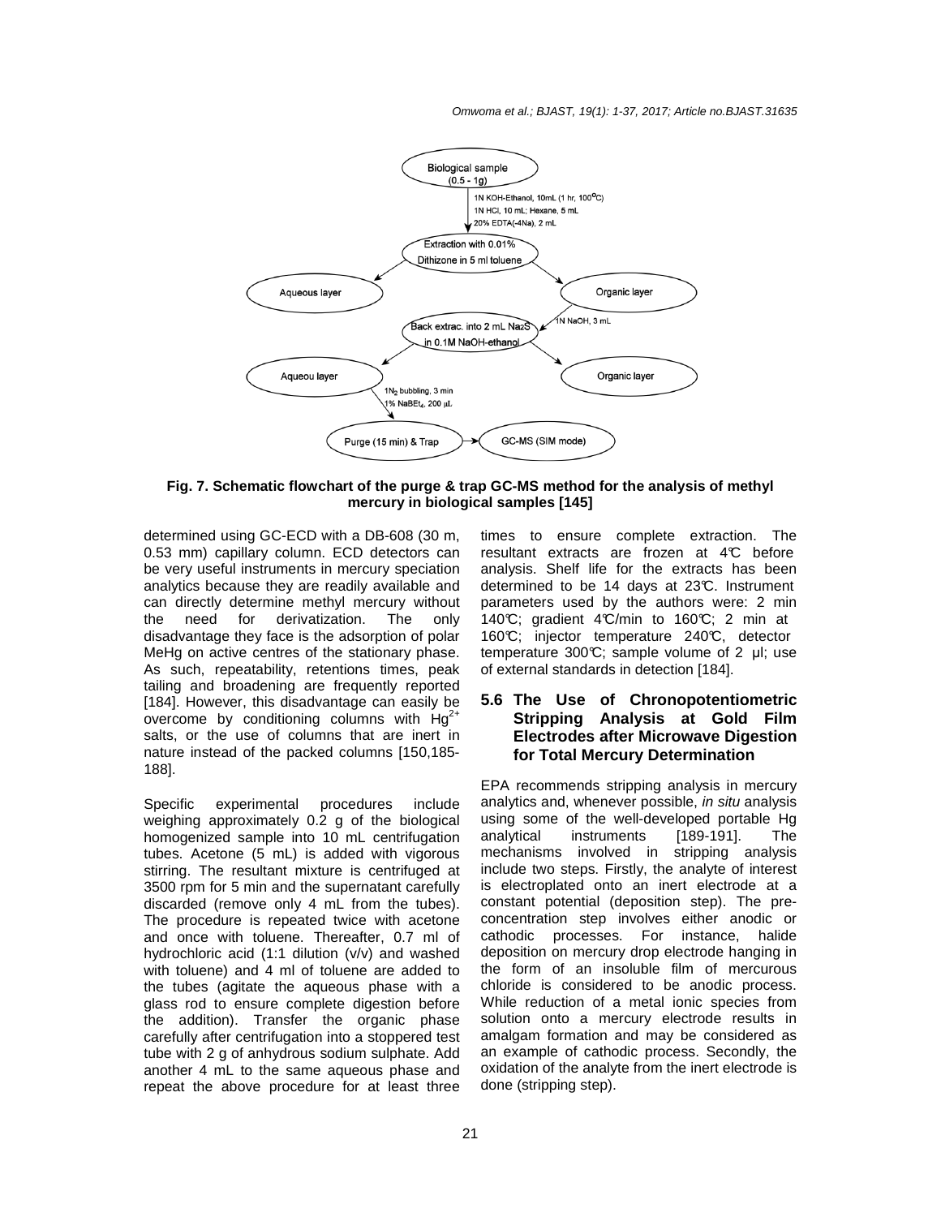**Fig. 7. Schematic flowchart of the purge & trap GC-MS method for the analysis of methyl mercury in biological samples [145]**

determined using GC-ECD with a DB-608 (30 m, 0.53 mm) capillary column. ECD detectors can be very useful instruments in mercury speciation analytics because they are readily available and can directly determine methyl mercury without the need for derivatization. The only disadvantage they face is the adsorption of polar MeHg on active centres of the stationary phase. As such, repeatability, retentions times, peak tailing and broadening are frequently reported [184]. However, this disadvantage can easily be overcome by conditioning columns with $Hg^{2+}$ salts, or the use of columns that are inert in nature instead of the packed columns [150,185-188].

Specific experimental procedures include weighing approximately 0.2 g of the biological homogenized sample into 10 mL centrifugation tubes. Acetone (5 mL) is added with vigorous stirring. The resultant mixture is centrifuged at 3500 rpm for 5 min and the supernatant carefully discarded (remove only 4 mL from the tubes). The procedure is repeated twice with acetone and once with toluene. Thereafter, 0.7 ml of hydrochloric acid (1:1 dilution (v/v) and washed with toluene) and 4 ml of toluene are added to the tubes (agitate the aqueous phase with a glass rod to ensure complete digestion before the addition). Transfer the organic phase carefully after centrifugation into a stoppered test tube with 2 g of anhydrous sodium sulphate. Add another 4 mL to the same aqueous phase and repeat the above procedure for at least three times to ensure complete extraction. The resultant extracts are frozen at 4℃ before analysis. Shelf life for the extracts has been determined to be 14 days at 23℃. Instrument parameters used by the authors were: 2 min 140℃; gradient 4℃/min to 160℃; 2 min at 160℃; injector temperature 240℃, detector temperature 300℃; sample volume of 2 µl; use of external standards in detection [184].

### 5.6 The Use of Chronopotentiometric Stripping Analysis at Gold Film Electrodes after Microwave Digestion for Total Mercury Determination

EPA recommends stripping analysis in mercury analytics and, whenever possible, *in situ* analysis using some of the well-developed portable Hg analytical instruments [189-191]. The mechanisms involved in stripping analysis include two steps. Firstly, the analyte of interest is electroplated onto an inert electrode at a constant potential (deposition step). The pre-concentration step involves either anodic or cathodic processes. For instance, halide deposition on mercury drop electrode hanging in the form of an insoluble film of mercurous chloride is considered to be anodic process. While reduction of a metal ionic species from solution onto a mercury electrode results in amalgam formation and may be considered as an example of cathodic process. Secondly, the oxidation of the analyte from the inert electrode is done (stripping step).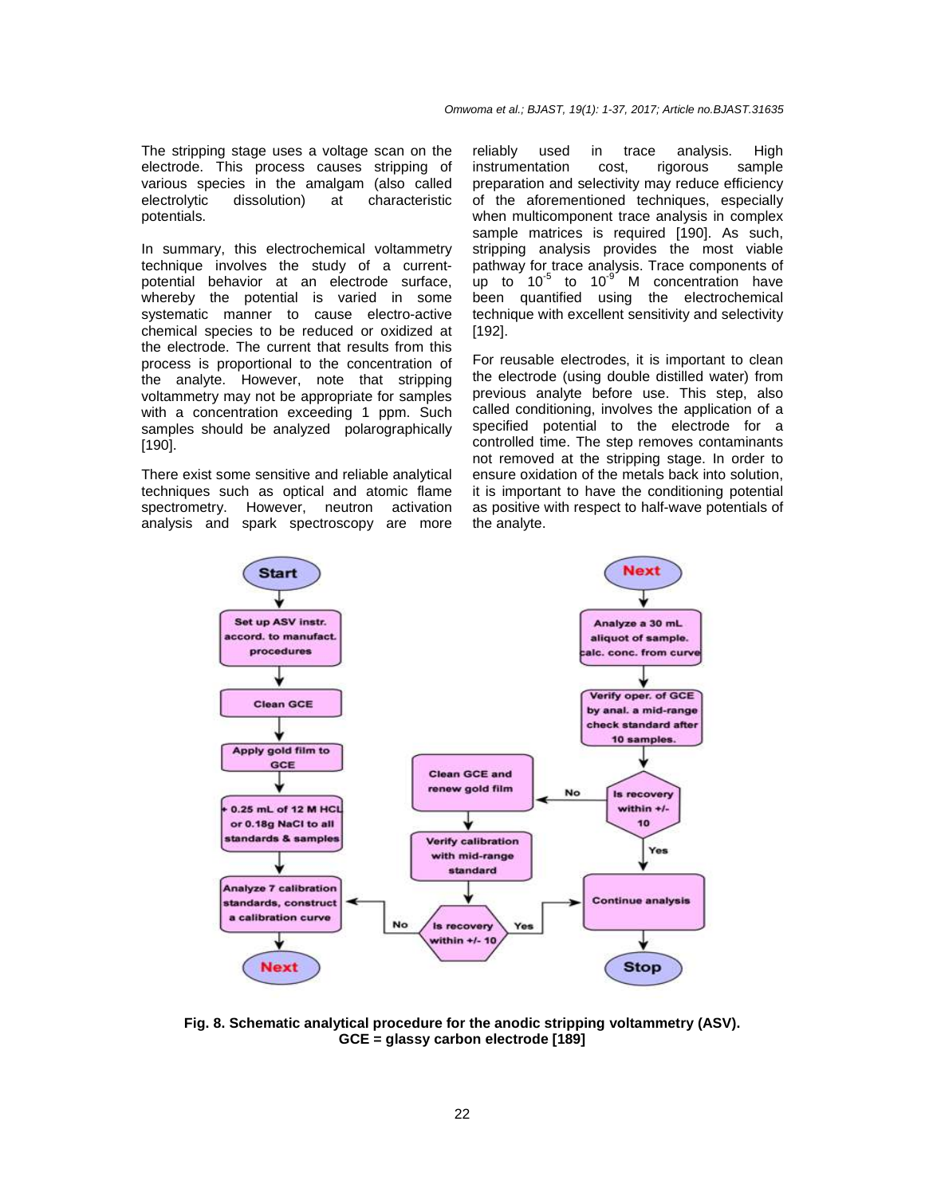The stripping stage uses a voltage scan on the electrode. This process causes stripping of various species in the amalgam (also called electrolytic dissolution) at characteristic potentials.

In summary, this electrochemical voltammetry technique involves the study of a current-potential behavior at an electrode surface, whereby the potential is varied in some systematic manner to cause electro-active chemical species to be reduced or oxidized at the electrode. The current that results from this process is proportional to the concentration of the analyte. However, note that stripping voltammetry may not be appropriate for samples with a concentration exceeding 1 ppm. Such samples should be analyzed polarographically [190].

There exist some sensitive and reliable analytical techniques such as optical and atomic flame spectrometry. However, neutron activation analysis and spark spectroscopy are more reliably used in trace analysis. High instrumentation cost, rigorous sample preparation and selectivity may reduce efficiency of the aforementioned techniques, especially when multicomponent trace analysis in complex sample matrices is required [190]. As such, stripping analysis provides the most viable pathway for trace analysis. Trace components of up to $10^{-5}$ to $10^{-9}$ M concentration have been quantified using the electrochemical technique with excellent sensitivity and selectivity [192].

For reusable electrodes, it is important to clean the electrode (using double distilled water) from previous analyte before use. This step, also called conditioning, involves the application of a specified potential to the electrode for a controlled time. The step removes contaminants not removed at the stripping stage. In order to ensure oxidation of the metals back into solution, it is important to have the conditioning potential as positive with respect to half-wave potentials of the analyte.

Start → Set up ASV instr. accord. to manufact. procedures → Clean GCE → Apply gold film to GCE → + 0.25 mL of 12 M HCL or 0.18g NaCl to all standards & samples → Analyze 7 calibration standards, construct a calibration curve → Next

Next → Analyze a 30 mL aliquot of sample. calc. conc. from curve → Verify oper. of GCE by anal. a mid-range check standard after 10 samples. → Is recovery within +/- 10 (Yes → Continue analysis → Stop; No → Clean GCE and renew gold film → Verify calibration with mid-range standard → Is recovery within +/- 10 (Yes → Continue analysis; No → Analyze 7 calibration standards, construct a calibration curve))

**Fig. 8. Schematic analytical procedure for the anodic stripping voltammetry (ASV). GCE = glassy carbon electrode [189]**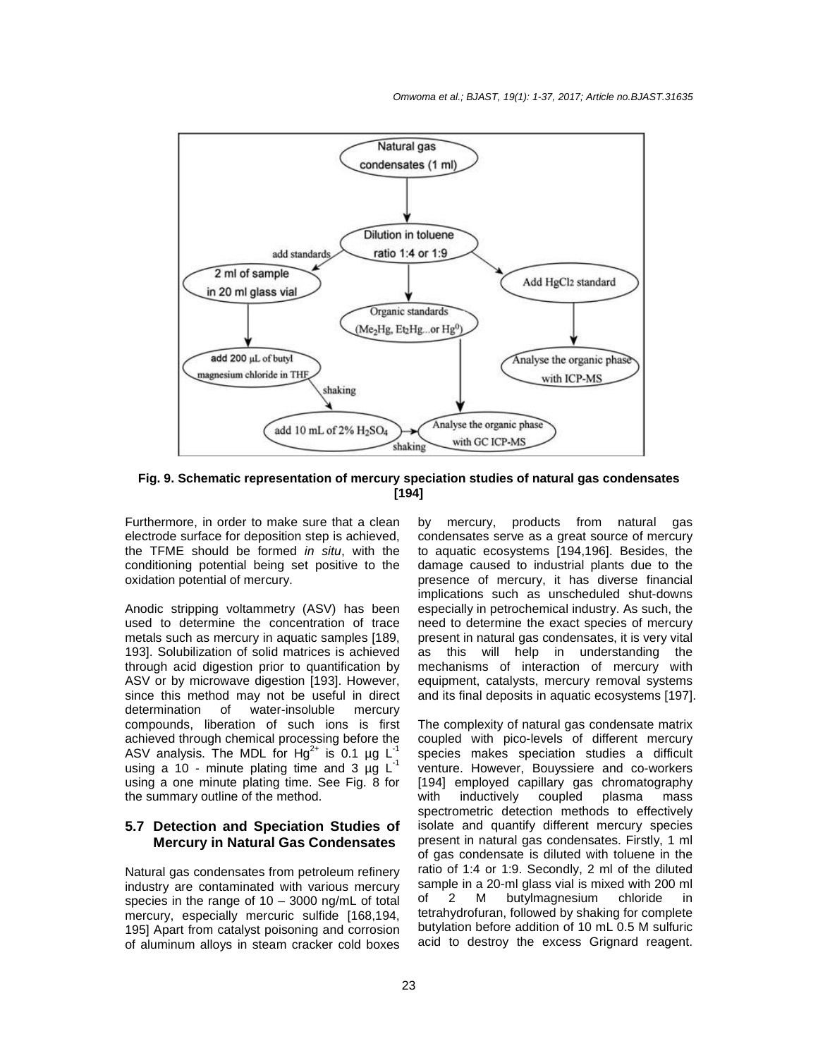Fig. 9. Schematic representation of mercury speciation studies of natural gas condensates [194]

Furthermore, in order to make sure that a clean electrode surface for deposition step is achieved, the TFME should be formed *in situ*, with the conditioning potential being set positive to the oxidation potential of mercury.

Anodic stripping voltammetry (ASV) has been used to determine the concentration of trace metals such as mercury in aquatic samples [189, 193]. Solubilization of solid matrices is achieved through acid digestion prior to quantification by ASV or by microwave digestion [193]. However, since this method may not be useful in direct determination of water-insoluble mercury compounds, liberation of such ions is first achieved through chemical processing before the ASV analysis. The MDL for $Hg^{2+}$ is 0.1 µg $L^{-1}$ using a 10 - minute plating time and 3 µg $L^{-1}$ using a one minute plating time. See Fig. 8 for the summary outline of the method.

### 5.7 Detection and Speciation Studies of Mercury in Natural Gas Condensates

Natural gas condensates from petroleum refinery industry are contaminated with various mercury species in the range of 10 – 3000 ng/mL of total mercury, especially mercuric sulfide [168,194, 195] Apart from catalyst poisoning and corrosion of aluminum alloys in steam cracker cold boxes by mercury, products from natural gas condensates serve as a great source of mercury to aquatic ecosystems [194,196]. Besides, the damage caused to industrial plants due to the presence of mercury, it has diverse financial implications such as unscheduled shut-downs especially in petrochemical industry. As such, the need to determine the exact species of mercury present in natural gas condensates, it is very vital as this will help in understanding the mechanisms of interaction of mercury with equipment, catalysts, mercury removal systems and its final deposits in aquatic ecosystems [197].

The complexity of natural gas condensate matrix coupled with pico-levels of different mercury species makes speciation studies a difficult venture. However, Bouyssiere and co-workers [194] employed capillary gas chromatography with inductively coupled plasma mass spectrometric detection methods to effectively isolate and quantify different mercury species present in natural gas condensates. Firstly, 1 ml of gas condensate is diluted with toluene in the ratio of 1:4 or 1:9. Secondly, 2 ml of the diluted sample in a 20-ml glass vial is mixed with 200 ml of 2 M butylmagnesium chloride in tetrahydrofuran, followed by shaking for complete butylation before addition of 10 mL 0.5 M sulfuric acid to destroy the excess Grignard reagent.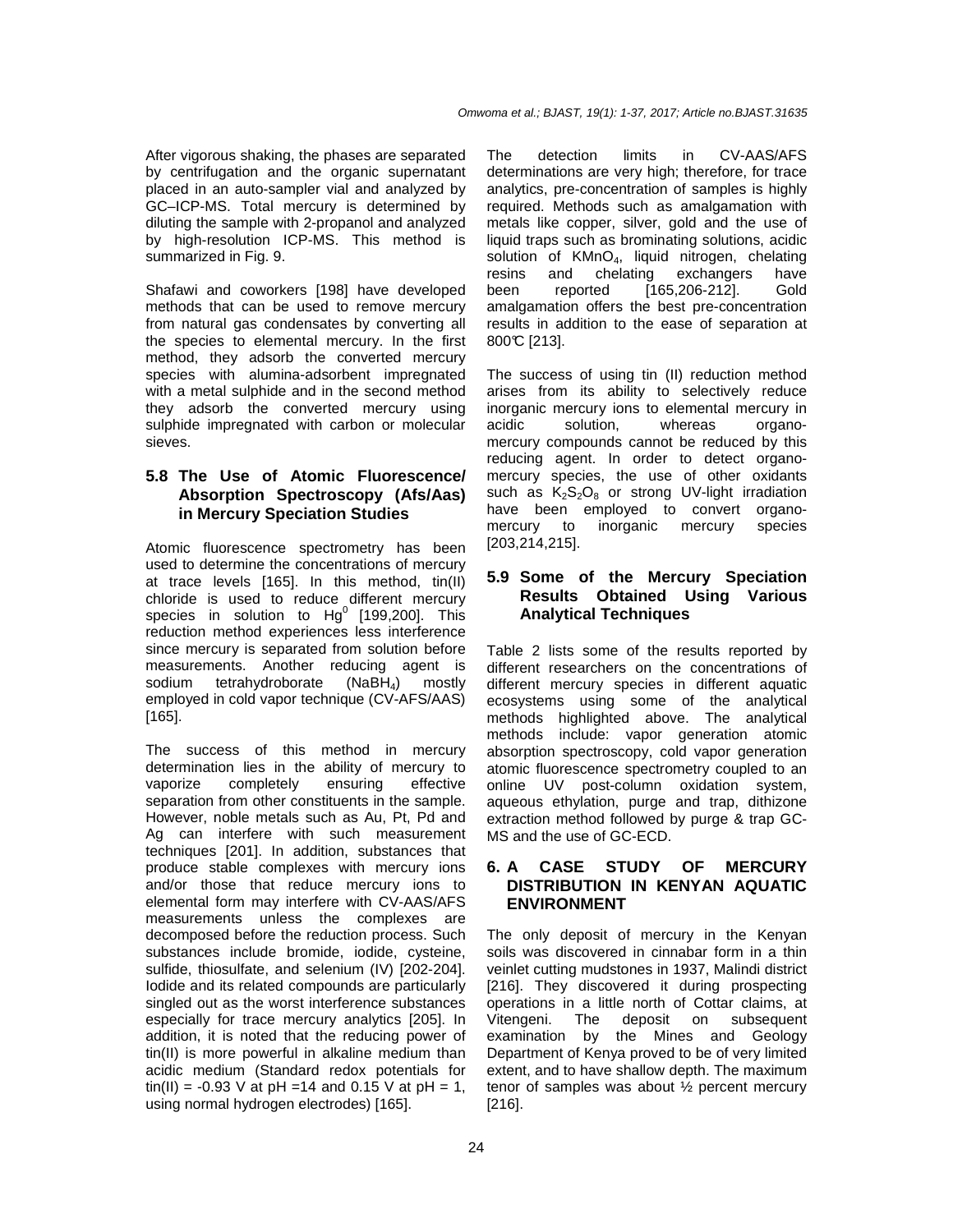After vigorous shaking, the phases are separated by centrifugation and the organic supernatant placed in an auto-sampler vial and analyzed by GC–ICP-MS. Total mercury is determined by diluting the sample with 2-propanol and analyzed by high-resolution ICP-MS. This method is summarized in Fig. 9.

Shafawi and coworkers [198] have developed methods that can be used to remove mercury from natural gas condensates by converting all the species to elemental mercury. In the first method, they adsorb the converted mercury species with alumina-adsorbent impregnated with a metal sulphide and in the second method they adsorb the converted mercury using sulphide impregnated with carbon or molecular sieves.

### 5.8 The Use of Atomic Fluorescence/ Absorption Spectroscopy (Afs/Aas) in Mercury Speciation Studies

Atomic fluorescence spectrometry has been used to determine the concentrations of mercury at trace levels [165]. In this method, tin(II) chloride is used to reduce different mercury species in solution to $Hg^0$ [199,200]. This reduction method experiences less interference since mercury is separated from solution before measurements. Another reducing agent is sodium tetrahydroborate ($NaBH_4$) mostly employed in cold vapor technique (CV-AFS/AAS) [165].

The success of this method in mercury determination lies in the ability of mercury to vaporize completely ensuring effective separation from other constituents in the sample. However, noble metals such as Au, Pt, Pd and Ag can interfere with such measurement techniques [201]. In addition, substances that produce stable complexes with mercury ions and/or those that reduce mercury ions to elemental form may interfere with CV-AAS/AFS measurements unless the complexes are decomposed before the reduction process. Such substances include bromide, iodide, cysteine, sulfide, thiosulfate, and selenium (IV) [202-204]. Iodide and its related compounds are particularly singled out as the worst interference substances especially for trace mercury analytics [205]. In addition, it is noted that the reducing power of tin(II) is more powerful in alkaline medium than acidic medium (Standard redox potentials for tin(II) = -0.93 V at pH =14 and 0.15 V at pH = 1, using normal hydrogen electrodes) [165].

The detection limits in CV-AAS/AFS determinations are very high; therefore, for trace analytics, pre-concentration of samples is highly required. Methods such as amalgamation with metals like copper, silver, gold and the use of liquid traps such as brominating solutions, acidic solution of $KMnO_4$, liquid nitrogen, chelating resins and chelating exchangers have been reported [165,206-212]. Gold amalgamation offers the best pre-concentration results in addition to the ease of separation at 800℃ [213].

The success of using tin (II) reduction method arises from its ability to selectively reduce inorganic mercury ions to elemental mercury in acidic solution, whereas organo-mercury compounds cannot be reduced by this reducing agent. In order to detect organo-mercury species, the use of other oxidants such as $K_2S_2O_8$ or strong UV-light irradiation have been employed to convert organo-mercury to inorganic mercury species [203,214,215].

### 5.9 Some of the Mercury Speciation Results Obtained Using Various Analytical Techniques

Table 2 lists some of the results reported by different researchers on the concentrations of different mercury species in different aquatic ecosystems using some of the analytical methods highlighted above. The analytical methods include: vapor generation atomic absorption spectroscopy, cold vapor generation atomic fluorescence spectrometry coupled to an online UV post-column oxidation system, aqueous ethylation, purge and trap, dithizone extraction method followed by purge & trap GC-MS and the use of GC-ECD.

## 6. A CASE STUDY OF MERCURY DISTRIBUTION IN KENYAN AQUATIC ENVIRONMENT

The only deposit of mercury in the Kenyan soils was discovered in cinnabar form in a thin veinlet cutting mudstones in 1937, Malindi district [216]. They discovered it during prospecting operations in a little north of Cottar claims, at Vitengeni. The deposit on subsequent examination by the Mines and Geology Department of Kenya proved to be of very limited extent, and to have shallow depth. The maximum tenor of samples was about ½ percent mercury [216].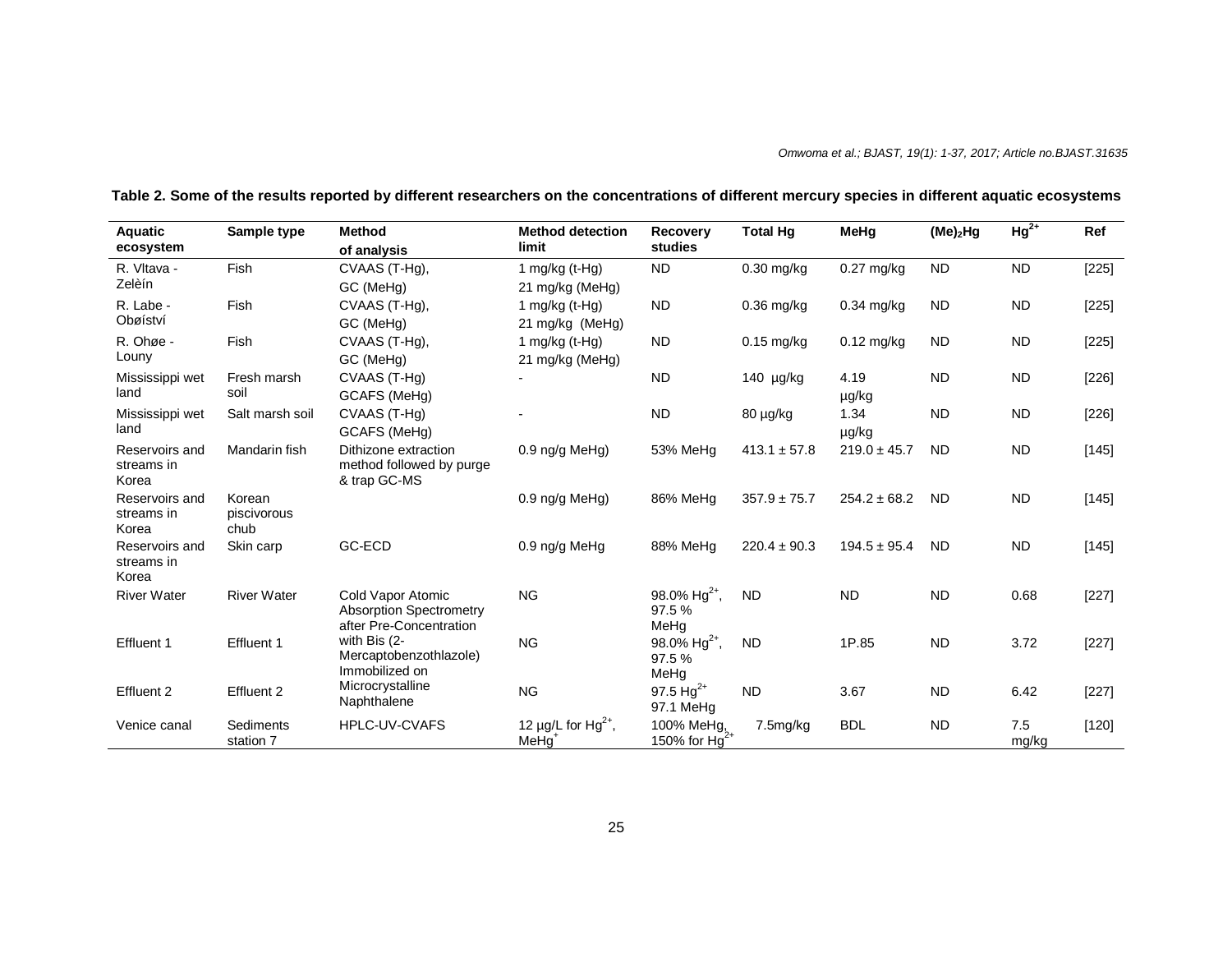**Table 2. Some of the results reported by different researchers on the concentrations of different mercury species in different aquatic ecosystems**

| Aquatic ecosystem | Sample type | Method of analysis | Method detection limit | Recovery studies | Total Hg | MeHg | $(Me)_2Hg$ | $Hg^{2+}$ | Ref |
|---|---|---|---|---|---|---|---|---|---|
| R. Vltava - Zelèín | Fish | CVAAS (T-Hg), GC (MeHg) | 1 mg/kg (t-Hg) 21 mg/kg (MeHg) | ND | 0.30 mg/kg | 0.27 mg/kg | ND | ND | [225] |
| R. Labe - Obøíství | Fish | CVAAS (T-Hg), GC (MeHg) | 1 mg/kg (t-Hg) 21 mg/kg (MeHg) | ND | 0.36 mg/kg | 0.34 mg/kg | ND | ND | [225] |
| R. Ohøe - Louny | Fish | CVAAS (T-Hg), GC (MeHg) | 1 mg/kg (t-Hg) 21 mg/kg (MeHg) | ND | 0.15 mg/kg | 0.12 mg/kg | ND | ND | [225] |
| Mississippi wet land | Fresh marsh soil | CVAAS (T-Hg) GCAFS (MeHg) | - | ND | 140 µg/kg | 4.19 µg/kg | ND | ND | [226] |
| Mississippi wet land | Salt marsh soil | CVAAS (T-Hg) GCAFS (MeHg) | - | ND | 80 µg/kg | 1.34 µg/kg | ND | ND | [226] |
| Reservoirs and streams in Korea | Mandarin fish | Dithizone extraction method followed by purge & trap GC-MS | 0.9 ng/g MeHg) | 53% MeHg | 413.1 ± 57.8 | 219.0 ± 45.7 | ND | ND | [145] |
| Reservoirs and streams in Korea | Korean piscivorous chub | | 0.9 ng/g MeHg) | 86% MeHg | 357.9 ± 75.7 | 254.2 ± 68.2 | ND | ND | [145] |
| Reservoirs and streams in Korea | Skin carp | GC-ECD | 0.9 ng/g MeHg | 88% MeHg | 220.4 ± 90.3 | 194.5 ± 95.4 | ND | ND | [145] |
| River Water | River Water | Cold Vapor Atomic Absorption Spectrometry after Pre-Concentration with Bis (2-Mercaptobenzothlazole) Immobilized on Microcrystalline Naphthalene | NG | 98.0% $Hg^{2+}$, 97.5 % MeHg | ND | ND | ND | 0.68 | [227] |
| Effluent 1 | Effluent 1 | | NG | 98.0% $Hg^{2+}$, 97.5 % MeHg | ND | 1P.85 | ND | 3.72 | [227] |
| Effluent 2 | Effluent 2 | | NG | 97.5 $Hg^{2+}$ 97.1 MeHg | ND | 3.67 | ND | 6.42 | [227] |
| Venice canal | Sediments station 7 | HPLC-UV-CVAFS | 12 µg/L for $Hg^{2+}$, $MeHg^{+}$ | 100% MeHg, 150% for $Hg^{2+}$ | 7.5mg/kg | BDL | ND | 7.5 mg/kg | [120] |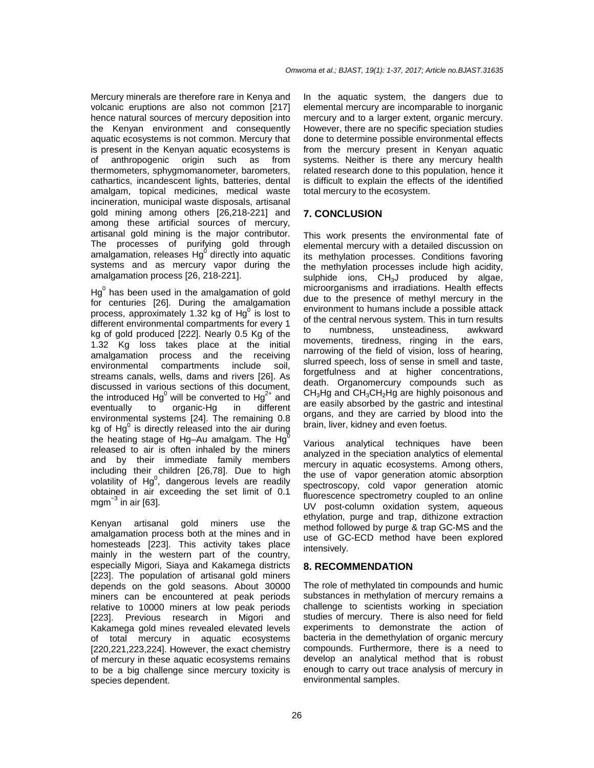Mercury minerals are therefore rare in Kenya and volcanic eruptions are also not common [217] hence natural sources of mercury deposition into the Kenyan environment and consequently aquatic ecosystems is not common. Mercury that is present in the Kenyan aquatic ecosystems is of anthropogenic origin such as from thermometers, sphygmomanometer, barometers, cathartics, incandescent lights, batteries, dental amalgam, topical medicines, medical waste incineration, municipal waste disposals, artisanal gold mining among others [26,218-221] and among these artificial sources of mercury, artisanal gold mining is the major contributor. The processes of purifying gold through amalgamation, releases $Hg^0$ directly into aquatic systems and as mercury vapor during the amalgamation process [26, 218-221].

$Hg^0$ has been used in the amalgamation of gold for centuries [26]. During the amalgamation process, approximately 1.32 kg of $Hg^0$ is lost to different environmental compartments for every 1 kg of gold produced [222]. Nearly 0.5 Kg of the 1.32 Kg loss takes place at the initial amalgamation process and the receiving environmental compartments include soil, streams canals, wells, dams and rivers [26]. As discussed in various sections of this document, the introduced $Hg^0$ will be converted to $Hg^{2+}$ and eventually to organic-Hg in different environmental systems [24]. The remaining 0.8 kg of $Hg^0$ is directly released into the air during the heating stage of Hg–Au amalgam. The $Hg^0$ released to air is often inhaled by the miners and by their immediate family members including their children [26,78]. Due to high volatility of $Hg^0$, dangerous levels are readily obtained in air exceeding the set limit of 0.1 $mgm^{-3}$ in air [63].

Kenyan artisanal gold miners use the amalgamation process both at the mines and in homesteads [223]. This activity takes place mainly in the western part of the country, especially Migori, Siaya and Kakamega districts [223]. The population of artisanal gold miners depends on the gold seasons. About 30000 miners can be encountered at peak periods relative to 10000 miners at low peak periods [223]. Previous research in Migori and Kakamega gold mines revealed elevated levels of total mercury in aquatic ecosystems [220,221,223,224]. However, the exact chemistry of mercury in these aquatic ecosystems remains to be a big challenge since mercury toxicity is species dependent.

In the aquatic system, the dangers due to elemental mercury are incomparable to inorganic mercury and to a larger extent, organic mercury. However, there are no specific speciation studies done to determine possible environmental effects from the mercury present in Kenyan aquatic systems. Neither is there any mercury health related research done to this population, hence it is difficult to explain the effects of the identified total mercury to the ecosystem.

## 7. CONCLUSION

This work presents the environmental fate of elemental mercury with a detailed discussion on its methylation processes. Conditions favoring the methylation processes include high acidity, sulphide ions, $CH_3J$ produced by algae, microorganisms and irradiations. Health effects due to the presence of methyl mercury in the environment to humans include a possible attack of the central nervous system. This in turn results to numbness, unsteadiness, awkward movements, tiredness, ringing in the ears, narrowing of the field of vision, loss of hearing, slurred speech, loss of sense in smell and taste, forgetfulness and at higher concentrations, death. Organomercury compounds such as $CH_3Hg$ and $CH_3CH_2Hg$ are highly poisonous and are easily absorbed by the gastric and intestinal organs, and they are carried by blood into the brain, liver, kidney and even foetus.

Various analytical techniques have been analyzed in the speciation analytics of elemental mercury in aquatic ecosystems. Among others, the use of vapor generation atomic absorption spectroscopy, cold vapor generation atomic fluorescence spectrometry coupled to an online UV post-column oxidation system, aqueous ethylation, purge and trap, dithizone extraction method followed by purge & trap GC-MS and the use of GC-ECD method have been explored intensively.

## 8. RECOMMENDATION

The role of methylated tin compounds and humic substances in methylation of mercury remains a challenge to scientists working in speciation studies of mercury. There is also need for field experiments to demonstrate the action of bacteria in the demethylation of organic mercury compounds. Furthermore, there is a need to develop an analytical method that is robust enough to carry out trace analysis of mercury in environmental samples.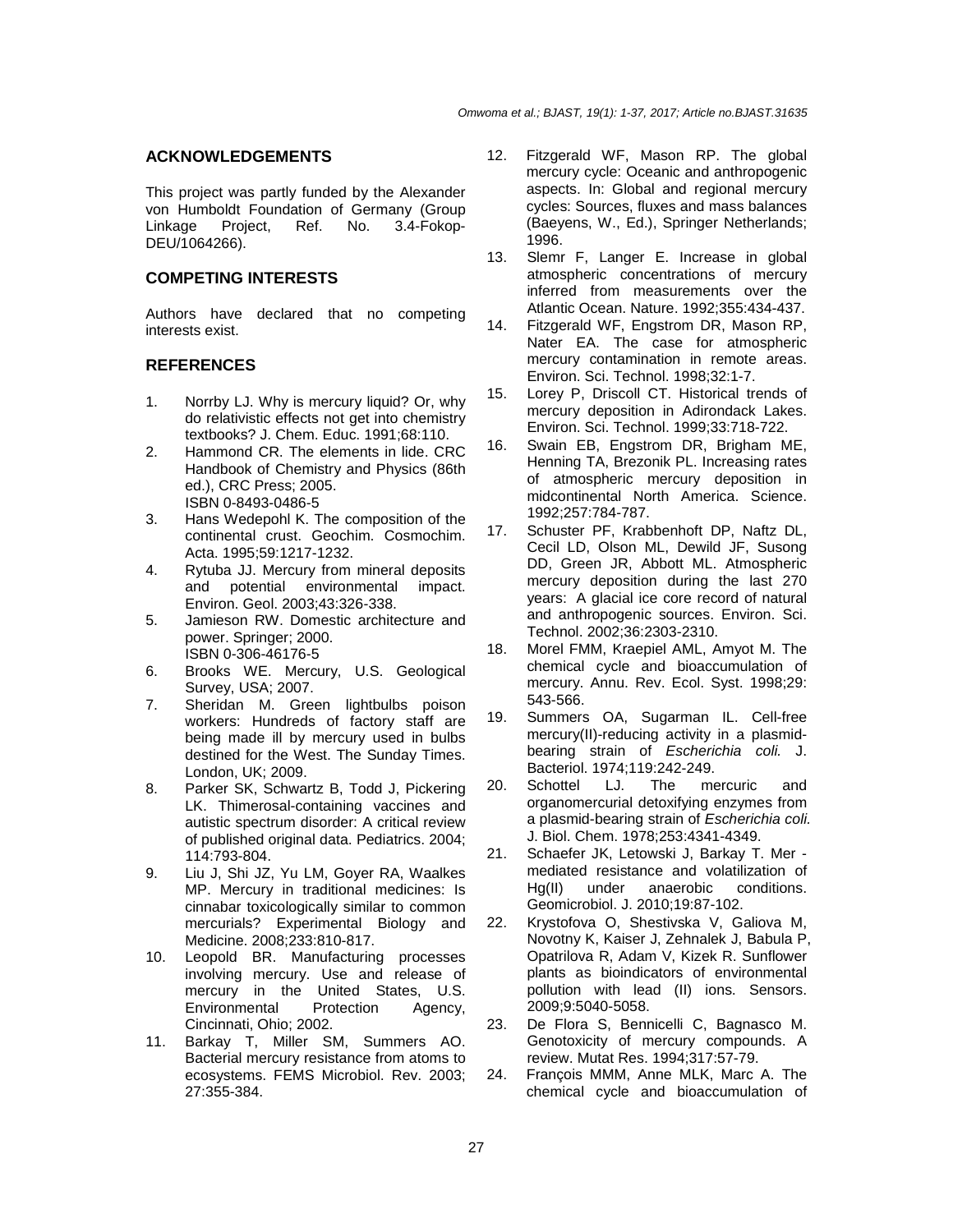## ACKNOWLEDGEMENTS

This project was partly funded by the Alexander von Humboldt Foundation of Germany (Group Linkage Project, Ref. No. 3.4-Fokop-DEU/1064266).

## COMPETING INTERESTS

Authors have declared that no competing interests exist.

## REFERENCES

1. Norrby LJ. Why is mercury liquid? Or, why do relativistic effects not get into chemistry textbooks? J. Chem. Educ. 1991;68:110.
2. Hammond CR. The elements in lide. CRC Handbook of Chemistry and Physics (86th ed.), CRC Press; 2005. ISBN 0-8493-0486-5
3. Hans Wedepohl K. The composition of the continental crust. Geochim. Cosmochim. Acta. 1995;59:1217-1232.
4. Rytuba JJ. Mercury from mineral deposits and potential environmental impact. Environ. Geol. 2003;43:326-338.
5. Jamieson RW. Domestic architecture and power. Springer; 2000. ISBN 0-306-46176-5
6. Brooks WE. Mercury, U.S. Geological Survey, USA; 2007.
7. Sheridan M. Green lightbulbs poison workers: Hundreds of factory staff are being made ill by mercury used in bulbs destined for the West. The Sunday Times. London, UK; 2009.
8. Parker SK, Schwartz B, Todd J, Pickering LK. Thimerosal-containing vaccines and autistic spectrum disorder: A critical review of published original data. Pediatrics. 2004; 114:793-804.
9. Liu J, Shi JZ, Yu LM, Goyer RA, Waalkes MP. Mercury in traditional medicines: Is cinnabar toxicologically similar to common mercurials? Experimental Biology and Medicine. 2008;233:810-817.
10. Leopold BR. Manufacturing processes involving mercury. Use and release of mercury in the United States, U.S. Environmental Protection Agency, Cincinnati, Ohio; 2002.
11. Barkay T, Miller SM, Summers AO. Bacterial mercury resistance from atoms to ecosystems. FEMS Microbiol. Rev. 2003; 27:355-384.
12. Fitzgerald WF, Mason RP. The global mercury cycle: Oceanic and anthropogenic aspects. In: Global and regional mercury cycles: Sources, fluxes and mass balances (Baeyens, W., Ed.), Springer Netherlands; 1996.
13. Slemr F, Langer E. Increase in global atmospheric concentrations of mercury inferred from measurements over the Atlantic Ocean. Nature. 1992;355:434-437.
14. Fitzgerald WF, Engstrom DR, Mason RP, Nater EA. The case for atmospheric mercury contamination in remote areas. Environ. Sci. Technol. 1998;32:1-7.
15. Lorey P, Driscoll CT. Historical trends of mercury deposition in Adirondack Lakes. Environ. Sci. Technol. 1999;33:718-722.
16. Swain EB, Engstrom DR, Brigham ME, Henning TA, Brezonik PL. Increasing rates of atmospheric mercury deposition in midcontinental North America. Science. 1992;257:784-787.
17. Schuster PF, Krabbenhoft DP, Naftz DL, Cecil LD, Olson ML, Dewild JF, Susong DD, Green JR, Abbott ML. Atmospheric mercury deposition during the last 270 years: A glacial ice core record of natural and anthropogenic sources. Environ. Sci. Technol. 2002;36:2303-2310.
18. Morel FMM, Kraepiel AML, Amyot M. The chemical cycle and bioaccumulation of mercury. Annu. Rev. Ecol. Syst. 1998;29: 543-566.
19. Summers OA, Sugarman IL. Cell-free mercury(II)-reducing activity in a plasmid-bearing strain of *Escherichia coli.* J. Bacteriol. 1974;119:242-249.
20. Schottel LJ. The mercuric and organomercurial detoxifying enzymes from a plasmid-bearing strain of *Escherichia coli.* J. Biol. Chem. 1978;253:4341-4349.
21. Schaefer JK, Letowski J, Barkay T. Mer - mediated resistance and volatilization of Hg(II) under anaerobic conditions. Geomicrobiol. J. 2010;19:87-102.
22. Krystofova O, Shestivska V, Galiova M, Novotny K, Kaiser J, Zehnalek J, Babula P, Opatrilova R, Adam V, Kizek R. Sunflower plants as bioindicators of environmental pollution with lead (II) ions. Sensors. 2009;9:5040-5058.
23. De Flora S, Bennicelli C, Bagnasco M. Genotoxicity of mercury compounds. A review. Mutat Res. 1994;317:57-79.
24. François MMM, Anne MLK, Marc A. The chemical cycle and bioaccumulation of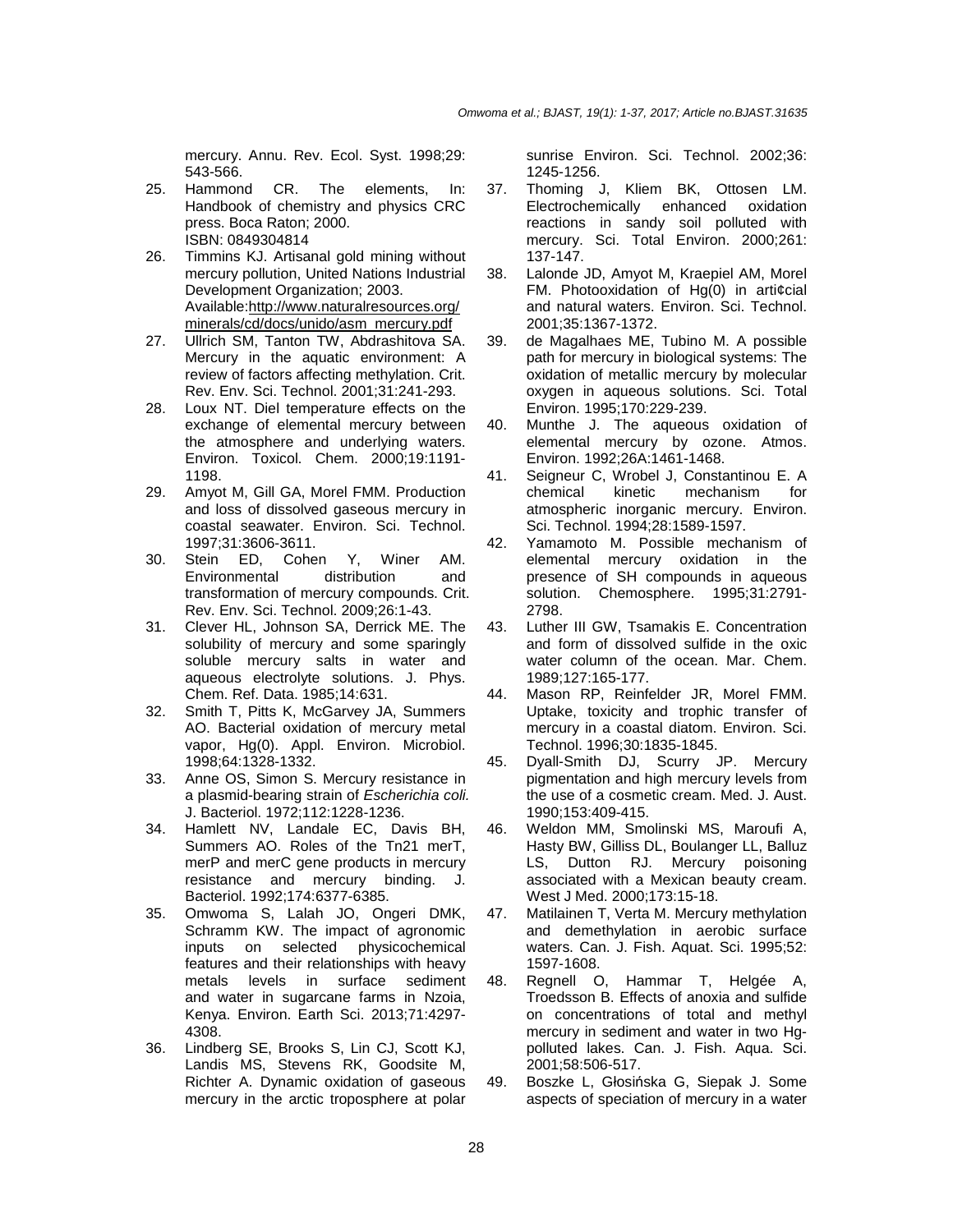mercury. Annu. Rev. Ecol. Syst. 1998;29: 543-566.

25. Hammond CR. The elements, In: Handbook of chemistry and physics CRC press. Boca Raton; 2000. ISBN: 0849304814
26. Timmins KJ. Artisanal gold mining without mercury pollution, United Nations Industrial Development Organization; 2003. Available:http://www.naturalresources.org/minerals/cd/docs/unido/asm_mercury.pdf
27. Ullrich SM, Tanton TW, Abdrashitova SA. Mercury in the aquatic environment: A review of factors affecting methylation. Crit. Rev. Env. Sci. Technol. 2001;31:241-293.
28. Loux NT. Diel temperature effects on the exchange of elemental mercury between the atmosphere and underlying waters. Environ. Toxicol. Chem. 2000;19:1191-1198.
29. Amyot M, Gill GA, Morel FMM. Production and loss of dissolved gaseous mercury in coastal seawater. Environ. Sci. Technol. 1997;31:3606-3611.
30. Stein ED, Cohen Y, Winer AM. Environmental distribution and transformation of mercury compounds. Crit. Rev. Env. Sci. Technol. 2009;26:1-43.
31. Clever HL, Johnson SA, Derrick ME. The solubility of mercury and some sparingly soluble mercury salts in water and aqueous electrolyte solutions. J. Phys. Chem. Ref. Data. 1985;14:631.
32. Smith T, Pitts K, McGarvey JA, Summers AO. Bacterial oxidation of mercury metal vapor, Hg(0). Appl. Environ. Microbiol. 1998;64:1328-1332.
33. Anne OS, Simon S. Mercury resistance in a plasmid-bearing strain of *Escherichia coli.* J. Bacteriol. 1972;112:1228-1236.
34. Hamlett NV, Landale EC, Davis BH, Summers AO. Roles of the Tn21 merT, merP and merC gene products in mercury resistance and mercury binding. J. Bacteriol. 1992;174:6377-6385.
35. Omwoma S, Lalah JO, Ongeri DMK, Schramm KW. The impact of agronomic inputs on selected physicochemical features and their relationships with heavy metals levels in surface sediment and water in sugarcane farms in Nzoia, Kenya. Environ. Earth Sci. 2013;71:4297-4308.
36. Lindberg SE, Brooks S, Lin CJ, Scott KJ, Landis MS, Stevens RK, Goodsite M, Richter A. Dynamic oxidation of gaseous mercury in the arctic troposphere at polar sunrise Environ. Sci. Technol. 2002;36: 1245-1256.
37. Thoming J, Kliem BK, Ottosen LM. Electrochemically enhanced oxidation reactions in sandy soil polluted with mercury. Sci. Total Environ. 2000;261: 137-147.
38. Lalonde JD, Amyot M, Kraepiel AM, Morel FM. Photooxidation of Hg(0) in arti¢cial and natural waters. Environ. Sci. Technol. 2001;35:1367-1372.
39. de Magalhaes ME, Tubino M. A possible path for mercury in biological systems: The oxidation of metallic mercury by molecular oxygen in aqueous solutions. Sci. Total Environ. 1995;170:229-239.
40. Munthe J. The aqueous oxidation of elemental mercury by ozone. Atmos. Environ. 1992;26A:1461-1468.
41. Seigneur C, Wrobel J, Constantinou E. A chemical kinetic mechanism for atmospheric inorganic mercury. Environ. Sci. Technol. 1994;28:1589-1597.
42. Yamamoto M. Possible mechanism of elemental mercury oxidation in the presence of SH compounds in aqueous solution. Chemosphere. 1995;31:2791-2798.
43. Luther III GW, Tsamakis E. Concentration and form of dissolved sulfide in the oxic water column of the ocean. Mar. Chem. 1989;127:165-177.
44. Mason RP, Reinfelder JR, Morel FMM. Uptake, toxicity and trophic transfer of mercury in a coastal diatom. Environ. Sci. Technol. 1996;30:1835-1845.
45. Dyall-Smith DJ, Scurry JP. Mercury pigmentation and high mercury levels from the use of a cosmetic cream. Med. J. Aust. 1990;153:409-415.
46. Weldon MM, Smolinski MS, Maroufi A, Hasty BW, Gilliss DL, Boulanger LL, Balluz LS, Dutton RJ. Mercury poisoning associated with a Mexican beauty cream. West J Med. 2000;173:15-18.
47. Matilainen T, Verta M. Mercury methylation and demethylation in aerobic surface waters. Can. J. Fish. Aquat. Sci. 1995;52: 1597-1608.
48. Regnell O, Hammar T, Helgée A, Troedsson B. Effects of anoxia and sulfide on concentrations of total and methyl mercury in sediment and water in two Hg-polluted lakes. Can. J. Fish. Aqua. Sci. 2001;58:506-517.
49. Boszke L, Głosińska G, Siepak J. Some aspects of speciation of mercury in a water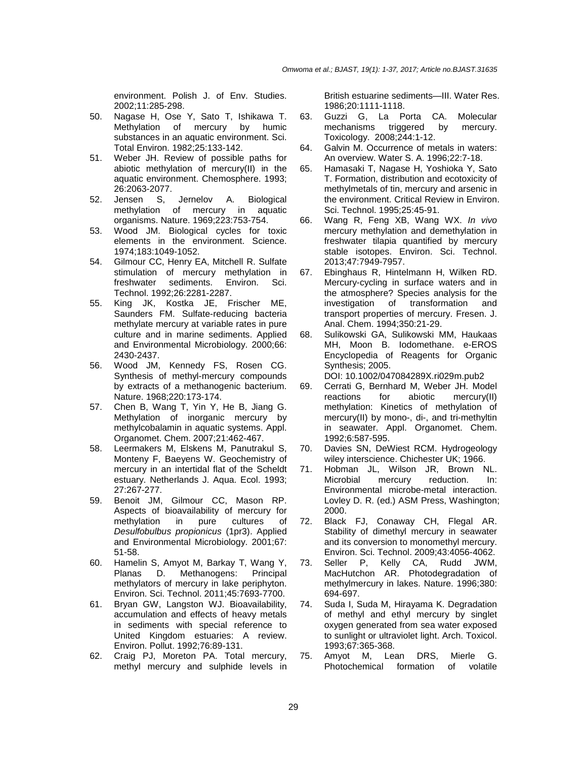environment. Polish J. of Env. Studies. 2002;11:285-298.

50. Nagase H, Ose Y, Sato T, Ishikawa T. Methylation of mercury by humic substances in an aquatic environment. Sci. Total Environ. 1982;25:133-142.
51. Weber JH. Review of possible paths for abiotic methylation of mercury(II) in the aquatic environment. Chemosphere. 1993; 26:2063-2077.
52. Jensen S, Jernelov A. Biological methylation of mercury in aquatic organisms. Nature. 1969;223:753-754.
53. Wood JM. Biological cycles for toxic elements in the environment. Science. 1974;183:1049-1052.
54. Gilmour CC, Henry EA, Mitchell R. Sulfate stimulation of mercury methylation in freshwater sediments. Environ. Sci. Technol. 1992;26:2281-2287.
55. King JK, Kostka JE, Frischer ME, Saunders FM. Sulfate-reducing bacteria methylate mercury at variable rates in pure culture and in marine sediments. Applied and Environmental Microbiology. 2000;66: 2430-2437.
56. Wood JM, Kennedy FS, Rosen CG. Synthesis of methyl-mercury compounds by extracts of a methanogenic bacterium. Nature. 1968;220:173-174.
57. Chen B, Wang T, Yin Y, He B, Jiang G. Methylation of inorganic mercury by methylcobalamin in aquatic systems. Appl. Organomet. Chem. 2007;21:462-467.
58. Leermakers M, Elskens M, Panutrakul S, Monteny F, Baeyens W. Geochemistry of mercury in an intertidal flat of the Scheldt estuary. Netherlands J. Aqua. Ecol. 1993; 27:267-277.
59. Benoit JM, Gilmour CC, Mason RP. Aspects of bioavailability of mercury for methylation in pure cultures of *Desulfobulbus propionicus* (1pr3). Applied and Environmental Microbiology. 2001;67: 51-58.
60. Hamelin S, Amyot M, Barkay T, Wang Y, Planas D. Methanogens: Principal methylators of mercury in lake periphyton. Environ. Sci. Technol. 2011;45:7693-7700.
61. Bryan GW, Langston WJ. Bioavailability, accumulation and effects of heavy metals in sediments with special reference to United Kingdom estuaries: A review. Environ. Pollut. 1992;76:89-131.
62. Craig PJ, Moreton PA. Total mercury, methyl mercury and sulphide levels in British estuarine sediments—III. Water Res. 1986;20:1111-1118.
63. Guzzi G, La Porta CA. Molecular mechanisms triggered by mercury. Toxicology. 2008;244:1-12.
64. Galvin M. Occurrence of metals in waters: An overview. Water S. A. 1996;22:7-18.
65. Hamasaki T, Nagase H, Yoshioka Y, Sato T. Formation, distribution and ecotoxicity of methylmetals of tin, mercury and arsenic in the environment. Critical Review in Environ. Sci. Technol. 1995;25:45-91.
66. Wang R, Feng XB, Wang WX. *In vivo* mercury methylation and demethylation in freshwater tilapia quantified by mercury stable isotopes. Environ. Sci. Technol. 2013;47:7949-7957.
67. Ebinghaus R, Hintelmann H, Wilken RD. Mercury-cycling in surface waters and in the atmosphere? Species analysis for the investigation of transformation and transport properties of mercury. Fresen. J. Anal. Chem. 1994;350:21-29.
68. Sulikowski GA, Sulikowski MM, Haukaas MH, Moon B. Iodomethane. e-EROS Encyclopedia of Reagents for Organic Synthesis; 2005.
DOI: 10.1002/047084289X.ri029m.pub2
69. Cerrati G, Bernhard M, Weber JH. Model reactions for abiotic mercury(II) methylation: Kinetics of methylation of mercury(II) by mono-, di-, and tri-methyltin in seawater. Appl. Organomet. Chem. 1992;6:587-595.
70. Davies SN, DeWiest RCM. Hydrogeology wiley interscience. Chichester UK; 1966.
71. Hobman JL, Wilson JR, Brown NL. Microbial mercury reduction. In: Environmental microbe-metal interaction. Lovley D. R. (ed.) ASM Press, Washington; 2000.
72. Black FJ, Conaway CH, Flegal AR. Stability of dimethyl mercury in seawater and its conversion to monomethyl mercury. Environ. Sci. Technol. 2009;43:4056-4062.
73. Seller P, Kelly CA, Rudd JWM, MacHutchon AR. Photodegradation of methylmercury in lakes. Nature. 1996;380: 694-697.
74. Suda I, Suda M, Hirayama K. Degradation of methyl and ethyl mercury by singlet oxygen generated from sea water exposed to sunlight or ultraviolet light. Arch. Toxicol. 1993;67:365-368.
75. Amyot M, Lean DRS, Mierle G. Photochemical formation of volatile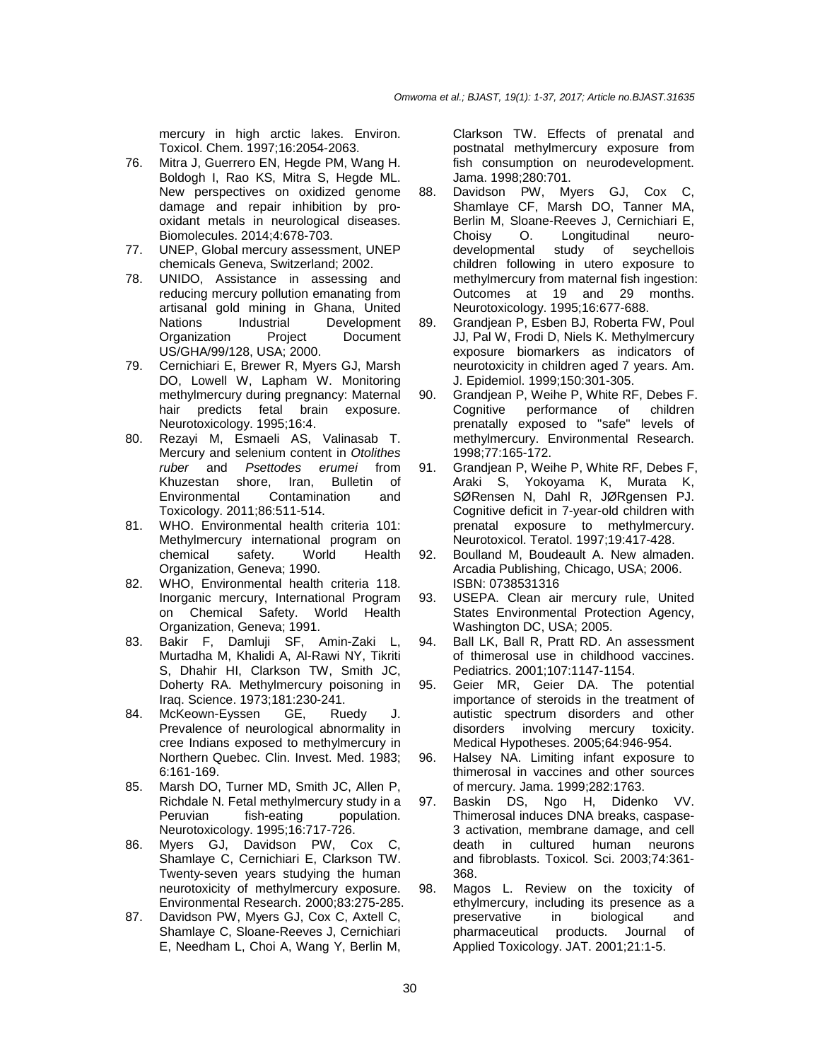mercury in high arctic lakes. Environ. Toxicol. Chem. 1997;16:2054-2063.

76. Mitra J, Guerrero EN, Hegde PM, Wang H. Boldogh I, Rao KS, Mitra S, Hegde ML. New perspectives on oxidized genome damage and repair inhibition by pro-oxidant metals in neurological diseases. Biomolecules. 2014;4:678-703.
77. UNEP, Global mercury assessment, UNEP chemicals Geneva, Switzerland; 2002.
78. UNIDO, Assistance in assessing and reducing mercury pollution emanating from artisanal gold mining in Ghana, United Nations Industrial Development Organization Project Document US/GHA/99/128, USA; 2000.
79. Cernichiari E, Brewer R, Myers GJ, Marsh DO, Lowell W, Lapham W. Monitoring methylmercury during pregnancy: Maternal hair predicts fetal brain exposure. Neurotoxicology. 1995;16:4.
80. Rezayi M, Esmaeli AS, Valinasab T. Mercury and selenium content in *Otolithes ruber* and *Psettodes erumei* from Khuzestan shore, Iran, Bulletin of Environmental Contamination and Toxicology. 2011;86:511-514.
81. WHO. Environmental health criteria 101: Methylmercury international program on chemical safety. World Health Organization, Geneva; 1990.
82. WHO, Environmental health criteria 118. Inorganic mercury, International Program on Chemical Safety. World Health Organization, Geneva; 1991.
83. Bakir F, Damluji SF, Amin-Zaki L, Murtadha M, Khalidi A, Al-Rawi NY, Tikriti S, Dhahir HI, Clarkson TW, Smith JC, Doherty RA. Methylmercury poisoning in Iraq. Science. 1973;181:230-241.
84. McKeown-Eyssen GE, Ruedy J. Prevalence of neurological abnormality in cree Indians exposed to methylmercury in Northern Quebec. Clin. Invest. Med. 1983; 6:161-169.
85. Marsh DO, Turner MD, Smith JC, Allen P, Richdale N. Fetal methylmercury study in a Peruvian fish-eating population. Neurotoxicology. 1995;16:717-726.
86. Myers GJ, Davidson PW, Cox C, Shamlaye C, Cernichiari E, Clarkson TW. Twenty-seven years studying the human neurotoxicity of methylmercury exposure. Environmental Research. 2000;83:275-285.
87. Davidson PW, Myers GJ, Cox C, Axtell C, Shamlaye C, Sloane-Reeves J, Cernichiari E, Needham L, Choi A, Wang Y, Berlin M, Clarkson TW. Effects of prenatal and postnatal methylmercury exposure from fish consumption on neurodevelopment. Jama. 1998;280:701.
88. Davidson PW, Myers GJ, Cox C, Shamlaye CF, Marsh DO, Tanner MA, Berlin M, Sloane-Reeves J, Cernichiari E, Choisy O. Longitudinal neuro-developmental study of seychellois children following in utero exposure to methylmercury from maternal fish ingestion: Outcomes at 19 and 29 months. Neurotoxicology. 1995;16:677-688.
89. Grandjean P, Esben BJ, Roberta FW, Poul JJ, Pal W, Frodi D, Niels K. Methylmercury exposure biomarkers as indicators of neurotoxicity in children aged 7 years. Am. J. Epidemiol. 1999;150:301-305.
90. Grandjean P, Weihe P, White RF, Debes F. Cognitive performance of children prenatally exposed to "safe" levels of methylmercury. Environmental Research. 1998;77:165-172.
91. Grandjean P, Weihe P, White RF, Debes F, Araki S, Yokoyama K, Murata K, SØRensen N, Dahl R, JØRgensen PJ. Cognitive deficit in 7-year-old children with prenatal exposure to methylmercury. Neurotoxicol. Teratol. 1997;19:417-428.
92. Boulland M, Boudeault A. New almaden. Arcadia Publishing, Chicago, USA; 2006. ISBN: 0738531316
93. USEPA. Clean air mercury rule, United States Environmental Protection Agency, Washington DC, USA; 2005.
94. Ball LK, Ball R, Pratt RD. An assessment of thimerosal use in childhood vaccines. Pediatrics. 2001;107:1147-1154.
95. Geier MR, Geier DA. The potential importance of steroids in the treatment of autistic spectrum disorders and other disorders involving mercury toxicity. Medical Hypotheses. 2005;64:946-954.
96. Halsey NA. Limiting infant exposure to thimerosal in vaccines and other sources of mercury. Jama. 1999;282:1763.
97. Baskin DS, Ngo H, Didenko VV. Thimerosal induces DNA breaks, caspase-3 activation, membrane damage, and cell death in cultured human neurons and fibroblasts. Toxicol. Sci. 2003;74:361-368.
98. Magos L. Review on the toxicity of ethylmercury, including its presence as a preservative in biological and pharmaceutical products. Journal of Applied Toxicology. JAT. 2001;21:1-5.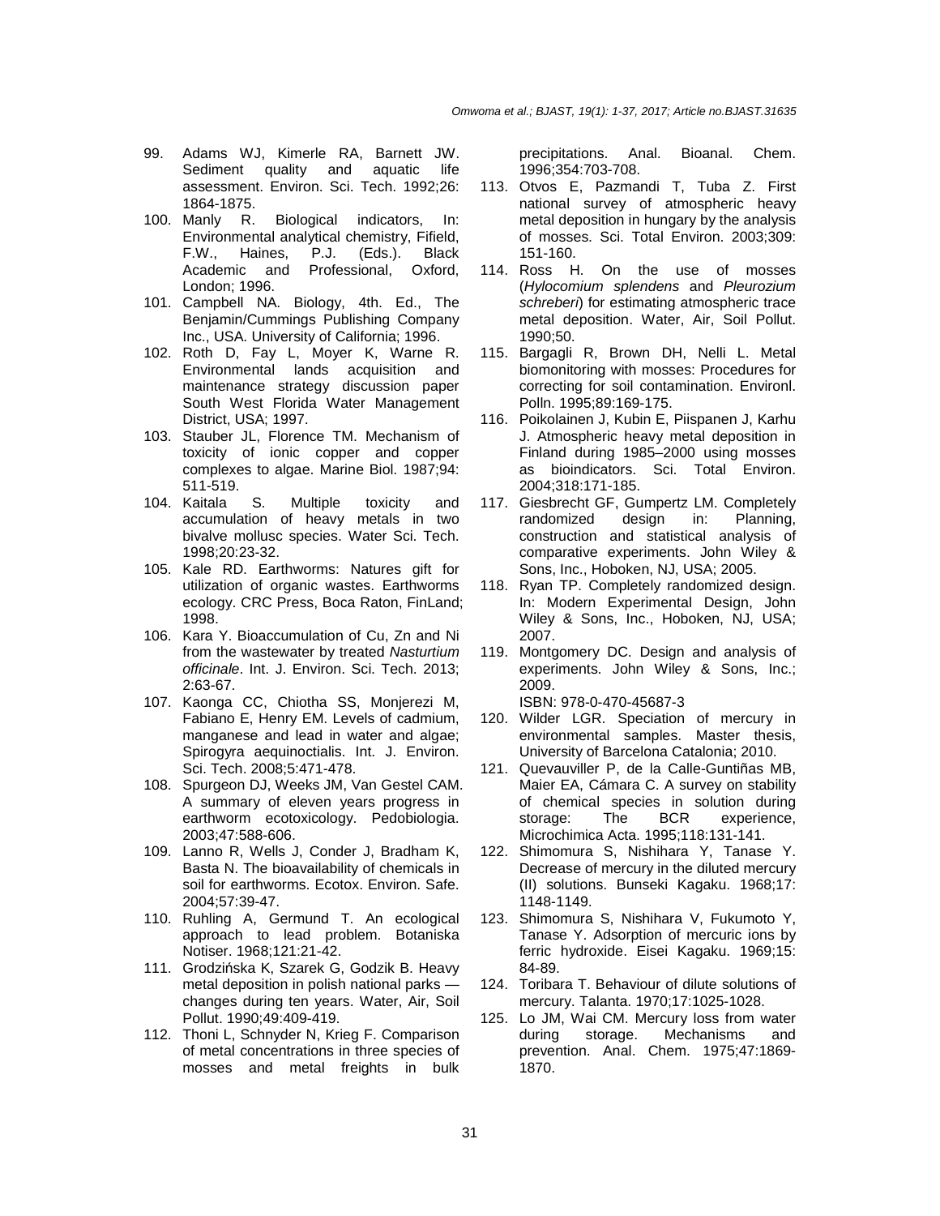99. Adams WJ, Kimerle RA, Barnett JW. Sediment quality and aquatic life assessment. Environ. Sci. Tech. 1992;26: 1864-1875.
100. Manly R. Biological indicators, In: Environmental analytical chemistry, Fifield, F.W., Haines, P.J. (Eds.). Black Academic and Professional, Oxford, London; 1996.
101. Campbell NA. Biology, 4th. Ed., The Benjamin/Cummings Publishing Company Inc., USA. University of California; 1996.
102. Roth D, Fay L, Moyer K, Warne R. Environmental lands acquisition and maintenance strategy discussion paper South West Florida Water Management District, USA; 1997.
103. Stauber JL, Florence TM. Mechanism of toxicity of ionic copper and copper complexes to algae. Marine Biol. 1987;94: 511-519.
104. Kaitala S. Multiple toxicity and accumulation of heavy metals in two bivalve mollusc species. Water Sci. Tech. 1998;20:23-32.
105. Kale RD. Earthworms: Natures gift for utilization of organic wastes. Earthworms ecology. CRC Press, Boca Raton, FinLand; 1998.
106. Kara Y. Bioaccumulation of Cu, Zn and Ni from the wastewater by treated *Nasturtium officinale*. Int. J. Environ. Sci. Tech. 2013; 2:63-67.
107. Kaonga CC, Chiotha SS, Monjerezi M, Fabiano E, Henry EM. Levels of cadmium, manganese and lead in water and algae; Spirogyra aequinoctialis. Int. J. Environ. Sci. Tech. 2008;5:471-478.
108. Spurgeon DJ, Weeks JM, Van Gestel CAM. A summary of eleven years progress in earthworm ecotoxicology. Pedobiologia. 2003;47:588-606.
109. Lanno R, Wells J, Conder J, Bradham K, Basta N. The bioavailability of chemicals in soil for earthworms. Ecotox. Environ. Safe. 2004;57:39-47.
110. Ruhling A, Germund T. An ecological approach to lead problem. Botaniska Notiser. 1968;121:21-42.
111. Grodzińska K, Szarek G, Godzik B. Heavy metal deposition in polish national parks — changes during ten years. Water, Air, Soil Pollut. 1990;49:409-419.
112. Thoni L, Schnyder N, Krieg F. Comparison of metal concentrations in three species of mosses and metal freights in bulk precipitations. Anal. Bioanal. Chem. 1996;354:703-708.
113. Otvos E, Pazmandi T, Tuba Z. First national survey of atmospheric heavy metal deposition in hungary by the analysis of mosses. Sci. Total Environ. 2003;309: 151-160.
114. Ross H. On the use of mosses (*Hylocomium splendens* and *Pleurozium schreberi*) for estimating atmospheric trace metal deposition. Water, Air, Soil Pollut. 1990;50.
115. Bargagli R, Brown DH, Nelli L. Metal biomonitoring with mosses: Procedures for correcting for soil contamination. Environl. Polln. 1995;89:169-175.
116. Poikolainen J, Kubin E, Piispanen J, Karhu J. Atmospheric heavy metal deposition in Finland during 1985–2000 using mosses as bioindicators. Sci. Total Environ. 2004;318:171-185.
117. Giesbrecht GF, Gumpertz LM. Completely randomized design in: Planning, construction and statistical analysis of comparative experiments. John Wiley & Sons, Inc., Hoboken, NJ, USA; 2005.
118. Ryan TP. Completely randomized design. In: Modern Experimental Design, John Wiley & Sons, Inc., Hoboken, NJ, USA; 2007.
119. Montgomery DC. Design and analysis of experiments. John Wiley & Sons, Inc.; 2009.
ISBN: 978-0-470-45687-3
120. Wilder LGR. Speciation of mercury in environmental samples. Master thesis, University of Barcelona Catalonia; 2010.
121. Quevauviller P, de la Calle-Guntiñas MB, Maier EA, Cámara C. A survey on stability of chemical species in solution during storage: The BCR experience, Microchimica Acta. 1995;118:131-141.
122. Shimomura S, Nishihara Y, Tanase Y. Decrease of mercury in the diluted mercury (II) solutions. Bunseki Kagaku. 1968;17: 1148-1149.
123. Shimomura S, Nishihara V, Fukumoto Y, Tanase Y. Adsorption of mercuric ions by ferric hydroxide. Eisei Kagaku. 1969;15: 84-89.
124. Toribara T. Behaviour of dilute solutions of mercury. Talanta. 1970;17:1025-1028.
125. Lo JM, Wai CM. Mercury loss from water during storage. Mechanisms and prevention. Anal. Chem. 1975;47:1869-1870.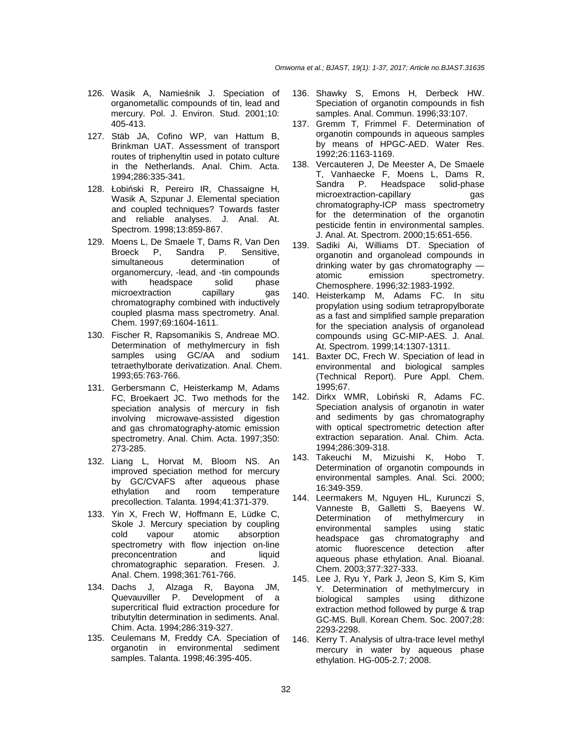126. Wasik A, Namieśnik J. Speciation of organometallic compounds of tin, lead and mercury. Pol. J. Environ. Stud. 2001;10: 405-413.
127. Stäb JA, Cofino WP, van Hattum B, Brinkman UAT. Assessment of transport routes of triphenyltin used in potato culture in the Netherlands. Anal. Chim. Acta. 1994;286:335-341.
128. Łobiński R, Pereiro IR, Chassaigne H, Wasik A, Szpunar J. Elemental speciation and coupled techniques? Towards faster and reliable analyses. J. Anal. At. Spectrom. 1998;13:859-867.
129. Moens L, De Smaele T, Dams R, Van Den Broeck P, Sandra P. Sensitive, simultaneous determination of organomercury, -lead, and -tin compounds with headspace solid phase microextraction capillary gas chromatography combined with inductively coupled plasma mass spectrometry. Anal. Chem. 1997;69:1604-1611.
130. Fischer R, Rapsomanikis S, Andreae MO. Determination of methylmercury in fish samples using GC/AA and sodium tetraethylborate derivatization. Anal. Chem. 1993;65:763-766.
131. Gerbersmann C, Heisterkamp M, Adams FC, Broekaert JC. Two methods for the speciation analysis of mercury in fish involving microwave-assisted digestion and gas chromatography-atomic emission spectrometry. Anal. Chim. Acta. 1997;350: 273-285.
132. Liang L, Horvat M, Bloom NS. An improved speciation method for mercury by GC/CVAFS after aqueous phase ethylation and room temperature precollection. Talanta. 1994;41:371-379.
133. Yin X, Frech W, Hoffmann E, Lüdke C, Skole J. Mercury speciation by coupling cold vapour atomic absorption spectrometry with flow injection on-line preconcentration and liquid chromatographic separation. Fresen. J. Anal. Chem. 1998;361:761-766.
134. Dachs J, Alzaga R, Bayona JM, Quevauviller P. Development of a supercritical fluid extraction procedure for tributyltin determination in sediments. Anal. Chim. Acta. 1994;286:319-327.
135. Ceulemans M, Freddy CA. Speciation of organotin in environmental sediment samples. Talanta. 1998;46:395-405.
136. Shawky S, Emons H, Derbeck HW. Speciation of organotin compounds in fish samples. Anal. Commun. 1996;33:107.
137. Gremm T, Frimmel F. Determination of organotin compounds in aqueous samples by means of HPGC-AED. Water Res. 1992;26:1163-1169.
138. Vercauteren J, De Meester A, De Smaele T, Vanhaecke F, Moens L, Dams R, Sandra P. Headspace solid-phase microextraction-capillary gas chromatography-ICP mass spectrometry for the determination of the organotin pesticide fentin in environmental samples. J. Anal. At. Spectrom. 2000;15:651-656.
139. Sadiki Ai, Williams DT. Speciation of organotin and organolead compounds in drinking water by gas chromatography — atomic emission spectrometry. Chemosphere. 1996;32:1983-1992.
140. Heisterkamp M, Adams FC. In situ propylation using sodium tetrapropylborate as a fast and simplified sample preparation for the speciation analysis of organolead compounds using GC-MIP-AES. J. Anal. At. Spectrom. 1999;14:1307-1311.
141. Baxter DC, Frech W. Speciation of lead in environmental and biological samples (Technical Report). Pure Appl. Chem. 1995;67.
142. Dirkx WMR, Lobiński R, Adams FC. Speciation analysis of organotin in water and sediments by gas chromatography with optical spectrometric detection after extraction separation. Anal. Chim. Acta. 1994;286:309-318.
143. Takeuchi M, Mizuishi K, Hobo T. Determination of organotin compounds in environmental samples. Anal. Sci. 2000; 16:349-359.
144. Leermakers M, Nguyen HL, Kurunczi S, Vanneste B, Galletti S, Baeyens W. Determination of methylmercury in environmental samples using static headspace gas chromatography and atomic fluorescence detection after aqueous phase ethylation. Anal. Bioanal. Chem. 2003;377:327-333.
145. Lee J, Ryu Y, Park J, Jeon S, Kim S, Kim Y. Determination of methylmercury in biological samples using dithizone extraction method followed by purge & trap GC-MS. Bull. Korean Chem. Soc. 2007;28: 2293-2298.
146. Kerry T. Analysis of ultra-trace level methyl mercury in water by aqueous phase ethylation. HG-005-2.7; 2008.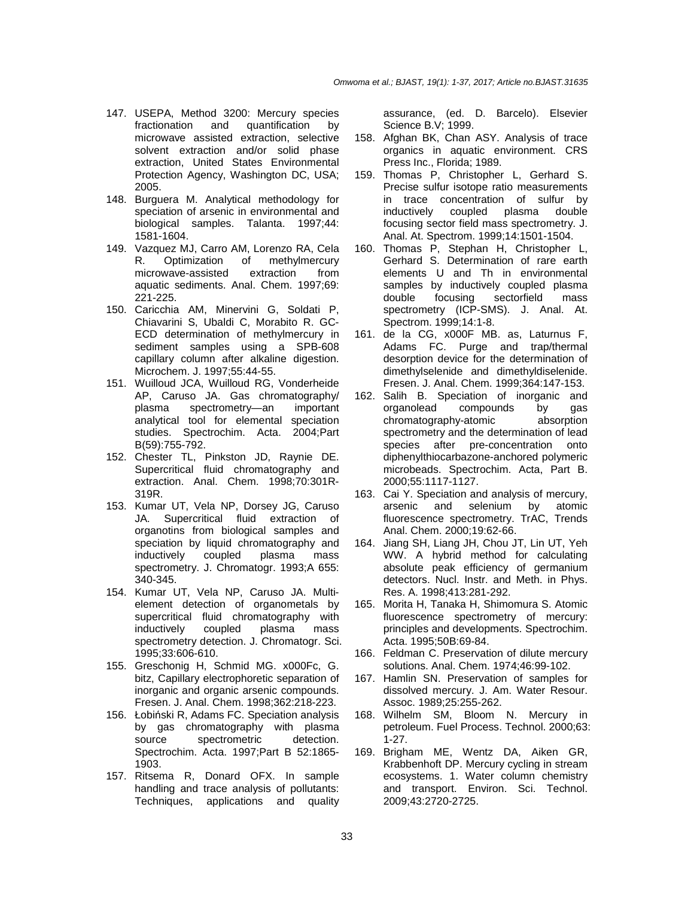147. USEPA, Method 3200: Mercury species fractionation and quantification by microwave assisted extraction, selective solvent extraction and/or solid phase extraction, United States Environmental Protection Agency, Washington DC, USA; 2005.
148. Burguera M. Analytical methodology for speciation of arsenic in environmental and biological samples. Talanta. 1997;44: 1581-1604.
149. Vazquez MJ, Carro AM, Lorenzo RA, Cela R. Optimization of methylmercury microwave-assisted extraction from aquatic sediments. Anal. Chem. 1997;69: 221-225.
150. Caricchia AM, Minervini G, Soldati P, Chiavarini S, Ubaldi C, Morabito R. GC-ECD determination of methylmercury in sediment samples using a SPB-608 capillary column after alkaline digestion. Microchem. J. 1997;55:44-55.
151. Wuilloud JCA, Wuilloud RG, Vonderheide AP, Caruso JA. Gas chromatography/ plasma spectrometry—an important analytical tool for elemental speciation studies. Spectrochim. Acta. 2004;Part B(59):755-792.
152. Chester TL, Pinkston JD, Raynie DE. Supercritical fluid chromatography and extraction. Anal. Chem. 1998;70:301R-319R.
153. Kumar UT, Vela NP, Dorsey JG, Caruso JA. Supercritical fluid extraction of organotins from biological samples and speciation by liquid chromatography and inductively coupled plasma mass spectrometry. J. Chromatogr. 1993;A 655: 340-345.
154. Kumar UT, Vela NP, Caruso JA. Multi-element detection of organometals by supercritical fluid chromatography with inductively coupled plasma mass spectrometry detection. J. Chromatogr. Sci. 1995;33:606-610.
155. Greschonig H, Schmid MG. x000Fc, G. bitz, Capillary electrophoretic separation of inorganic and organic arsenic compounds. Fresen. J. Anal. Chem. 1998;362:218-223.
156. Łobiński R, Adams FC. Speciation analysis by gas chromatography with plasma source spectrometric detection. Spectrochim. Acta. 1997;Part B 52:1865-1903.
157. Ritsema R, Donard OFX. In sample handling and trace analysis of pollutants: Techniques, applications and quality assurance, (ed. D. Barcelo). Elsevier Science B.V; 1999.
158. Afghan BK, Chan ASY. Analysis of trace organics in aquatic environment. CRS Press Inc., Florida; 1989.
159. Thomas P, Christopher L, Gerhard S. Precise sulfur isotope ratio measurements in trace concentration of sulfur by inductively coupled plasma double focusing sector field mass spectrometry. J. Anal. At. Spectrom. 1999;14:1501-1504.
160. Thomas P, Stephan H, Christopher L, Gerhard S. Determination of rare earth elements U and Th in environmental samples by inductively coupled plasma double focusing sectorfield mass spectrometry (ICP-SMS). J. Anal. At. Spectrom. 1999;14:1-8.
161. de la CG, x000F MB. as, Laturnus F, Adams FC. Purge and trap/thermal desorption device for the determination of dimethylselenide and dimethyldiselenide. Fresen. J. Anal. Chem. 1999;364:147-153.
162. Salih B. Speciation of inorganic and organolead compounds by gas chromatography-atomic absorption spectrometry and the determination of lead species after pre-concentration onto diphenylthiocarbazone-anchored polymeric microbeads. Spectrochim. Acta, Part B. 2000;55:1117-1127.
163. Cai Y. Speciation and analysis of mercury, arsenic and selenium by atomic fluorescence spectrometry. TrAC, Trends Anal. Chem. 2000;19:62-66.
164. Jiang SH, Liang JH, Chou JT, Lin UT, Yeh WW. A hybrid method for calculating absolute peak efficiency of germanium detectors. Nucl. Instr. and Meth. in Phys. Res. A. 1998;413:281-292.
165. Morita H, Tanaka H, Shimomura S. Atomic fluorescence spectrometry of mercury: principles and developments. Spectrochim. Acta. 1995;50B:69-84.
166. Feldman C. Preservation of dilute mercury solutions. Anal. Chem. 1974;46:99-102.
167. Hamlin SN. Preservation of samples for dissolved mercury. J. Am. Water Resour. Assoc. 1989;25:255-262.
168. Wilhelm SM, Bloom N. Mercury in petroleum. Fuel Process. Technol. 2000;63: 1-27.
169. Brigham ME, Wentz DA, Aiken GR, Krabbenhoft DP. Mercury cycling in stream ecosystems. 1. Water column chemistry and transport. Environ. Sci. Technol. 2009;43:2720-2725.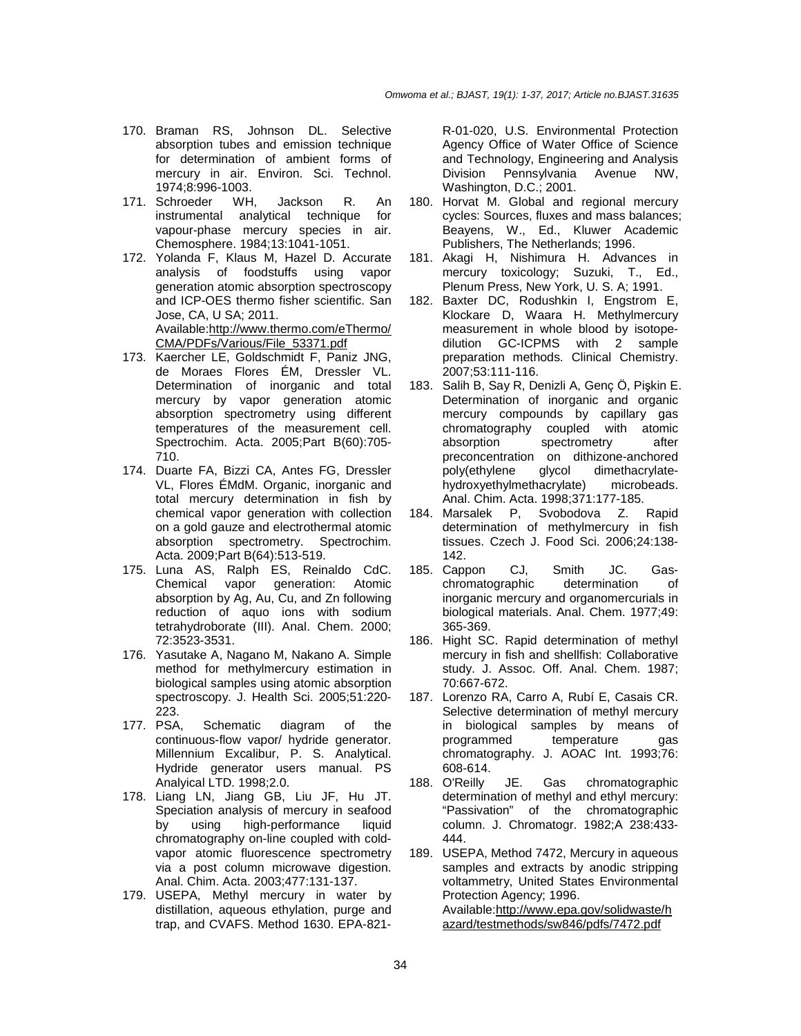170. Braman RS, Johnson DL. Selective absorption tubes and emission technique for determination of ambient forms of mercury in air. Environ. Sci. Technol. 1974;8:996-1003.
171. Schroeder WH, Jackson R. An instrumental analytical technique for vapour-phase mercury species in air. Chemosphere. 1984;13:1041-1051.
172. Yolanda F, Klaus M, Hazel D. Accurate analysis of foodstuffs using vapor generation atomic absorption spectroscopy and ICP-OES thermo fisher scientific. San Jose, CA, U SA; 2011. Available:http://www.thermo.com/eThermo/CMA/PDFs/Various/File_53371.pdf
173. Kaercher LE, Goldschmidt F, Paniz JNG, de Moraes Flores ÉM, Dressler VL. Determination of inorganic and total mercury by vapor generation atomic absorption spectrometry using different temperatures of the measurement cell. Spectrochim. Acta. 2005;Part B(60):705-710.
174. Duarte FA, Bizzi CA, Antes FG, Dressler VL, Flores ÉMdM. Organic, inorganic and total mercury determination in fish by chemical vapor generation with collection on a gold gauze and electrothermal atomic absorption spectrometry. Spectrochim. Acta. 2009;Part B(64):513-519.
175. Luna AS, Ralph ES, Reinaldo CdC. Chemical vapor generation: Atomic absorption by Ag, Au, Cu, and Zn following reduction of aquo ions with sodium tetrahydroborate (III). Anal. Chem. 2000; 72:3523-3531.
176. Yasutake A, Nagano M, Nakano A. Simple method for methylmercury estimation in biological samples using atomic absorption spectroscopy. J. Health Sci. 2005;51:220-223.
177. PSA, Schematic diagram of the continuous-flow vapor/ hydride generator. Millennium Excalibur, P. S. Analytical. Hydride generator users manual. PS Analyical LTD. 1998;2.0.
178. Liang LN, Jiang GB, Liu JF, Hu JT. Speciation analysis of mercury in seafood by using high-performance liquid chromatography on-line coupled with cold-vapor atomic fluorescence spectrometry via a post column microwave digestion. Anal. Chim. Acta. 2003;477:131-137.
179. USEPA, Methyl mercury in water by distillation, aqueous ethylation, purge and trap, and CVAFS. Method 1630. EPA-821-R-01-020, U.S. Environmental Protection Agency Office of Water Office of Science and Technology, Engineering and Analysis Division Pennsylvania Avenue NW, Washington, D.C.; 2001.
180. Horvat M. Global and regional mercury cycles: Sources, fluxes and mass balances; Beayens, W., Ed., Kluwer Academic Publishers, The Netherlands; 1996.
181. Akagi H, Nishimura H. Advances in mercury toxicology; Suzuki, T., Ed., Plenum Press, New York, U. S. A; 1991.
182. Baxter DC, Rodushkin I, Engstrom E, Klockare D, Waara H. Methylmercury measurement in whole blood by isotope-dilution GC-ICPMS with 2 sample preparation methods. Clinical Chemistry. 2007;53:111-116.
183. Salih B, Say R, Denizli A, Genç Ö, Pişkin E. Determination of inorganic and organic mercury compounds by capillary gas chromatography coupled with atomic absorption spectrometry after preconcentration on dithizone-anchored poly(ethylene glycol dimethacrylate-hydroxyethylmethacrylate) microbeads. Anal. Chim. Acta. 1998;371:177-185.
184. Marsalek P, Svobodova Z. Rapid determination of methylmercury in fish tissues. Czech J. Food Sci. 2006;24:138-142.
185. Cappon CJ, Smith JC. Gas-chromatographic determination of inorganic mercury and organomercurials in biological materials. Anal. Chem. 1977;49: 365-369.
186. Hight SC. Rapid determination of methyl mercury in fish and shellfish: Collaborative study. J. Assoc. Off. Anal. Chem. 1987; 70:667-672.
187. Lorenzo RA, Carro A, Rubí E, Casais CR. Selective determination of methyl mercury in biological samples by means of programmed temperature gas chromatography. J. AOAC Int. 1993;76: 608-614.
188. O'Reilly JE. Gas chromatographic determination of methyl and ethyl mercury: "Passivation" of the chromatographic column. J. Chromatogr. 1982;A 238:433-444.
189. USEPA, Method 7472, Mercury in aqueous samples and extracts by anodic stripping voltammetry, United States Environmental Protection Agency; 1996. Available:http://www.epa.gov/solidwaste/hazard/testmethods/sw846/pdfs/7472.pdf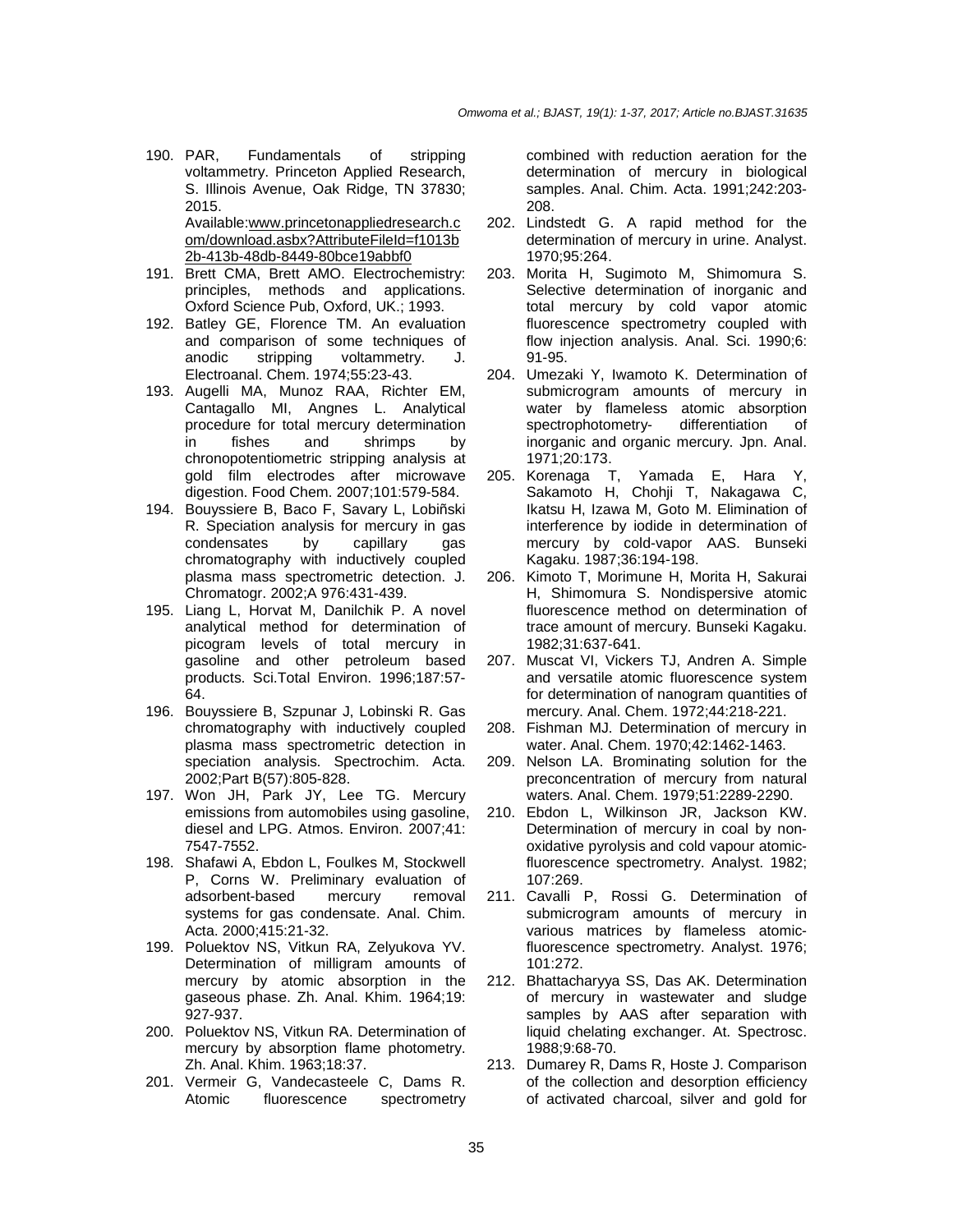190. PAR, Fundamentals of stripping voltammetry. Princeton Applied Research, S. Illinois Avenue, Oak Ridge, TN 37830; 2015.
     Available:www.princetonappliedresearch.com/download.asbx?AttributeFileId=f1013b2b-413b-48db-8449-80bce19abbf0
191. Brett CMA, Brett AMO. Electrochemistry: principles, methods and applications. Oxford Science Pub, Oxford, UK.; 1993.
192. Batley GE, Florence TM. An evaluation and comparison of some techniques of anodic stripping voltammetry. J. Electroanal. Chem. 1974;55:23-43.
193. Augelli MA, Munoz RAA, Richter EM, Cantagallo MI, Angnes L. Analytical procedure for total mercury determination in fishes and shrimps by chronopotentiometric stripping analysis at gold film electrodes after microwave digestion. Food Chem. 2007;101:579-584.
194. Bouyssiere B, Baco F, Savary L, Lobiñski R. Speciation analysis for mercury in gas condensates by capillary gas chromatography with inductively coupled plasma mass spectrometric detection. J. Chromatogr. 2002;A 976:431-439.
195. Liang L, Horvat M, Danilchik P. A novel analytical method for determination of picogram levels of total mercury in gasoline and other petroleum based products. Sci.Total Environ. 1996;187:57-64.
196. Bouyssiere B, Szpunar J, Lobinski R. Gas chromatography with inductively coupled plasma mass spectrometric detection in speciation analysis. Spectrochim. Acta. 2002;Part B(57):805-828.
197. Won JH, Park JY, Lee TG. Mercury emissions from automobiles using gasoline, diesel and LPG. Atmos. Environ. 2007;41: 7547-7552.
198. Shafawi A, Ebdon L, Foulkes M, Stockwell P, Corns W. Preliminary evaluation of adsorbent-based mercury removal systems for gas condensate. Anal. Chim. Acta. 2000;415:21-32.
199. Poluektov NS, Vitkun RA, Zelyukova YV. Determination of milligram amounts of mercury by atomic absorption in the gaseous phase. Zh. Anal. Khim. 1964;19: 927-937.
200. Poluektov NS, Vitkun RA. Determination of mercury by absorption flame photometry. Zh. Anal. Khim. 1963;18:37.
201. Vermeir G, Vandecasteele C, Dams R. Atomic fluorescence spectrometry combined with reduction aeration for the determination of mercury in biological samples. Anal. Chim. Acta. 1991;242:203-208.
202. Lindstedt G. A rapid method for the determination of mercury in urine. Analyst. 1970;95:264.
203. Morita H, Sugimoto M, Shimomura S. Selective determination of inorganic and total mercury by cold vapor atomic fluorescence spectrometry coupled with flow injection analysis. Anal. Sci. 1990;6: 91-95.
204. Umezaki Y, Iwamoto K. Determination of submicrogram amounts of mercury in water by flameless atomic absorption spectrophotometry- differentiation of inorganic and organic mercury. Jpn. Anal. 1971;20:173.
205. Korenaga T, Yamada E, Hara Y, Sakamoto H, Chohji T, Nakagawa C, Ikatsu H, Izawa M, Goto M. Elimination of interference by iodide in determination of mercury by cold-vapor AAS. Bunseki Kagaku. 1987;36:194-198.
206. Kimoto T, Morimune H, Morita H, Sakurai H, Shimomura S. Nondispersive atomic fluorescence method on determination of trace amount of mercury. Bunseki Kagaku. 1982;31:637-641.
207. Muscat VI, Vickers TJ, Andren A. Simple and versatile atomic fluorescence system for determination of nanogram quantities of mercury. Anal. Chem. 1972;44:218-221.
208. Fishman MJ. Determination of mercury in water. Anal. Chem. 1970;42:1462-1463.
209. Nelson LA. Brominating solution for the preconcentration of mercury from natural waters. Anal. Chem. 1979;51:2289-2290.
210. Ebdon L, Wilkinson JR, Jackson KW. Determination of mercury in coal by non-oxidative pyrolysis and cold vapour atomic-fluorescence spectrometry. Analyst. 1982; 107:269.
211. Cavalli P, Rossi G. Determination of submicrogram amounts of mercury in various matrices by flameless atomic-fluorescence spectrometry. Analyst. 1976; 101:272.
212. Bhattacharyya SS, Das AK. Determination of mercury in wastewater and sludge samples by AAS after separation with liquid chelating exchanger. At. Spectrosc. 1988;9:68-70.
213. Dumarey R, Dams R, Hoste J. Comparison of the collection and desorption efficiency of activated charcoal, silver and gold for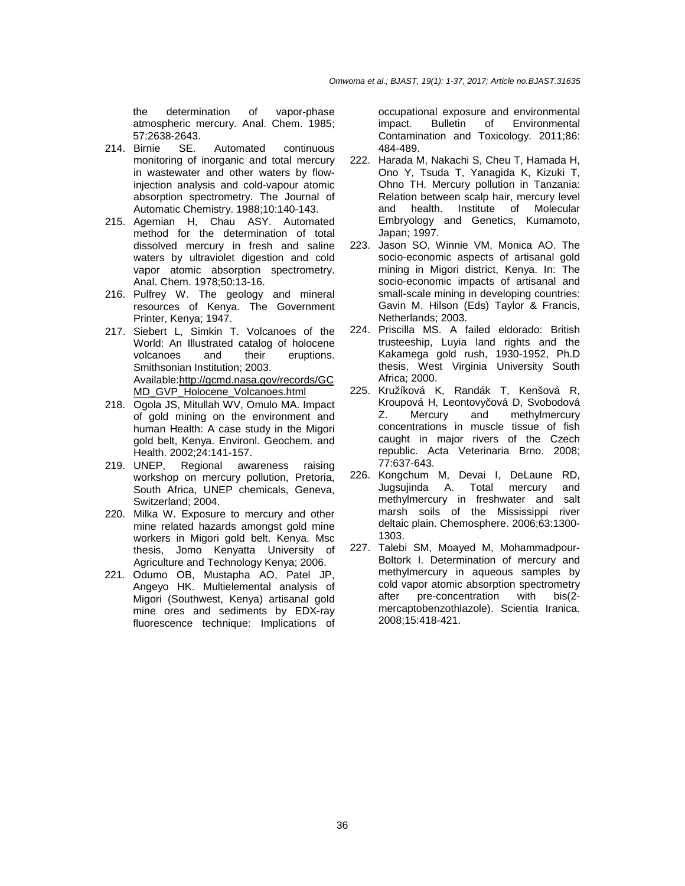the determination of vapor-phase atmospheric mercury. Anal. Chem. 1985; 57:2638-2643.

214. Birnie SE. Automated continuous monitoring of inorganic and total mercury in wastewater and other waters by flow-injection analysis and cold-vapour atomic absorption spectrometry. The Journal of Automatic Chemistry. 1988;10:140-143.
215. Agemian H, Chau ASY. Automated method for the determination of total dissolved mercury in fresh and saline waters by ultraviolet digestion and cold vapor atomic absorption spectrometry. Anal. Chem. 1978;50:13-16.
216. Pulfrey W. The geology and mineral resources of Kenya. The Government Printer, Kenya; 1947.
217. Siebert L, Simkin T. Volcanoes of the World: An Illustrated catalog of holocene volcanoes and their eruptions. Smithsonian Institution; 2003. Available:http://gcmd.nasa.gov/records/GCMD_GVP_Holocene_Volcanoes.html
218. Ogola JS, Mitullah WV, Omulo MA. Impact of gold mining on the environment and human Health: A case study in the Migori gold belt, Kenya. Environl. Geochem. and Health. 2002;24:141-157.
219. UNEP, Regional awareness raising workshop on mercury pollution, Pretoria, South Africa, UNEP chemicals, Geneva, Switzerland; 2004.
220. Milka W. Exposure to mercury and other mine related hazards amongst gold mine workers in Migori gold belt. Kenya. Msc thesis, Jomo Kenyatta University of Agriculture and Technology Kenya; 2006.
221. Odumo OB, Mustapha AO, Patel JP, Angeyo HK. Multielemental analysis of Migori (Southwest, Kenya) artisanal gold mine ores and sediments by EDX-ray fluorescence technique: Implications of occupational exposure and environmental impact. Bulletin of Environmental Contamination and Toxicology. 2011;86: 484-489.
222. Harada M, Nakachi S, Cheu T, Hamada H, Ono Y, Tsuda T, Yanagida K, Kizuki T, Ohno TH. Mercury pollution in Tanzania: Relation between scalp hair, mercury level and health. Institute of Molecular Embryology and Genetics, Kumamoto, Japan; 1997.
223. Jason SO, Winnie VM, Monica AO. The socio-economic aspects of artisanal gold mining in Migori district, Kenya. In: The socio-economic impacts of artisanal and small-scale mining in developing countries: Gavin M. Hilson (Eds) Taylor & Francis, Netherlands; 2003.
224. Priscilla MS. A failed eldorado: British trusteeship, Luyia land rights and the Kakamega gold rush, 1930-1952, Ph.D thesis, West Virginia University South Africa; 2000.
225. Kružíková K, Randák T, Kenšová R, Kroupová H, Leontovyčová D, Svobodová Z. Mercury and methylmercury concentrations in muscle tissue of fish caught in major rivers of the Czech republic. Acta Veterinaria Brno. 2008; 77:637-643.
226. Kongchum M, Devai I, DeLaune RD, Jugsujinda A. Total mercury and methylmercury in freshwater and salt marsh soils of the Mississippi river deltaic plain. Chemosphere. 2006;63:1300-1303.
227. Talebi SM, Moayed M, Mohammadpour-Boltork I. Determination of mercury and methylmercury in aqueous samples by cold vapor atomic absorption spectrometry after pre-concentration with bis(2-mercaptobenzothlazole). Scientia Iranica. 2008;15:418-421.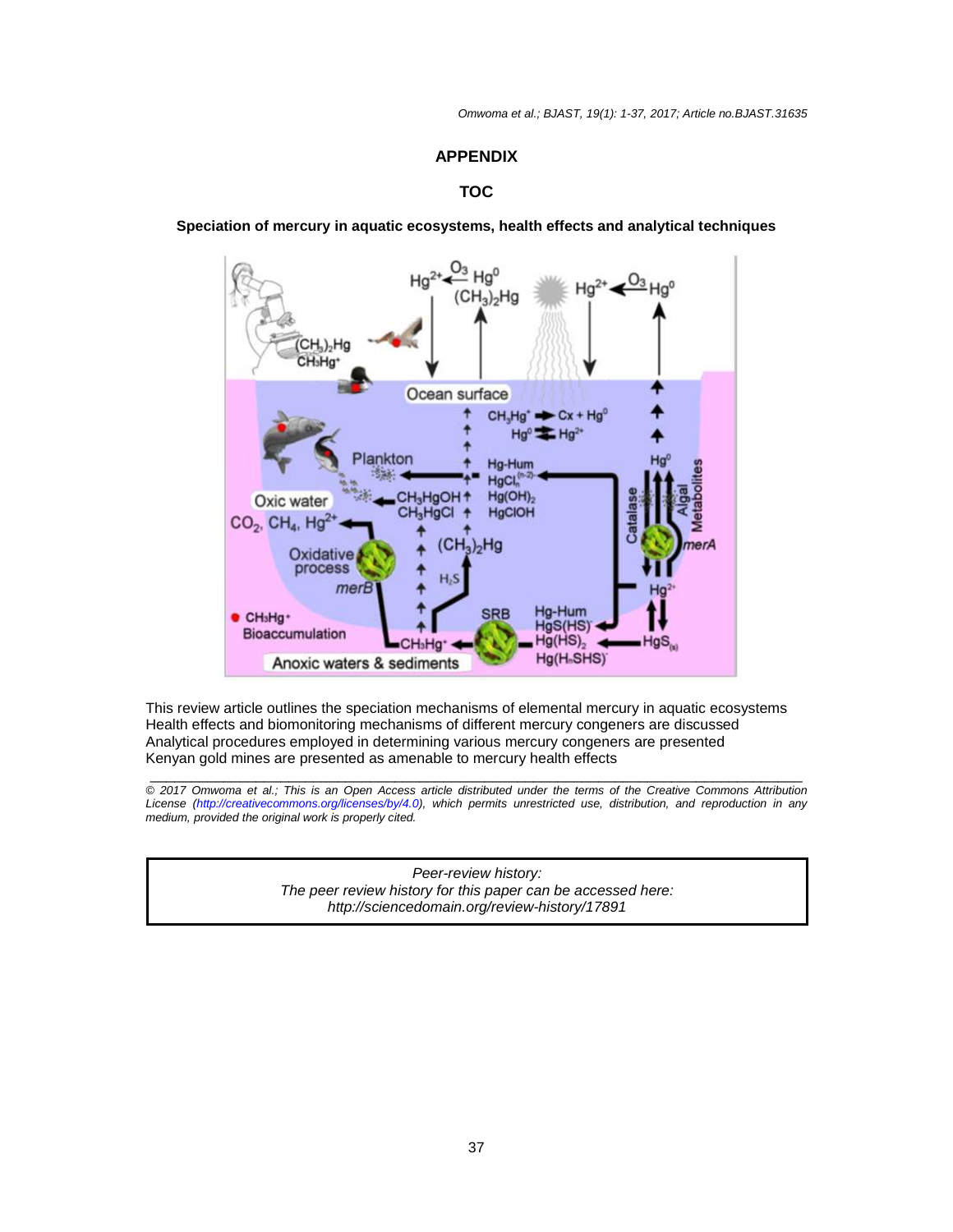## APPENDIX

## TOC

**Speciation of mercury in aquatic ecosystems, health effects and analytical techniques**

$Hg^{2+}$ $O_3$ $Hg^0$
$(CH_3)_2Hg$
$Hg^{2+}$ $O_3$ $Hg^0$
$(CH_3)_2Hg$
$CH_3Hg^+$
Ocean surface
$CH_3Hg^+$ → Cx + $Hg^0$
$Hg^0$ ⇌ $Hg^{2+}$
Plankton
Hg-Hum
$HgCl_n^{(n-2)-}$
$Hg(OH)_2$
HgClOH
$CH_3HgOH$
$CH_3HgCl$
Oxic water
$CO_2$, $CH_4$, $Hg^{2+}$
Oxidative process
merB
$(CH_3)_2Hg$
$H_2S$
$Hg^0$
Catalase
Algal Metabolites
merA
$Hg^{2+}$
● $CH_3Hg^+$ Bioaccumulation
SRB
Hg-Hum
$HgS(HS)^-$
$Hg(HS)_2$
$Hg(H_nSHS)^-$
$HgS_{(s)}$
$CH_3Hg^+$
Anoxic waters & sediments

This review article outlines the speciation mechanisms of elemental mercury in aquatic ecosystems
Health effects and biomonitoring mechanisms of different mercury congeners are discussed
Analytical procedures employed in determining various mercury congeners are presented
Kenyan gold mines are presented as amenable to mercury health effects

---

*© 2017 Omwoma et al.; This is an Open Access article distributed under the terms of the Creative Commons Attribution License (http://creativecommons.org/licenses/by/4.0), which permits unrestricted use, distribution, and reproduction in any medium, provided the original work is properly cited.*

*Peer-review history:*
*The peer review history for this paper can be accessed here:*
*http://sciencedomain.org/review-history/17891*